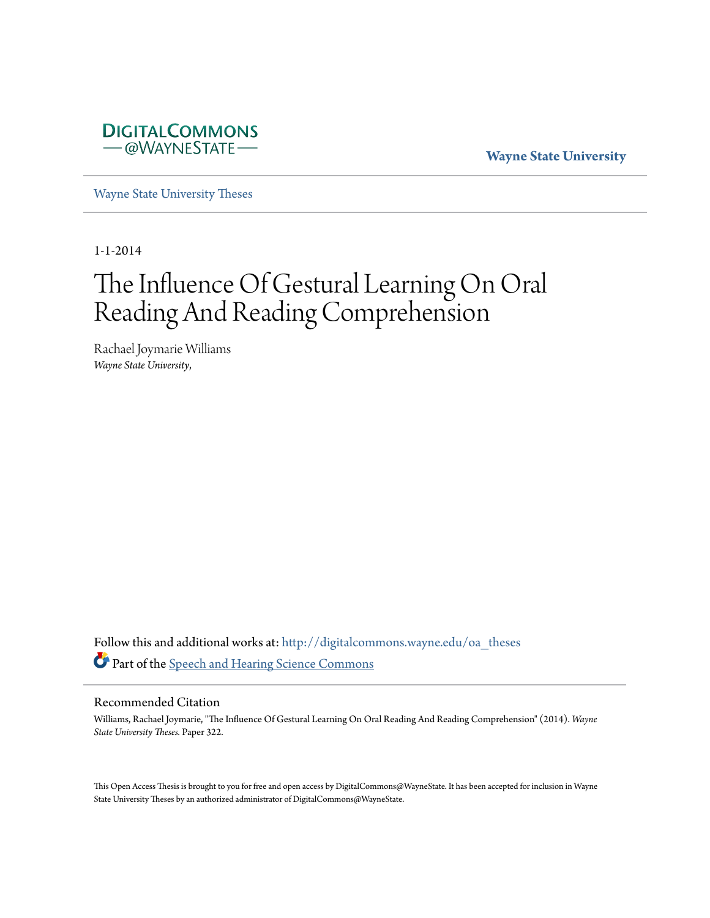DIGITALCOMMONS
— @WAYNESTATE —

**Wayne State University**

Wayne State University Theses

1-1-2014

# The Influence Of Gestural Learning On Oral Reading And Reading Comprehension

Rachael Joymarie Williams
*Wayne State University,*

Follow this and additional works at: http://digitalcommons.wayne.edu/oa_theses
Part of the Speech and Hearing Science Commons

## Recommended Citation

Williams, Rachael Joymarie, "The Influence Of Gestural Learning On Oral Reading And Reading Comprehension" (2014). *Wayne State University Theses.* Paper 322.

This Open Access Thesis is brought to you for free and open access by DigitalCommons@WayneState. It has been accepted for inclusion in Wayne State University Theses by an authorized administrator of DigitalCommons@WayneState.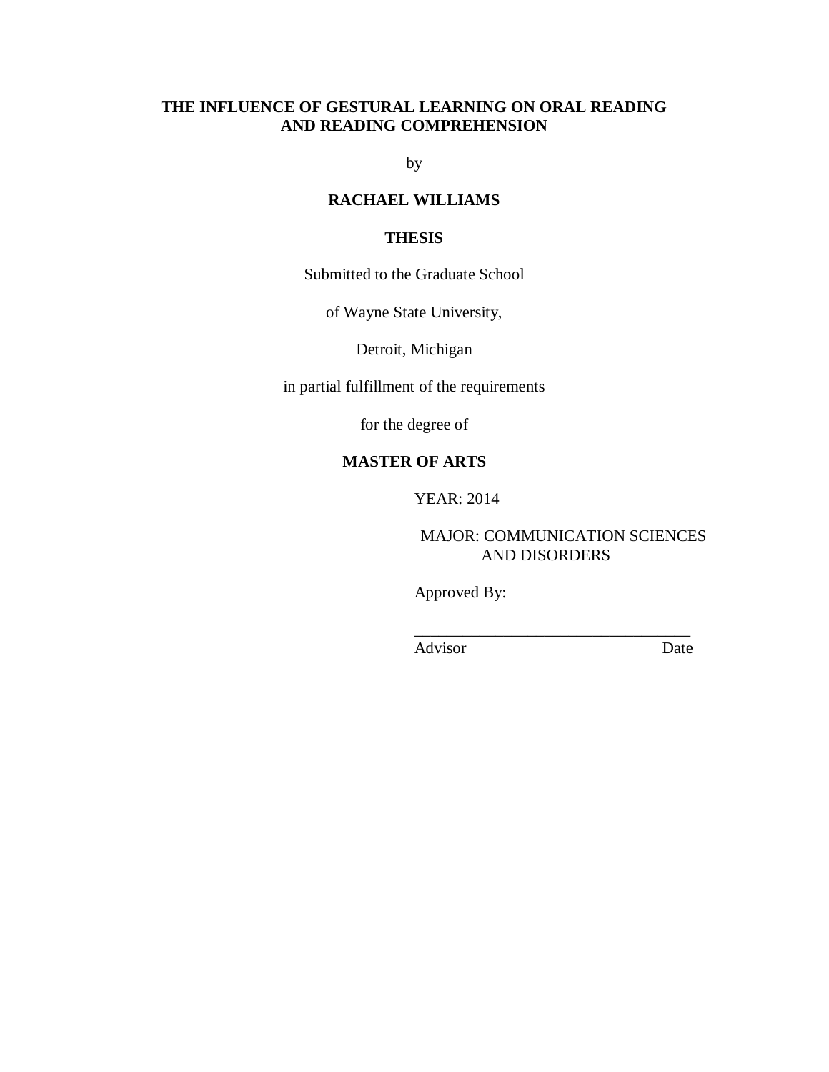**THE INFLUENCE OF GESTURAL LEARNING ON ORAL READING AND READING COMPREHENSION**

by

**RACHAEL WILLIAMS**

**THESIS**

Submitted to the Graduate School

of Wayne State University,

Detroit, Michigan

in partial fulfillment of the requirements

for the degree of

**MASTER OF ARTS**

YEAR: 2014

MAJOR: COMMUNICATION SCIENCES AND DISORDERS

Approved By:

_________________________________

Advisor Date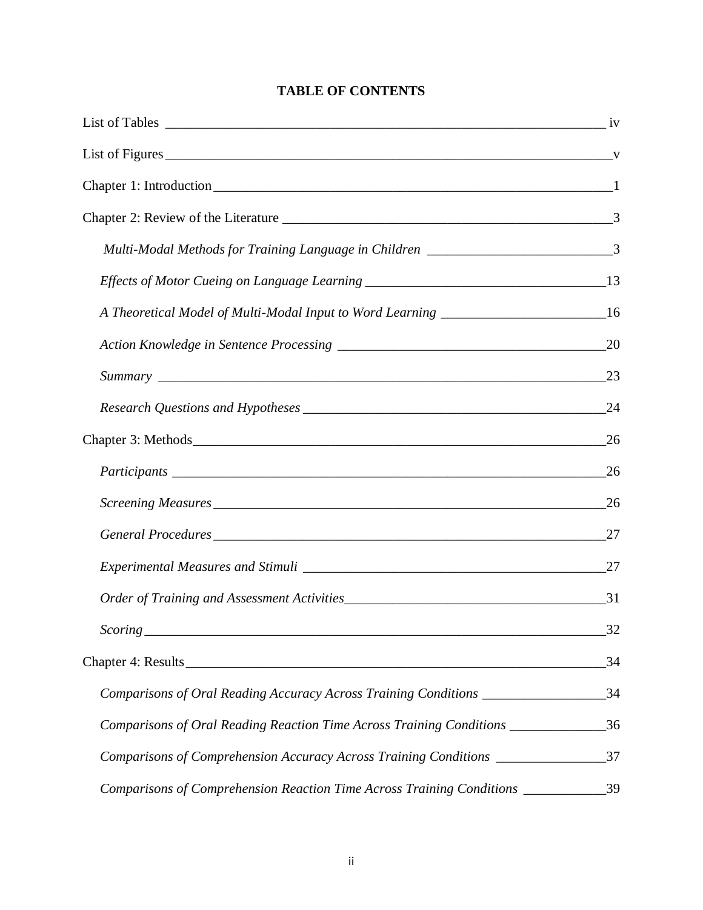## TABLE OF CONTENTS

List of Tables ____ iv

List of Figures ____ v

Chapter 1: Introduction ____ 1

Chapter 2: Review of the Literature ____ 3

*Multi-Modal Methods for Training Language in Children* ____ 3

*Effects of Motor Cueing on Language Learning* ____ 13

*A Theoretical Model of Multi-Modal Input to Word Learning* ____ 16

*Action Knowledge in Sentence Processing* ____ 20

*Summary* ____ 23

*Research Questions and Hypotheses* ____ 24

Chapter 3: Methods ____ 26

*Participants* ____ 26

*Screening Measures* ____ 26

*General Procedures* ____ 27

*Experimental Measures and Stimuli* ____ 27

*Order of Training and Assessment Activities* ____ 31

*Scoring* ____ 32

Chapter 4: Results ____ 34

*Comparisons of Oral Reading Accuracy Across Training Conditions* ____ 34

*Comparisons of Oral Reading Reaction Time Across Training Conditions* ____ 36

*Comparisons of Comprehension Accuracy Across Training Conditions* ____ 37

*Comparisons of Comprehension Reaction Time Across Training Conditions* ____ 39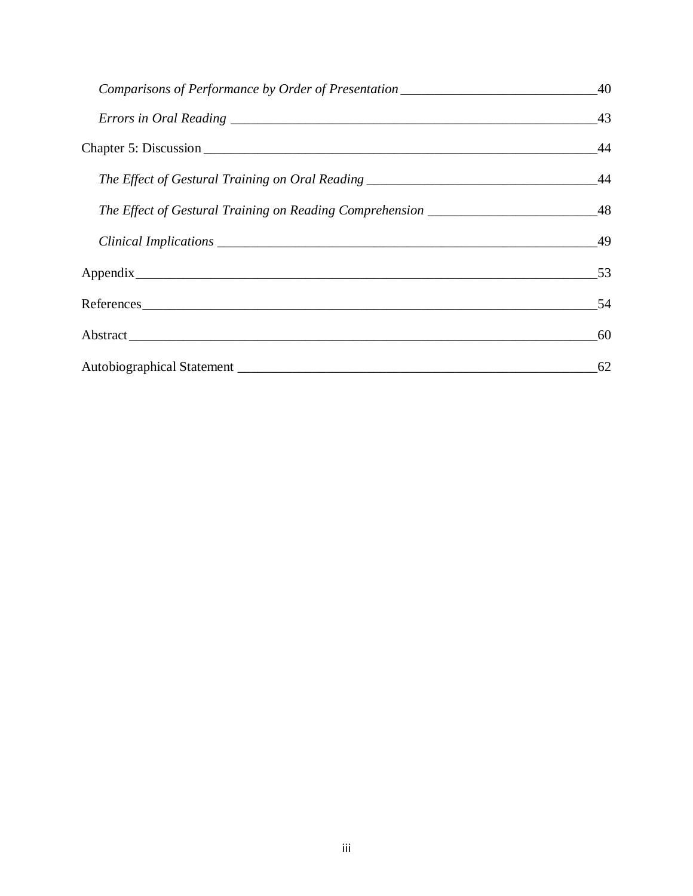*Comparisons of Performance by Order of Presentation* ______________________________ 40

*Errors in Oral Reading* ________________________________________________________ 43

Chapter 5: Discussion ____________________________________________________________ 44

*The Effect of Gestural Training on Oral Reading* ____________________________________ 44

*The Effect of Gestural Training on Reading Comprehension* ____________________________ 48

*Clinical Implications* ____________________________________________________________ 49

Appendix ______________________________________________________________________ 53

References _____________________________________________________________________ 54

Abstract _______________________________________________________________________ 60

Autobiographical Statement _______________________________________________________ 62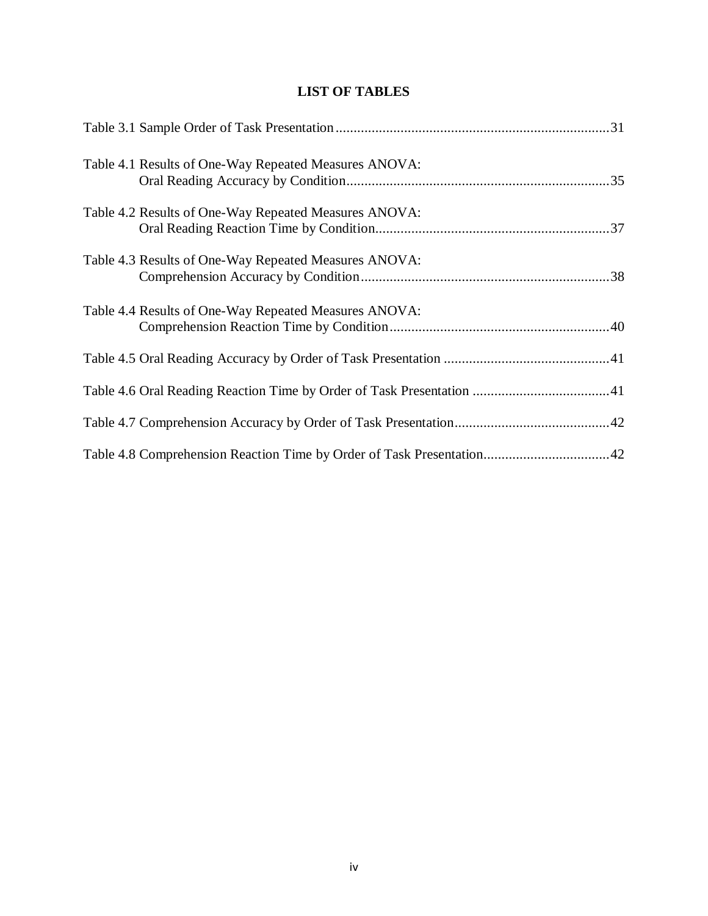# LIST OF TABLES

Table 3.1 Sample Order of Task Presentation ........................................................................... 31

Table 4.1 Results of One-Way Repeated Measures ANOVA:
Oral Reading Accuracy by Condition ........................................................................ 35

Table 4.2 Results of One-Way Repeated Measures ANOVA:
Oral Reading Reaction Time by Condition ................................................................ 37

Table 4.3 Results of One-Way Repeated Measures ANOVA:
Comprehension Accuracy by Condition .................................................................... 38

Table 4.4 Results of One-Way Repeated Measures ANOVA:
Comprehension Reaction Time by Condition ............................................................ 40

Table 4.5 Oral Reading Accuracy by Order of Task Presentation ............................................ 41

Table 4.6 Oral Reading Reaction Time by Order of Task Presentation ..................................... 41

Table 4.7 Comprehension Accuracy by Order of Task Presentation .......................................... 42

Table 4.8 Comprehension Reaction Time by Order of Task Presentation .................................. 42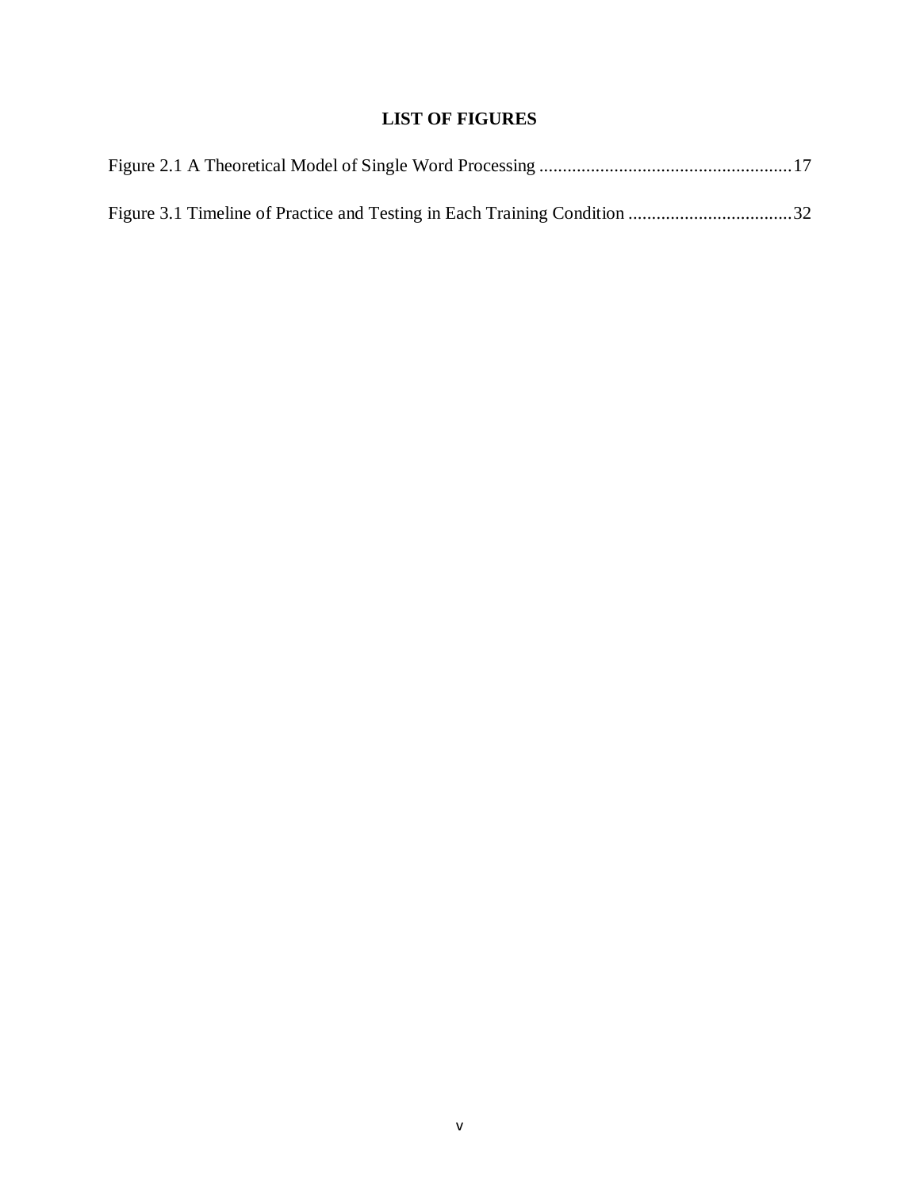# LIST OF FIGURES

Figure 2.1 A Theoretical Model of Single Word Processing ......................................................17

Figure 3.1 Timeline of Practice and Testing in Each Training Condition ...................................32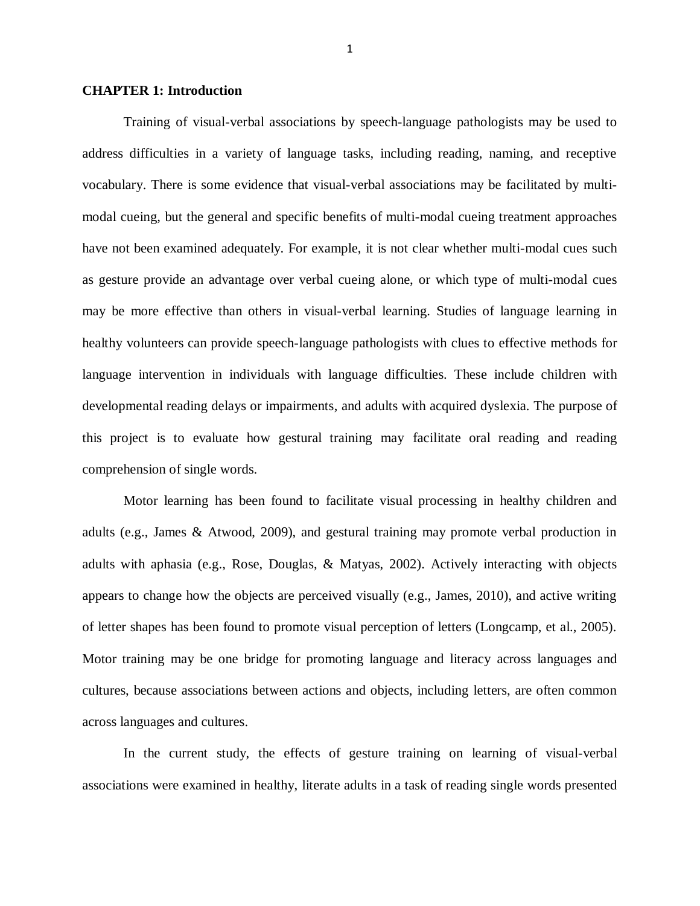# CHAPTER 1: Introduction

Training of visual-verbal associations by speech-language pathologists may be used to address difficulties in a variety of language tasks, including reading, naming, and receptive vocabulary. There is some evidence that visual-verbal associations may be facilitated by multi-modal cueing, but the general and specific benefits of multi-modal cueing treatment approaches have not been examined adequately. For example, it is not clear whether multi-modal cues such as gesture provide an advantage over verbal cueing alone, or which type of multi-modal cues may be more effective than others in visual-verbal learning. Studies of language learning in healthy volunteers can provide speech-language pathologists with clues to effective methods for language intervention in individuals with language difficulties. These include children with developmental reading delays or impairments, and adults with acquired dyslexia. The purpose of this project is to evaluate how gestural training may facilitate oral reading and reading comprehension of single words.

Motor learning has been found to facilitate visual processing in healthy children and adults (e.g., James & Atwood, 2009), and gestural training may promote verbal production in adults with aphasia (e.g., Rose, Douglas, & Matyas, 2002). Actively interacting with objects appears to change how the objects are perceived visually (e.g., James, 2010), and active writing of letter shapes has been found to promote visual perception of letters (Longcamp, et al., 2005). Motor training may be one bridge for promoting language and literacy across languages and cultures, because associations between actions and objects, including letters, are often common across languages and cultures.

In the current study, the effects of gesture training on learning of visual-verbal associations were examined in healthy, literate adults in a task of reading single words presented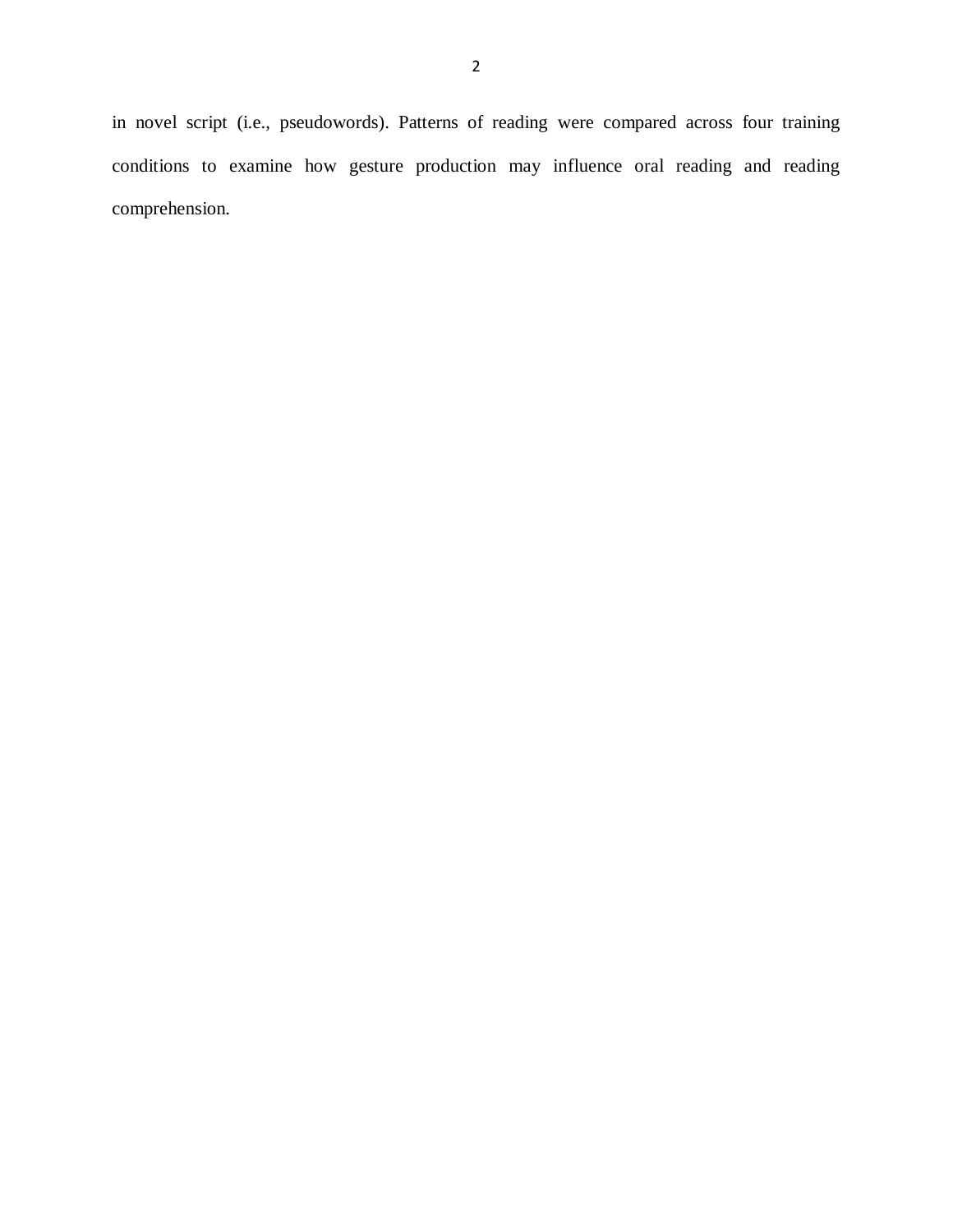in novel script (i.e., pseudowords). Patterns of reading were compared across four training conditions to examine how gesture production may influence oral reading and reading comprehension.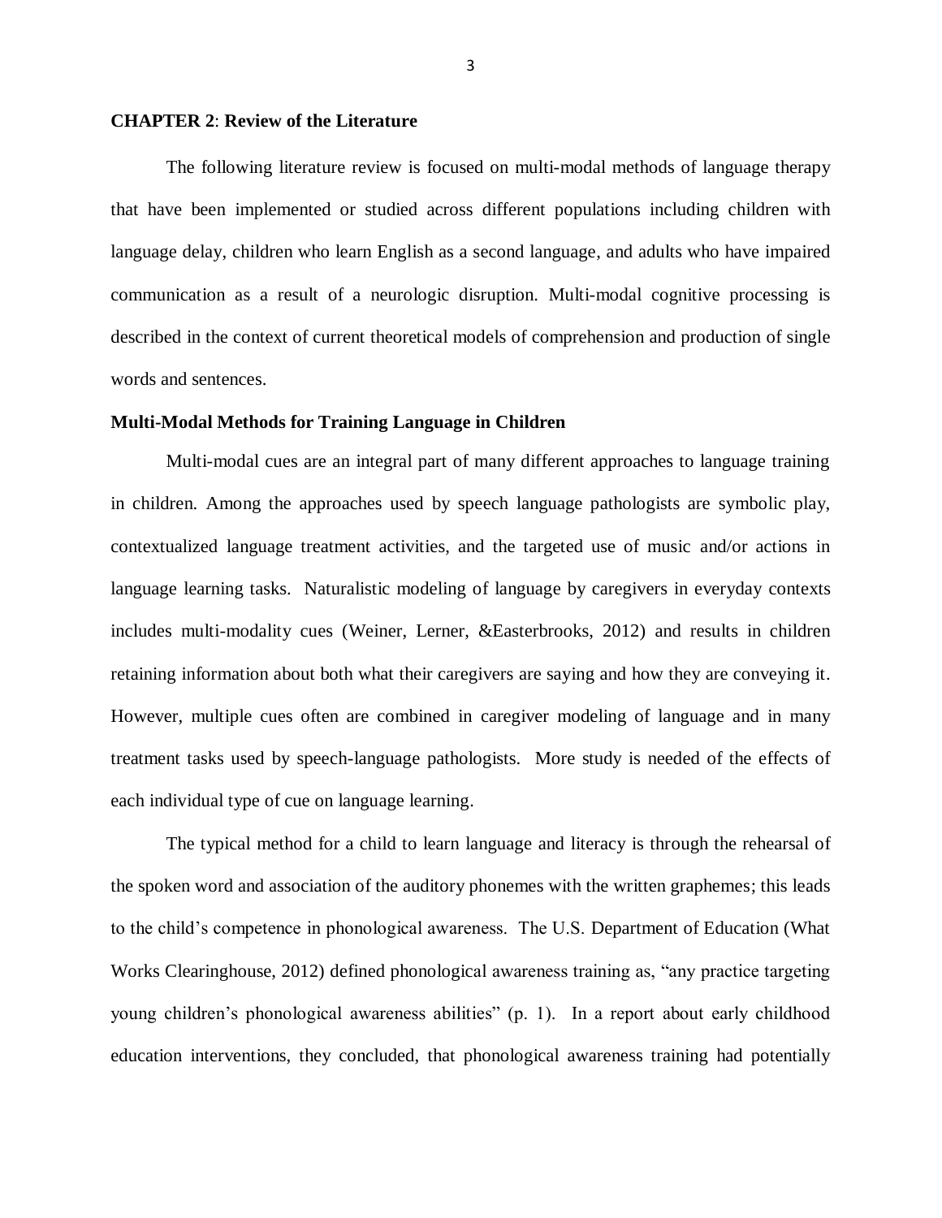## CHAPTER 2: Review of the Literature

The following literature review is focused on multi-modal methods of language therapy that have been implemented or studied across different populations including children with language delay, children who learn English as a second language, and adults who have impaired communication as a result of a neurologic disruption. Multi-modal cognitive processing is described in the context of current theoretical models of comprehension and production of single words and sentences.

### Multi-Modal Methods for Training Language in Children

Multi-modal cues are an integral part of many different approaches to language training in children. Among the approaches used by speech language pathologists are symbolic play, contextualized language treatment activities, and the targeted use of music and/or actions in language learning tasks. Naturalistic modeling of language by caregivers in everyday contexts includes multi-modality cues (Weiner, Lerner, &Easterbrooks, 2012) and results in children retaining information about both what their caregivers are saying and how they are conveying it. However, multiple cues often are combined in caregiver modeling of language and in many treatment tasks used by speech-language pathologists. More study is needed of the effects of each individual type of cue on language learning.

The typical method for a child to learn language and literacy is through the rehearsal of the spoken word and association of the auditory phonemes with the written graphemes; this leads to the child's competence in phonological awareness. The U.S. Department of Education (What Works Clearinghouse, 2012) defined phonological awareness training as, "any practice targeting young children's phonological awareness abilities" (p. 1). In a report about early childhood education interventions, they concluded, that phonological awareness training had potentially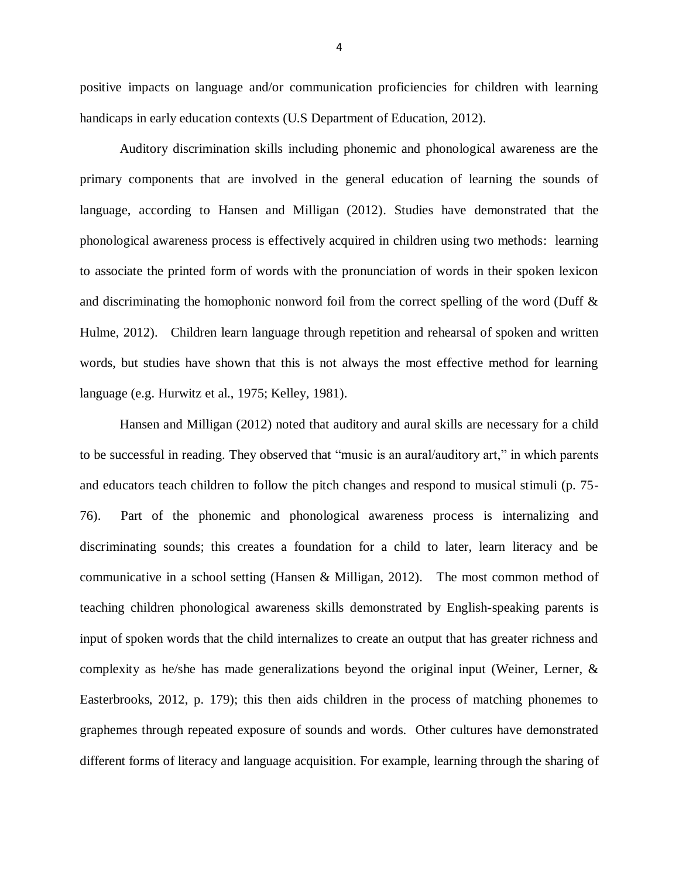positive impacts on language and/or communication proficiencies for children with learning handicaps in early education contexts (U.S Department of Education, 2012).

Auditory discrimination skills including phonemic and phonological awareness are the primary components that are involved in the general education of learning the sounds of language, according to Hansen and Milligan (2012). Studies have demonstrated that the phonological awareness process is effectively acquired in children using two methods: learning to associate the printed form of words with the pronunciation of words in their spoken lexicon and discriminating the homophonic nonword foil from the correct spelling of the word (Duff & Hulme, 2012). Children learn language through repetition and rehearsal of spoken and written words, but studies have shown that this is not always the most effective method for learning language (e.g. Hurwitz et al., 1975; Kelley, 1981).

Hansen and Milligan (2012) noted that auditory and aural skills are necessary for a child to be successful in reading. They observed that "music is an aural/auditory art," in which parents and educators teach children to follow the pitch changes and respond to musical stimuli (p. 75-76). Part of the phonemic and phonological awareness process is internalizing and discriminating sounds; this creates a foundation for a child to later, learn literacy and be communicative in a school setting (Hansen & Milligan, 2012). The most common method of teaching children phonological awareness skills demonstrated by English-speaking parents is input of spoken words that the child internalizes to create an output that has greater richness and complexity as he/she has made generalizations beyond the original input (Weiner, Lerner, & Easterbrooks, 2012, p. 179); this then aids children in the process of matching phonemes to graphemes through repeated exposure of sounds and words. Other cultures have demonstrated different forms of literacy and language acquisition. For example, learning through the sharing of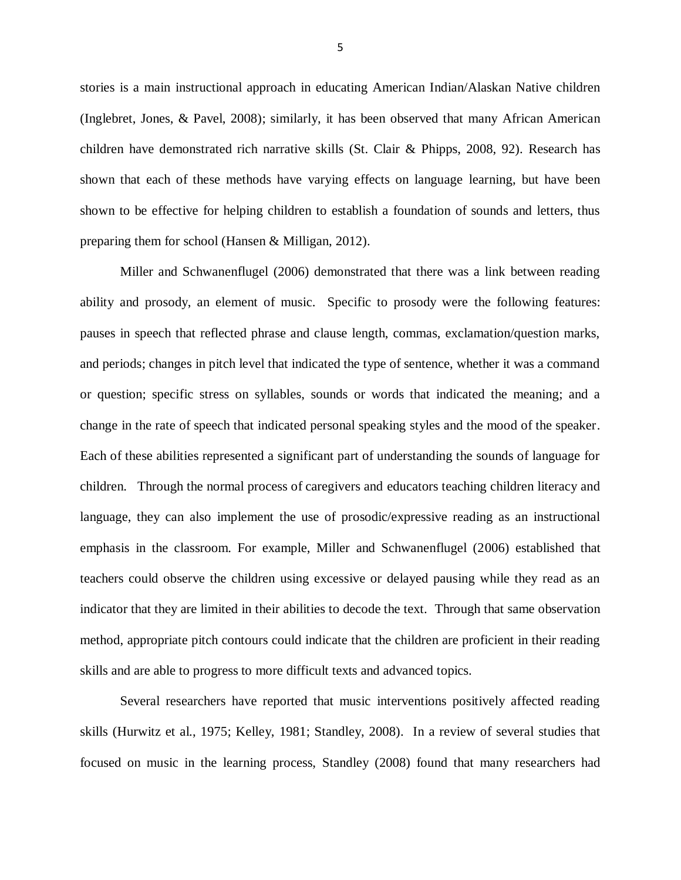stories is a main instructional approach in educating American Indian/Alaskan Native children (Inglebret, Jones, & Pavel, 2008); similarly, it has been observed that many African American children have demonstrated rich narrative skills (St. Clair & Phipps, 2008, 92). Research has shown that each of these methods have varying effects on language learning, but have been shown to be effective for helping children to establish a foundation of sounds and letters, thus preparing them for school (Hansen & Milligan, 2012).

Miller and Schwanenflugel (2006) demonstrated that there was a link between reading ability and prosody, an element of music. Specific to prosody were the following features: pauses in speech that reflected phrase and clause length, commas, exclamation/question marks, and periods; changes in pitch level that indicated the type of sentence, whether it was a command or question; specific stress on syllables, sounds or words that indicated the meaning; and a change in the rate of speech that indicated personal speaking styles and the mood of the speaker. Each of these abilities represented a significant part of understanding the sounds of language for children. Through the normal process of caregivers and educators teaching children literacy and language, they can also implement the use of prosodic/expressive reading as an instructional emphasis in the classroom. For example, Miller and Schwanenflugel (2006) established that teachers could observe the children using excessive or delayed pausing while they read as an indicator that they are limited in their abilities to decode the text. Through that same observation method, appropriate pitch contours could indicate that the children are proficient in their reading skills and are able to progress to more difficult texts and advanced topics.

Several researchers have reported that music interventions positively affected reading skills (Hurwitz et al., 1975; Kelley, 1981; Standley, 2008). In a review of several studies that focused on music in the learning process, Standley (2008) found that many researchers had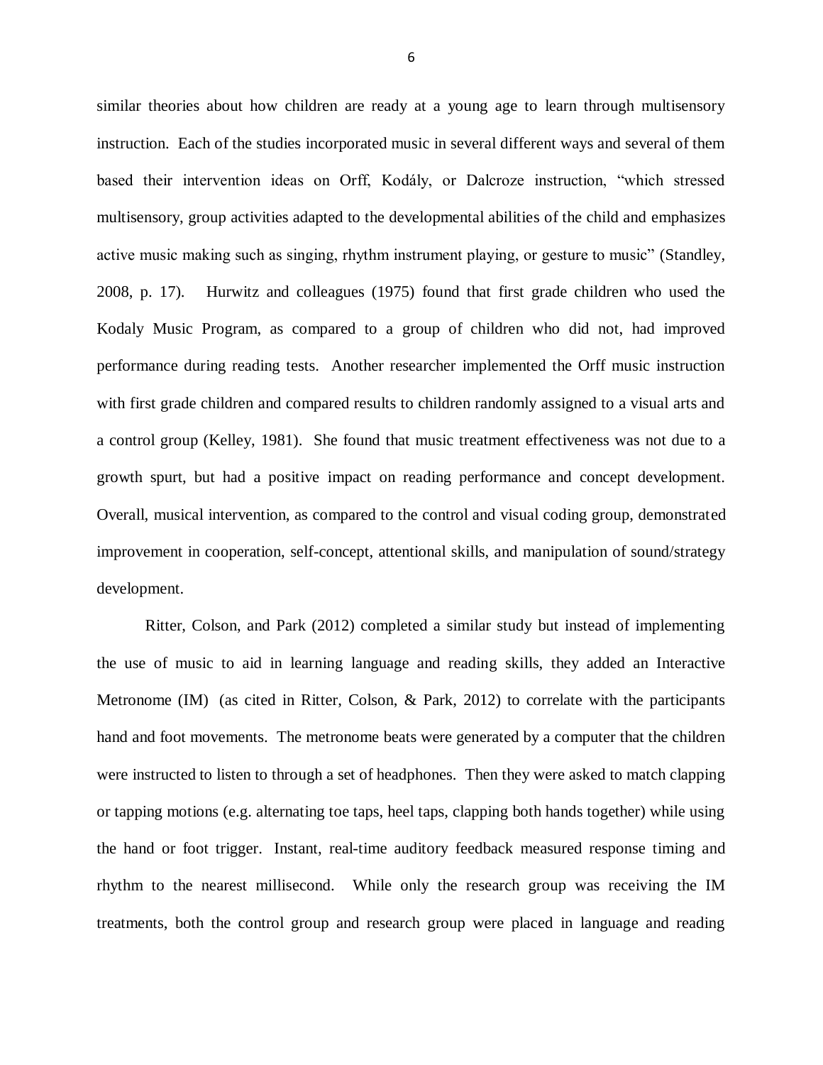similar theories about how children are ready at a young age to learn through multisensory instruction. Each of the studies incorporated music in several different ways and several of them based their intervention ideas on Orff, Kodály, or Dalcroze instruction, "which stressed multisensory, group activities adapted to the developmental abilities of the child and emphasizes active music making such as singing, rhythm instrument playing, or gesture to music" (Standley, 2008, p. 17). Hurwitz and colleagues (1975) found that first grade children who used the Kodaly Music Program, as compared to a group of children who did not, had improved performance during reading tests. Another researcher implemented the Orff music instruction with first grade children and compared results to children randomly assigned to a visual arts and a control group (Kelley, 1981). She found that music treatment effectiveness was not due to a growth spurt, but had a positive impact on reading performance and concept development. Overall, musical intervention, as compared to the control and visual coding group, demonstrated improvement in cooperation, self-concept, attentional skills, and manipulation of sound/strategy development.

Ritter, Colson, and Park (2012) completed a similar study but instead of implementing the use of music to aid in learning language and reading skills, they added an Interactive Metronome (IM) (as cited in Ritter, Colson, & Park, 2012) to correlate with the participants hand and foot movements. The metronome beats were generated by a computer that the children were instructed to listen to through a set of headphones. Then they were asked to match clapping or tapping motions (e.g. alternating toe taps, heel taps, clapping both hands together) while using the hand or foot trigger. Instant, real-time auditory feedback measured response timing and rhythm to the nearest millisecond. While only the research group was receiving the IM treatments, both the control group and research group were placed in language and reading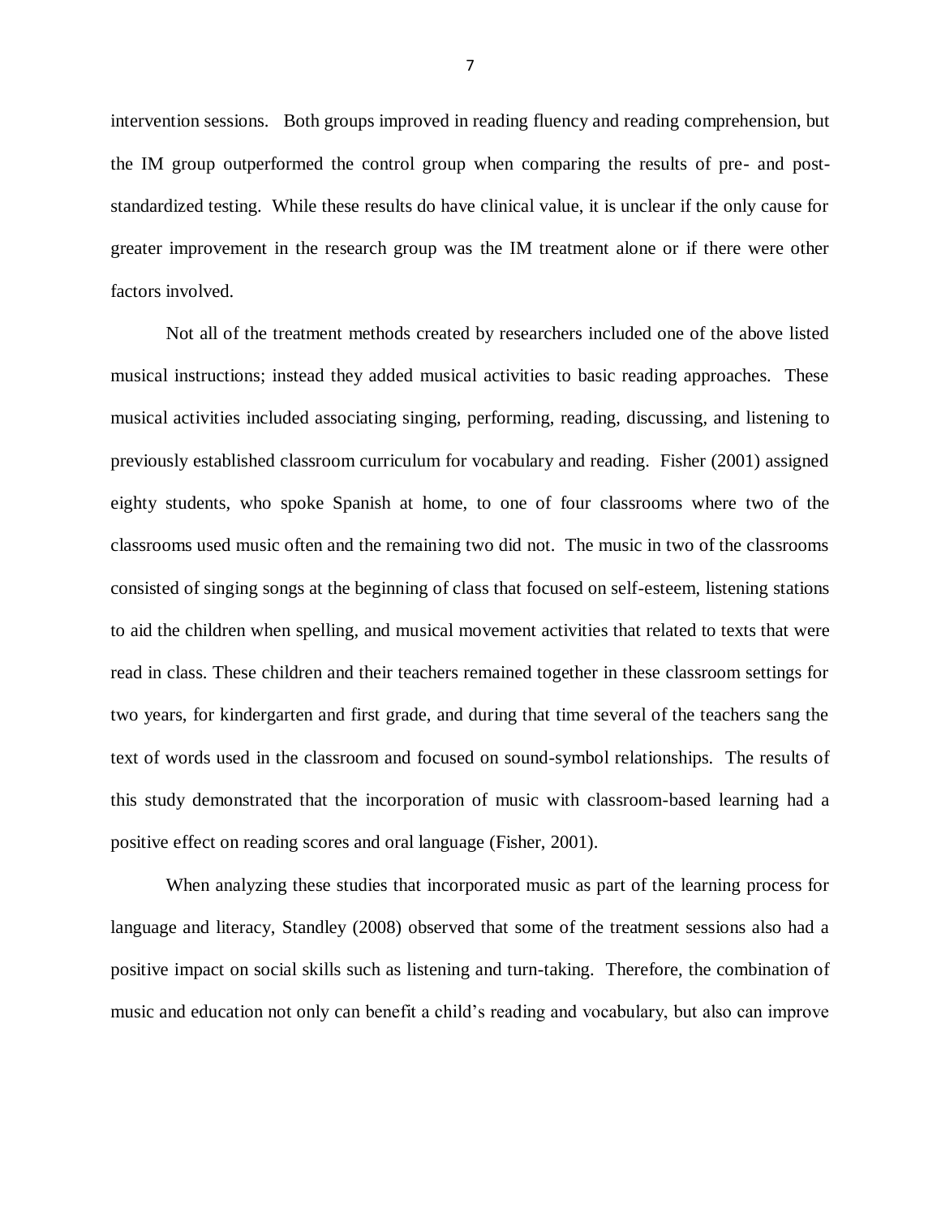intervention sessions. Both groups improved in reading fluency and reading comprehension, but the IM group outperformed the control group when comparing the results of pre- and post-standardized testing. While these results do have clinical value, it is unclear if the only cause for greater improvement in the research group was the IM treatment alone or if there were other factors involved.

Not all of the treatment methods created by researchers included one of the above listed musical instructions; instead they added musical activities to basic reading approaches. These musical activities included associating singing, performing, reading, discussing, and listening to previously established classroom curriculum for vocabulary and reading. Fisher (2001) assigned eighty students, who spoke Spanish at home, to one of four classrooms where two of the classrooms used music often and the remaining two did not. The music in two of the classrooms consisted of singing songs at the beginning of class that focused on self-esteem, listening stations to aid the children when spelling, and musical movement activities that related to texts that were read in class. These children and their teachers remained together in these classroom settings for two years, for kindergarten and first grade, and during that time several of the teachers sang the text of words used in the classroom and focused on sound-symbol relationships. The results of this study demonstrated that the incorporation of music with classroom-based learning had a positive effect on reading scores and oral language (Fisher, 2001).

When analyzing these studies that incorporated music as part of the learning process for language and literacy, Standley (2008) observed that some of the treatment sessions also had a positive impact on social skills such as listening and turn-taking. Therefore, the combination of music and education not only can benefit a child's reading and vocabulary, but also can improve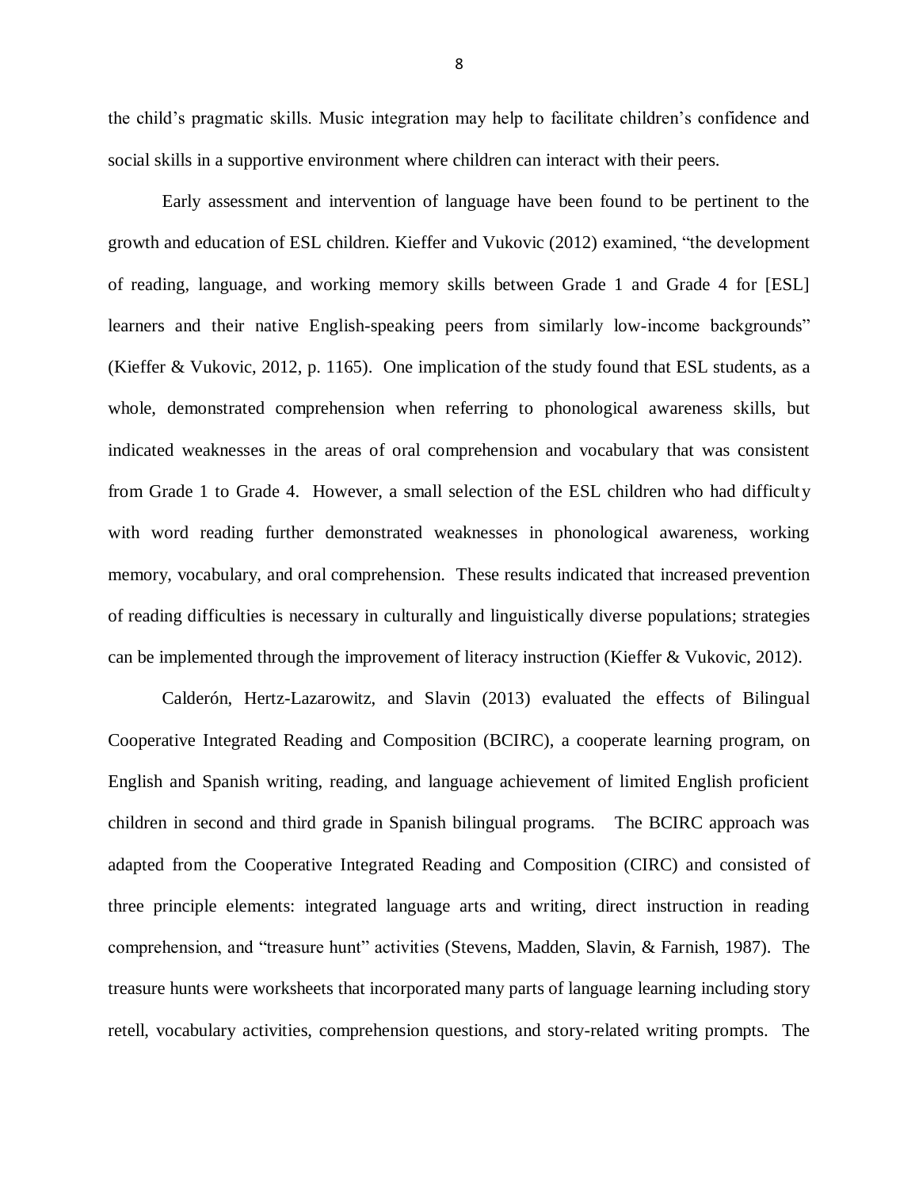the child's pragmatic skills. Music integration may help to facilitate children's confidence and social skills in a supportive environment where children can interact with their peers.

Early assessment and intervention of language have been found to be pertinent to the growth and education of ESL children. Kieffer and Vukovic (2012) examined, "the development of reading, language, and working memory skills between Grade 1 and Grade 4 for [ESL] learners and their native English-speaking peers from similarly low-income backgrounds" (Kieffer & Vukovic, 2012, p. 1165). One implication of the study found that ESL students, as a whole, demonstrated comprehension when referring to phonological awareness skills, but indicated weaknesses in the areas of oral comprehension and vocabulary that was consistent from Grade 1 to Grade 4. However, a small selection of the ESL children who had difficulty with word reading further demonstrated weaknesses in phonological awareness, working memory, vocabulary, and oral comprehension. These results indicated that increased prevention of reading difficulties is necessary in culturally and linguistically diverse populations; strategies can be implemented through the improvement of literacy instruction (Kieffer & Vukovic, 2012).

Calderón, Hertz-Lazarowitz, and Slavin (2013) evaluated the effects of Bilingual Cooperative Integrated Reading and Composition (BCIRC), a cooperate learning program, on English and Spanish writing, reading, and language achievement of limited English proficient children in second and third grade in Spanish bilingual programs. The BCIRC approach was adapted from the Cooperative Integrated Reading and Composition (CIRC) and consisted of three principle elements: integrated language arts and writing, direct instruction in reading comprehension, and "treasure hunt" activities (Stevens, Madden, Slavin, & Farnish, 1987). The treasure hunts were worksheets that incorporated many parts of language learning including story retell, vocabulary activities, comprehension questions, and story-related writing prompts. The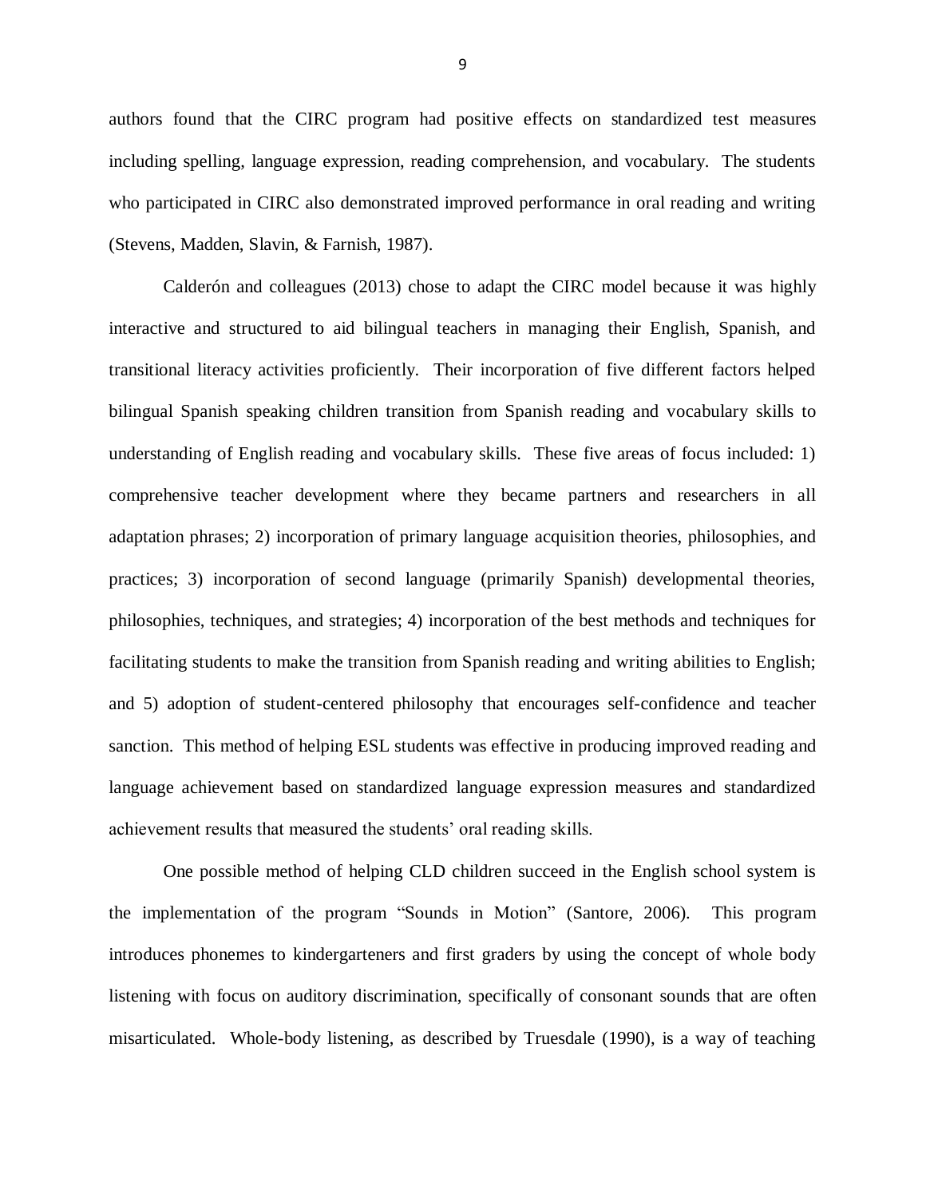authors found that the CIRC program had positive effects on standardized test measures including spelling, language expression, reading comprehension, and vocabulary. The students who participated in CIRC also demonstrated improved performance in oral reading and writing (Stevens, Madden, Slavin, & Farnish, 1987).

Calderón and colleagues (2013) chose to adapt the CIRC model because it was highly interactive and structured to aid bilingual teachers in managing their English, Spanish, and transitional literacy activities proficiently. Their incorporation of five different factors helped bilingual Spanish speaking children transition from Spanish reading and vocabulary skills to understanding of English reading and vocabulary skills. These five areas of focus included: 1) comprehensive teacher development where they became partners and researchers in all adaptation phrases; 2) incorporation of primary language acquisition theories, philosophies, and practices; 3) incorporation of second language (primarily Spanish) developmental theories, philosophies, techniques, and strategies; 4) incorporation of the best methods and techniques for facilitating students to make the transition from Spanish reading and writing abilities to English; and 5) adoption of student-centered philosophy that encourages self-confidence and teacher sanction. This method of helping ESL students was effective in producing improved reading and language achievement based on standardized language expression measures and standardized achievement results that measured the students' oral reading skills.

One possible method of helping CLD children succeed in the English school system is the implementation of the program "Sounds in Motion" (Santore, 2006). This program introduces phonemes to kindergarteners and first graders by using the concept of whole body listening with focus on auditory discrimination, specifically of consonant sounds that are often misarticulated. Whole-body listening, as described by Truesdale (1990), is a way of teaching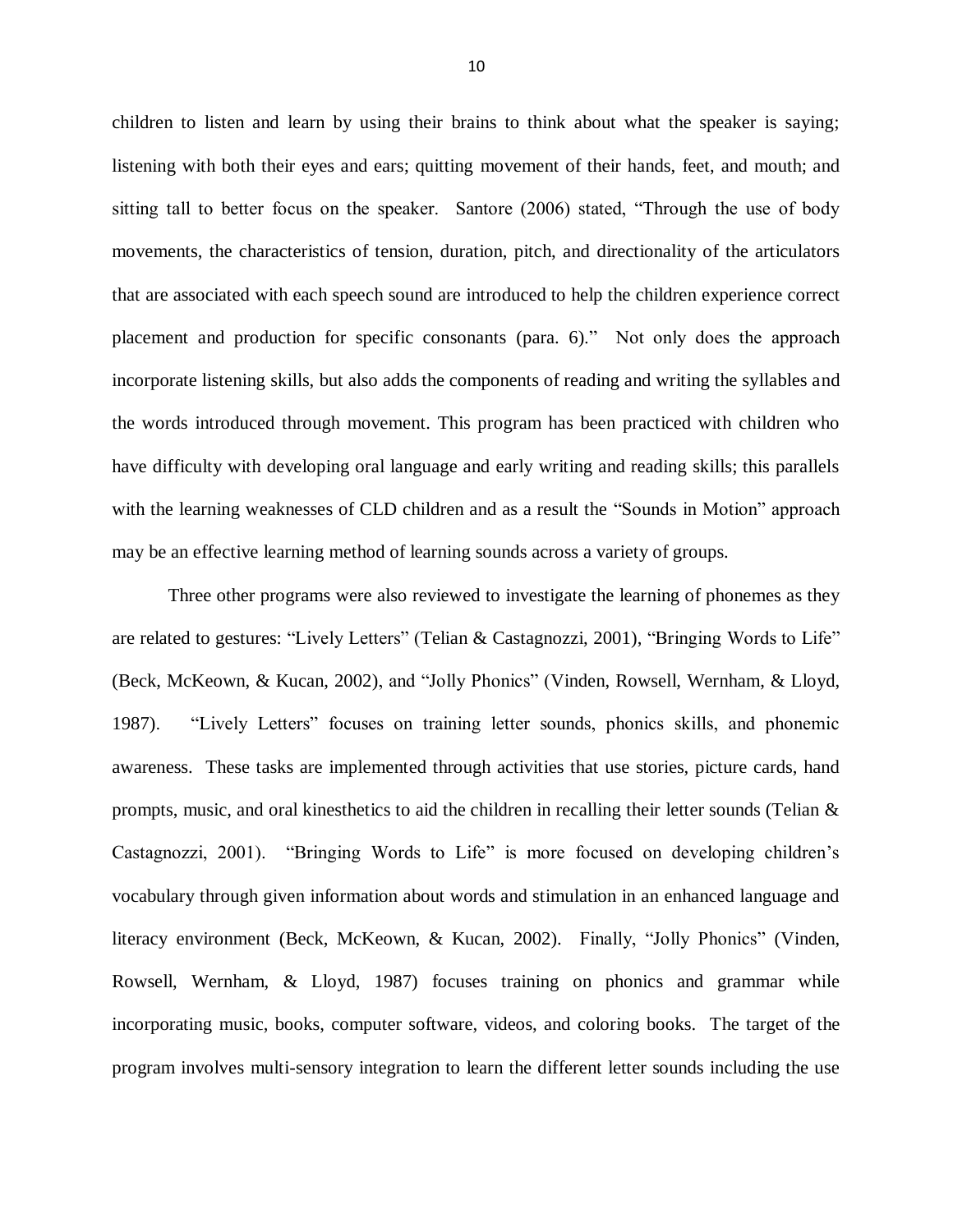children to listen and learn by using their brains to think about what the speaker is saying; listening with both their eyes and ears; quitting movement of their hands, feet, and mouth; and sitting tall to better focus on the speaker. Santore (2006) stated, "Through the use of body movements, the characteristics of tension, duration, pitch, and directionality of the articulators that are associated with each speech sound are introduced to help the children experience correct placement and production for specific consonants (para. 6)." Not only does the approach incorporate listening skills, but also adds the components of reading and writing the syllables and the words introduced through movement. This program has been practiced with children who have difficulty with developing oral language and early writing and reading skills; this parallels with the learning weaknesses of CLD children and as a result the "Sounds in Motion" approach may be an effective learning method of learning sounds across a variety of groups.

Three other programs were also reviewed to investigate the learning of phonemes as they are related to gestures: "Lively Letters" (Telian & Castagnozzi, 2001), "Bringing Words to Life" (Beck, McKeown, & Kucan, 2002), and "Jolly Phonics" (Vinden, Rowsell, Wernham, & Lloyd, 1987). "Lively Letters" focuses on training letter sounds, phonics skills, and phonemic awareness. These tasks are implemented through activities that use stories, picture cards, hand prompts, music, and oral kinesthetics to aid the children in recalling their letter sounds (Telian & Castagnozzi, 2001). "Bringing Words to Life" is more focused on developing children's vocabulary through given information about words and stimulation in an enhanced language and literacy environment (Beck, McKeown, & Kucan, 2002). Finally, "Jolly Phonics" (Vinden, Rowsell, Wernham, & Lloyd, 1987) focuses training on phonics and grammar while incorporating music, books, computer software, videos, and coloring books. The target of the program involves multi-sensory integration to learn the different letter sounds including the use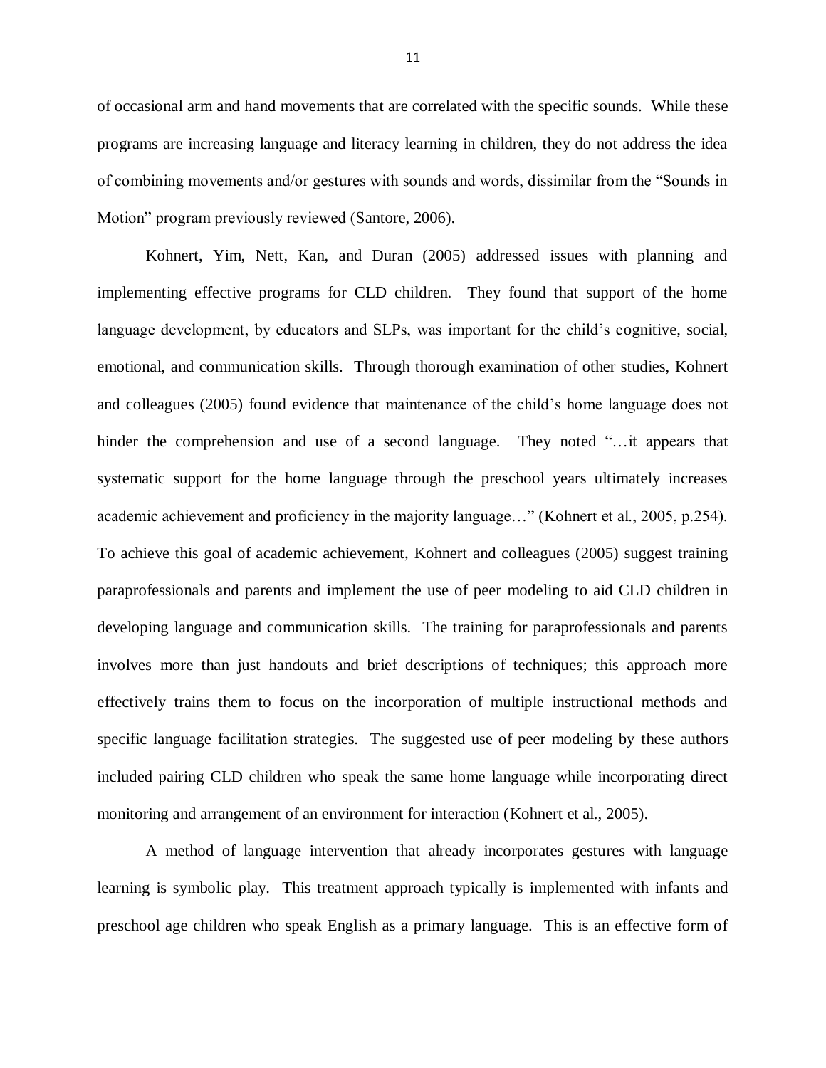of occasional arm and hand movements that are correlated with the specific sounds. While these programs are increasing language and literacy learning in children, they do not address the idea of combining movements and/or gestures with sounds and words, dissimilar from the "Sounds in Motion" program previously reviewed (Santore, 2006).

Kohnert, Yim, Nett, Kan, and Duran (2005) addressed issues with planning and implementing effective programs for CLD children. They found that support of the home language development, by educators and SLPs, was important for the child's cognitive, social, emotional, and communication skills. Through thorough examination of other studies, Kohnert and colleagues (2005) found evidence that maintenance of the child's home language does not hinder the comprehension and use of a second language. They noted "…it appears that systematic support for the home language through the preschool years ultimately increases academic achievement and proficiency in the majority language…" (Kohnert et al., 2005, p.254). To achieve this goal of academic achievement, Kohnert and colleagues (2005) suggest training paraprofessionals and parents and implement the use of peer modeling to aid CLD children in developing language and communication skills. The training for paraprofessionals and parents involves more than just handouts and brief descriptions of techniques; this approach more effectively trains them to focus on the incorporation of multiple instructional methods and specific language facilitation strategies. The suggested use of peer modeling by these authors included pairing CLD children who speak the same home language while incorporating direct monitoring and arrangement of an environment for interaction (Kohnert et al., 2005).

A method of language intervention that already incorporates gestures with language learning is symbolic play. This treatment approach typically is implemented with infants and preschool age children who speak English as a primary language. This is an effective form of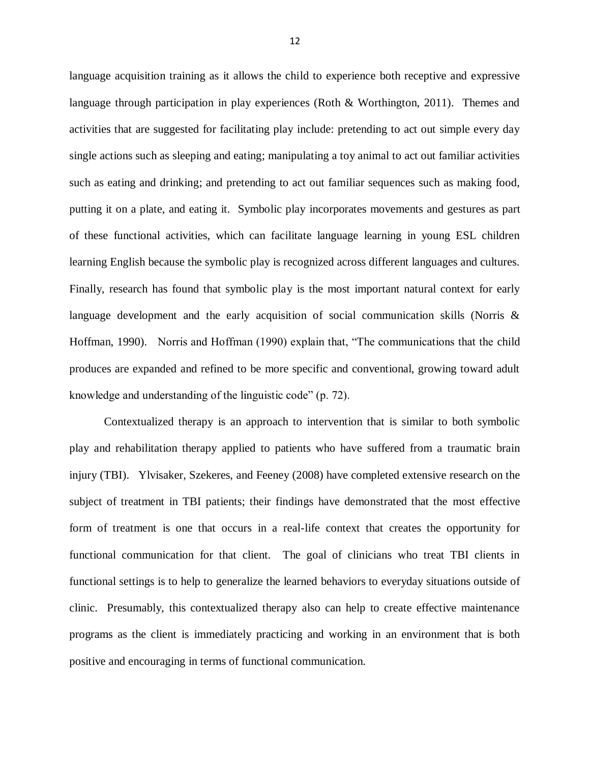language acquisition training as it allows the child to experience both receptive and expressive language through participation in play experiences (Roth & Worthington, 2011). Themes and activities that are suggested for facilitating play include: pretending to act out simple every day single actions such as sleeping and eating; manipulating a toy animal to act out familiar activities such as eating and drinking; and pretending to act out familiar sequences such as making food, putting it on a plate, and eating it. Symbolic play incorporates movements and gestures as part of these functional activities, which can facilitate language learning in young ESL children learning English because the symbolic play is recognized across different languages and cultures. Finally, research has found that symbolic play is the most important natural context for early language development and the early acquisition of social communication skills (Norris & Hoffman, 1990). Norris and Hoffman (1990) explain that, "The communications that the child produces are expanded and refined to be more specific and conventional, growing toward adult knowledge and understanding of the linguistic code" (p. 72).

Contextualized therapy is an approach to intervention that is similar to both symbolic play and rehabilitation therapy applied to patients who have suffered from a traumatic brain injury (TBI). Ylvisaker, Szekeres, and Feeney (2008) have completed extensive research on the subject of treatment in TBI patients; their findings have demonstrated that the most effective form of treatment is one that occurs in a real-life context that creates the opportunity for functional communication for that client. The goal of clinicians who treat TBI clients in functional settings is to help to generalize the learned behaviors to everyday situations outside of clinic. Presumably, this contextualized therapy also can help to create effective maintenance programs as the client is immediately practicing and working in an environment that is both positive and encouraging in terms of functional communication.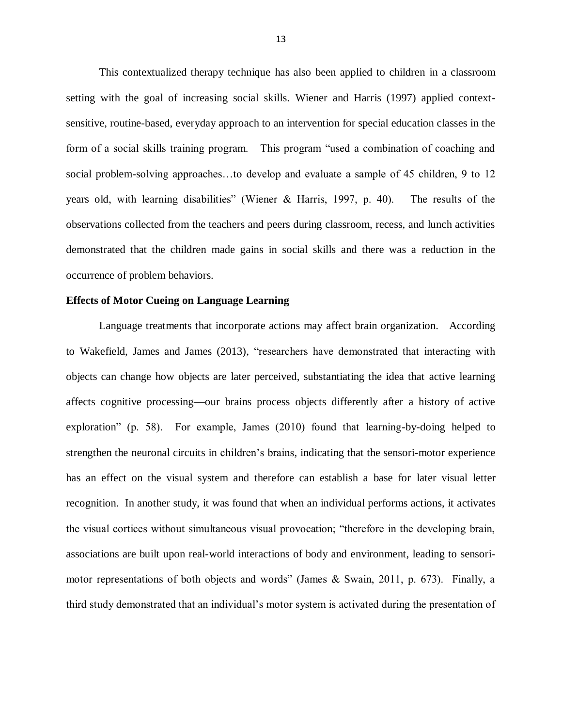This contextualized therapy technique has also been applied to children in a classroom setting with the goal of increasing social skills. Wiener and Harris (1997) applied context-sensitive, routine-based, everyday approach to an intervention for special education classes in the form of a social skills training program. This program "used a combination of coaching and social problem-solving approaches…to develop and evaluate a sample of 45 children, 9 to 12 years old, with learning disabilities" (Wiener & Harris, 1997, p. 40). The results of the observations collected from the teachers and peers during classroom, recess, and lunch activities demonstrated that the children made gains in social skills and there was a reduction in the occurrence of problem behaviors.

**Effects of Motor Cueing on Language Learning**

Language treatments that incorporate actions may affect brain organization. According to Wakefield, James and James (2013), "researchers have demonstrated that interacting with objects can change how objects are later perceived, substantiating the idea that active learning affects cognitive processing—our brains process objects differently after a history of active exploration" (p. 58). For example, James (2010) found that learning-by-doing helped to strengthen the neuronal circuits in children's brains, indicating that the sensori-motor experience has an effect on the visual system and therefore can establish a base for later visual letter recognition. In another study, it was found that when an individual performs actions, it activates the visual cortices without simultaneous visual provocation; "therefore in the developing brain, associations are built upon real-world interactions of body and environment, leading to sensori-motor representations of both objects and words" (James & Swain, 2011, p. 673). Finally, a third study demonstrated that an individual's motor system is activated during the presentation of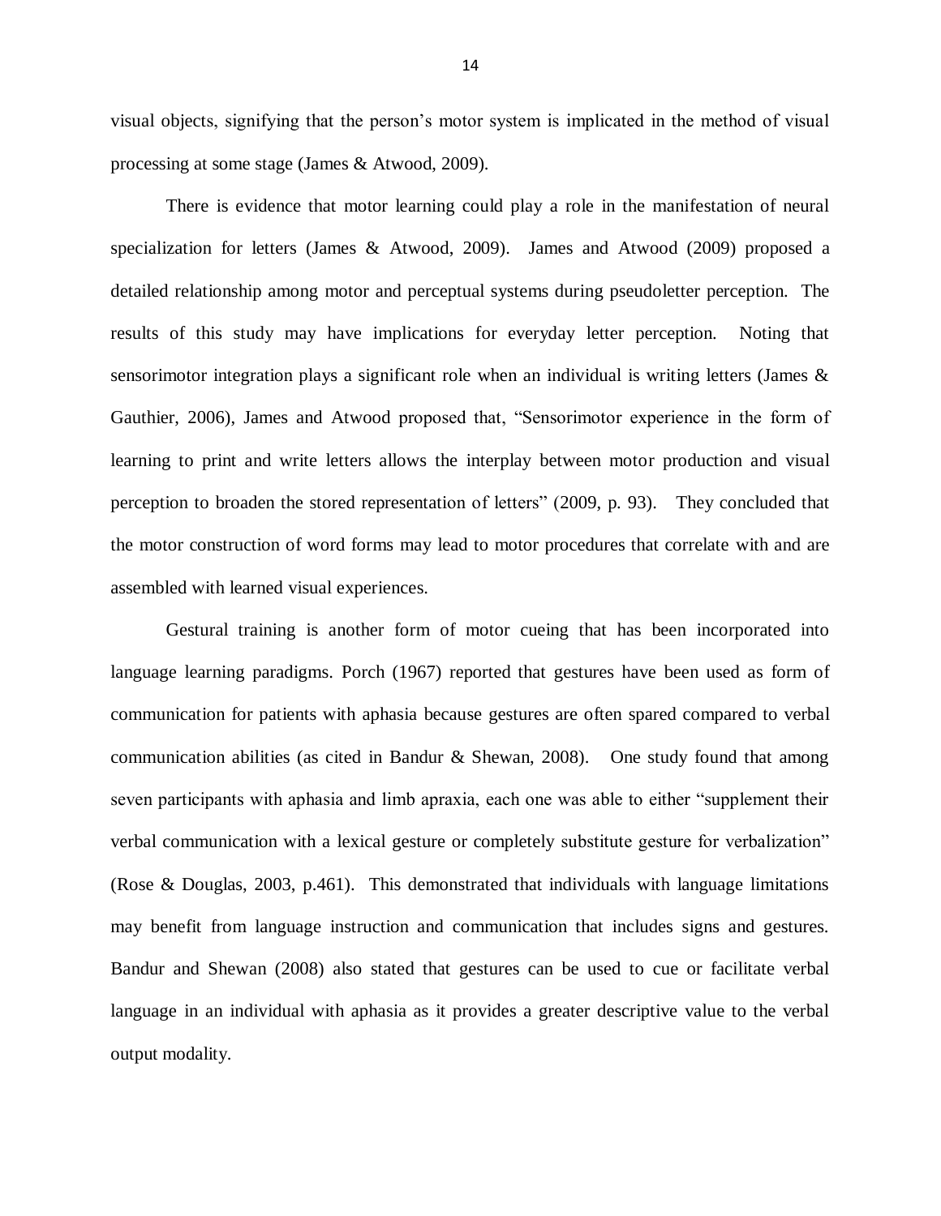visual objects, signifying that the person's motor system is implicated in the method of visual processing at some stage (James & Atwood, 2009).

There is evidence that motor learning could play a role in the manifestation of neural specialization for letters (James & Atwood, 2009). James and Atwood (2009) proposed a detailed relationship among motor and perceptual systems during pseudoletter perception. The results of this study may have implications for everyday letter perception. Noting that sensorimotor integration plays a significant role when an individual is writing letters (James & Gauthier, 2006), James and Atwood proposed that, "Sensorimotor experience in the form of learning to print and write letters allows the interplay between motor production and visual perception to broaden the stored representation of letters" (2009, p. 93). They concluded that the motor construction of word forms may lead to motor procedures that correlate with and are assembled with learned visual experiences.

Gestural training is another form of motor cueing that has been incorporated into language learning paradigms. Porch (1967) reported that gestures have been used as form of communication for patients with aphasia because gestures are often spared compared to verbal communication abilities (as cited in Bandur & Shewan, 2008). One study found that among seven participants with aphasia and limb apraxia, each one was able to either "supplement their verbal communication with a lexical gesture or completely substitute gesture for verbalization" (Rose & Douglas, 2003, p.461). This demonstrated that individuals with language limitations may benefit from language instruction and communication that includes signs and gestures. Bandur and Shewan (2008) also stated that gestures can be used to cue or facilitate verbal language in an individual with aphasia as it provides a greater descriptive value to the verbal output modality.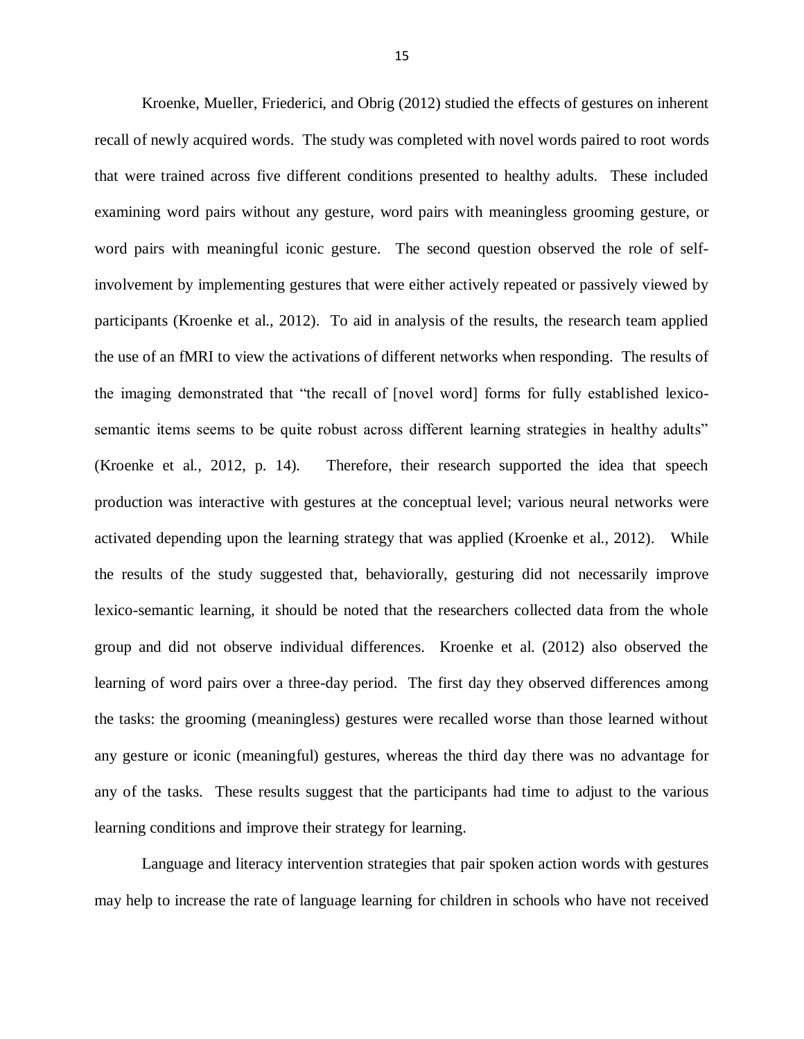Kroenke, Mueller, Friederici, and Obrig (2012) studied the effects of gestures on inherent recall of newly acquired words. The study was completed with novel words paired to root words that were trained across five different conditions presented to healthy adults. These included examining word pairs without any gesture, word pairs with meaningless grooming gesture, or word pairs with meaningful iconic gesture. The second question observed the role of self-involvement by implementing gestures that were either actively repeated or passively viewed by participants (Kroenke et al., 2012). To aid in analysis of the results, the research team applied the use of an fMRI to view the activations of different networks when responding. The results of the imaging demonstrated that "the recall of [novel word] forms for fully established lexico-semantic items seems to be quite robust across different learning strategies in healthy adults" (Kroenke et al., 2012, p. 14). Therefore, their research supported the idea that speech production was interactive with gestures at the conceptual level; various neural networks were activated depending upon the learning strategy that was applied (Kroenke et al., 2012). While the results of the study suggested that, behaviorally, gesturing did not necessarily improve lexico-semantic learning, it should be noted that the researchers collected data from the whole group and did not observe individual differences. Kroenke et al. (2012) also observed the learning of word pairs over a three-day period. The first day they observed differences among the tasks: the grooming (meaningless) gestures were recalled worse than those learned without any gesture or iconic (meaningful) gestures, whereas the third day there was no advantage for any of the tasks. These results suggest that the participants had time to adjust to the various learning conditions and improve their strategy for learning.

Language and literacy intervention strategies that pair spoken action words with gestures may help to increase the rate of language learning for children in schools who have not received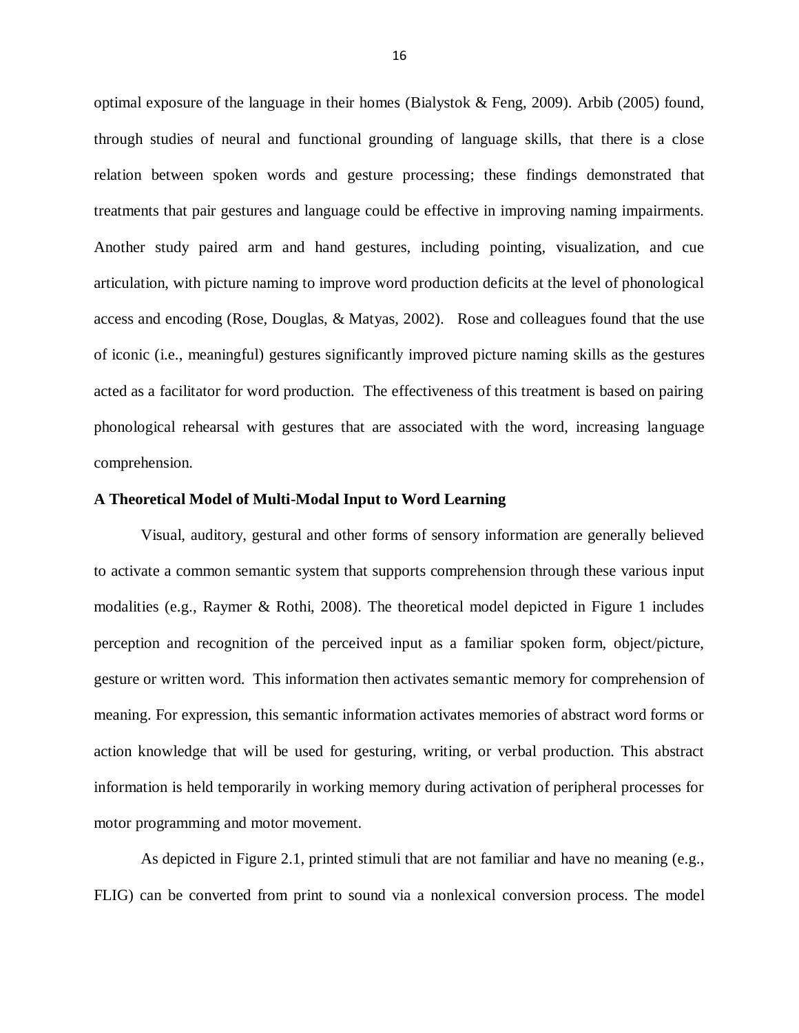optimal exposure of the language in their homes (Bialystok & Feng, 2009). Arbib (2005) found, through studies of neural and functional grounding of language skills, that there is a close relation between spoken words and gesture processing; these findings demonstrated that treatments that pair gestures and language could be effective in improving naming impairments. Another study paired arm and hand gestures, including pointing, visualization, and cue articulation, with picture naming to improve word production deficits at the level of phonological access and encoding (Rose, Douglas, & Matyas, 2002). Rose and colleagues found that the use of iconic (i.e., meaningful) gestures significantly improved picture naming skills as the gestures acted as a facilitator for word production. The effectiveness of this treatment is based on pairing phonological rehearsal with gestures that are associated with the word, increasing language comprehension.

**A Theoretical Model of Multi-Modal Input to Word Learning**

Visual, auditory, gestural and other forms of sensory information are generally believed to activate a common semantic system that supports comprehension through these various input modalities (e.g., Raymer & Rothi, 2008). The theoretical model depicted in Figure 1 includes perception and recognition of the perceived input as a familiar spoken form, object/picture, gesture or written word. This information then activates semantic memory for comprehension of meaning. For expression, this semantic information activates memories of abstract word forms or action knowledge that will be used for gesturing, writing, or verbal production. This abstract information is held temporarily in working memory during activation of peripheral processes for motor programming and motor movement.

As depicted in Figure 2.1, printed stimuli that are not familiar and have no meaning (e.g., FLIG) can be converted from print to sound via a nonlexical conversion process. The model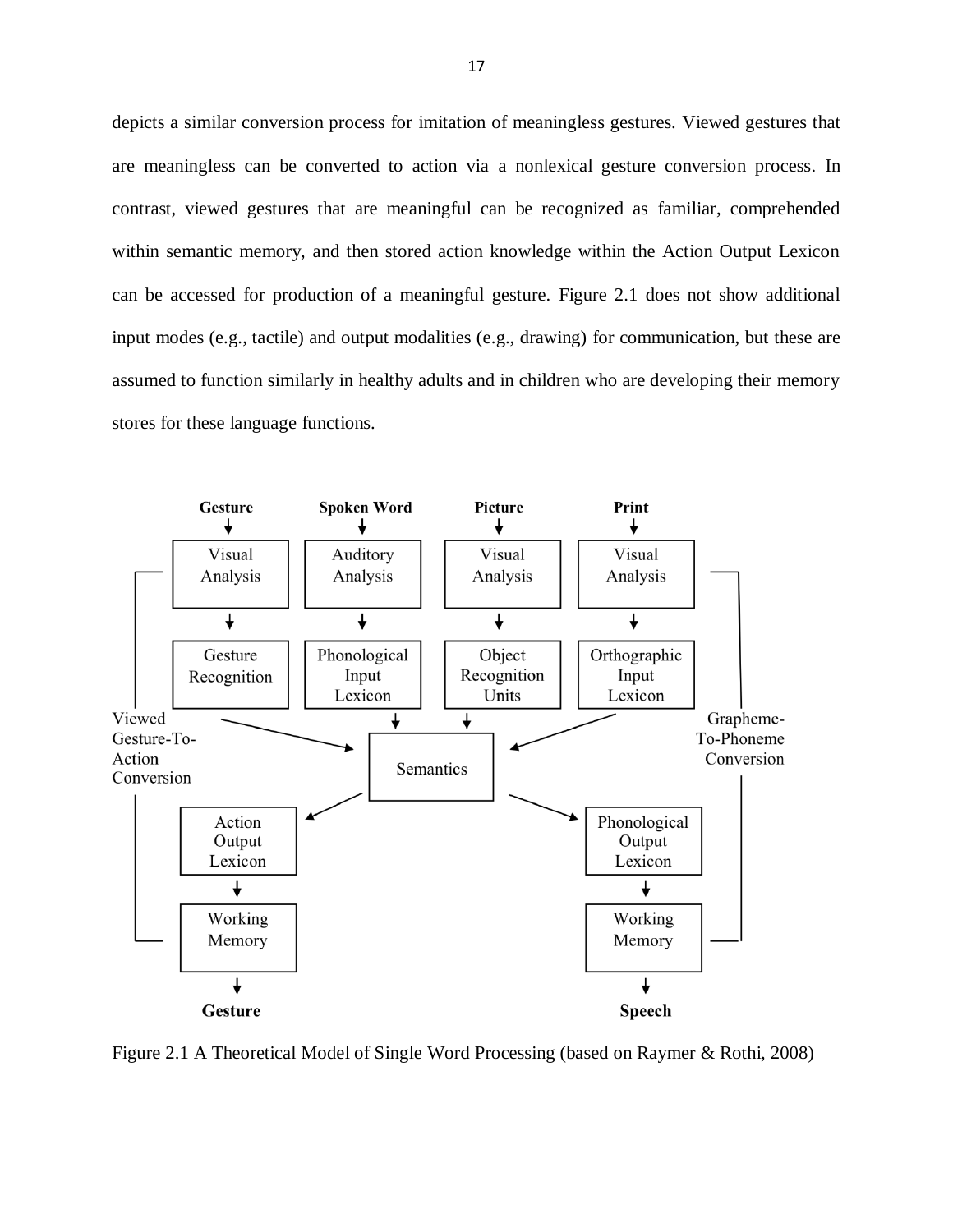depicts a similar conversion process for imitation of meaningless gestures. Viewed gestures that are meaningless can be converted to action via a nonlexical gesture conversion process. In contrast, viewed gestures that are meaningful can be recognized as familiar, comprehended within semantic memory, and then stored action knowledge within the Action Output Lexicon can be accessed for production of a meaningful gesture. Figure 2.1 does not show additional input modes (e.g., tactile) and output modalities (e.g., drawing) for communication, but these are assumed to function similarly in healthy adults and in children who are developing their memory stores for these language functions.

Figure 2.1 A Theoretical Model of Single Word Processing (based on Raymer & Rothi, 2008)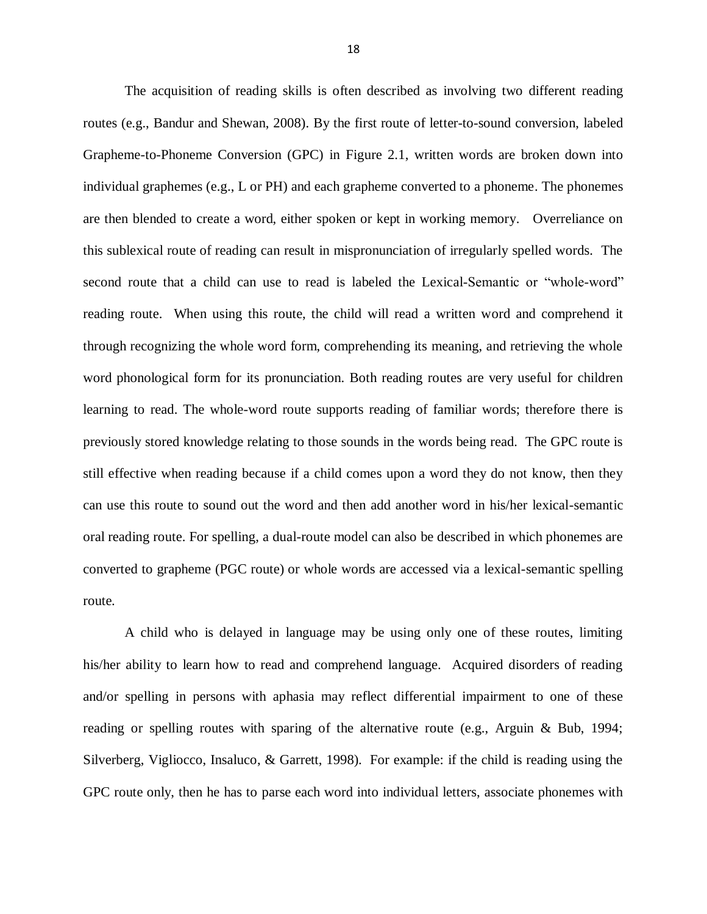The acquisition of reading skills is often described as involving two different reading routes (e.g., Bandur and Shewan, 2008). By the first route of letter-to-sound conversion, labeled Grapheme-to-Phoneme Conversion (GPC) in Figure 2.1, written words are broken down into individual graphemes (e.g., L or PH) and each grapheme converted to a phoneme. The phonemes are then blended to create a word, either spoken or kept in working memory. Overreliance on this sublexical route of reading can result in mispronunciation of irregularly spelled words. The second route that a child can use to read is labeled the Lexical-Semantic or "whole-word" reading route. When using this route, the child will read a written word and comprehend it through recognizing the whole word form, comprehending its meaning, and retrieving the whole word phonological form for its pronunciation. Both reading routes are very useful for children learning to read. The whole-word route supports reading of familiar words; therefore there is previously stored knowledge relating to those sounds in the words being read. The GPC route is still effective when reading because if a child comes upon a word they do not know, then they can use this route to sound out the word and then add another word in his/her lexical-semantic oral reading route. For spelling, a dual-route model can also be described in which phonemes are converted to grapheme (PGC route) or whole words are accessed via a lexical-semantic spelling route.

A child who is delayed in language may be using only one of these routes, limiting his/her ability to learn how to read and comprehend language. Acquired disorders of reading and/or spelling in persons with aphasia may reflect differential impairment to one of these reading or spelling routes with sparing of the alternative route (e.g., Arguin & Bub, 1994; Silverberg, Vigliocco, Insaluco, & Garrett, 1998). For example: if the child is reading using the GPC route only, then he has to parse each word into individual letters, associate phonemes with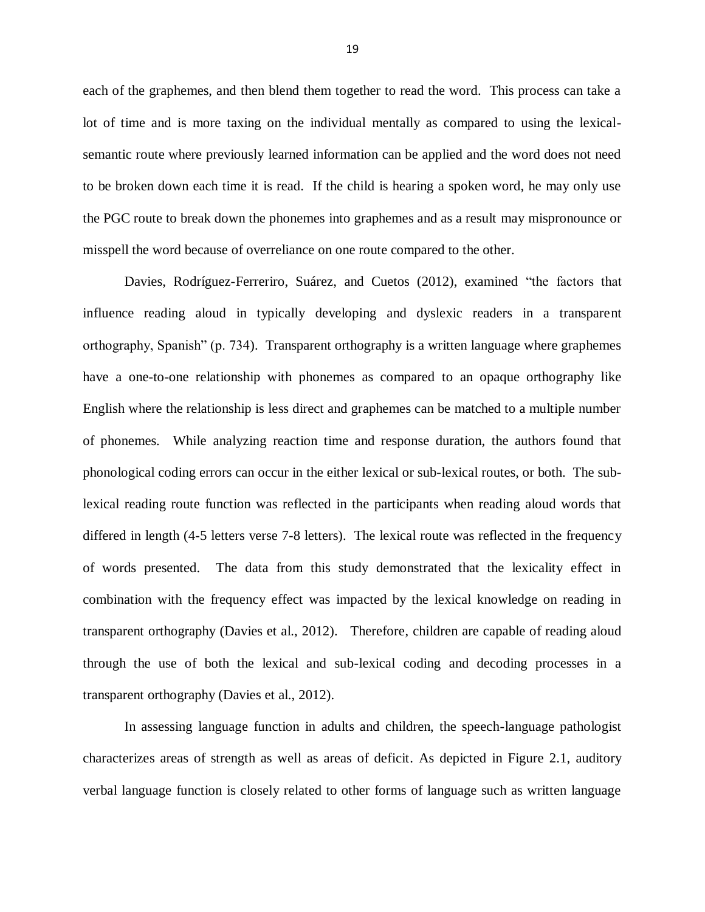each of the graphemes, and then blend them together to read the word. This process can take a lot of time and is more taxing on the individual mentally as compared to using the lexical-semantic route where previously learned information can be applied and the word does not need to be broken down each time it is read. If the child is hearing a spoken word, he may only use the PGC route to break down the phonemes into graphemes and as a result may mispronounce or misspell the word because of overreliance on one route compared to the other.

Davies, Rodríguez-Ferreriro, Suárez, and Cuetos (2012), examined "the factors that influence reading aloud in typically developing and dyslexic readers in a transparent orthography, Spanish" (p. 734). Transparent orthography is a written language where graphemes have a one-to-one relationship with phonemes as compared to an opaque orthography like English where the relationship is less direct and graphemes can be matched to a multiple number of phonemes. While analyzing reaction time and response duration, the authors found that phonological coding errors can occur in the either lexical or sub-lexical routes, or both. The sub-lexical reading route function was reflected in the participants when reading aloud words that differed in length (4-5 letters verse 7-8 letters). The lexical route was reflected in the frequency of words presented. The data from this study demonstrated that the lexicality effect in combination with the frequency effect was impacted by the lexical knowledge on reading in transparent orthography (Davies et al., 2012). Therefore, children are capable of reading aloud through the use of both the lexical and sub-lexical coding and decoding processes in a transparent orthography (Davies et al., 2012).

In assessing language function in adults and children, the speech-language pathologist characterizes areas of strength as well as areas of deficit. As depicted in Figure 2.1, auditory verbal language function is closely related to other forms of language such as written language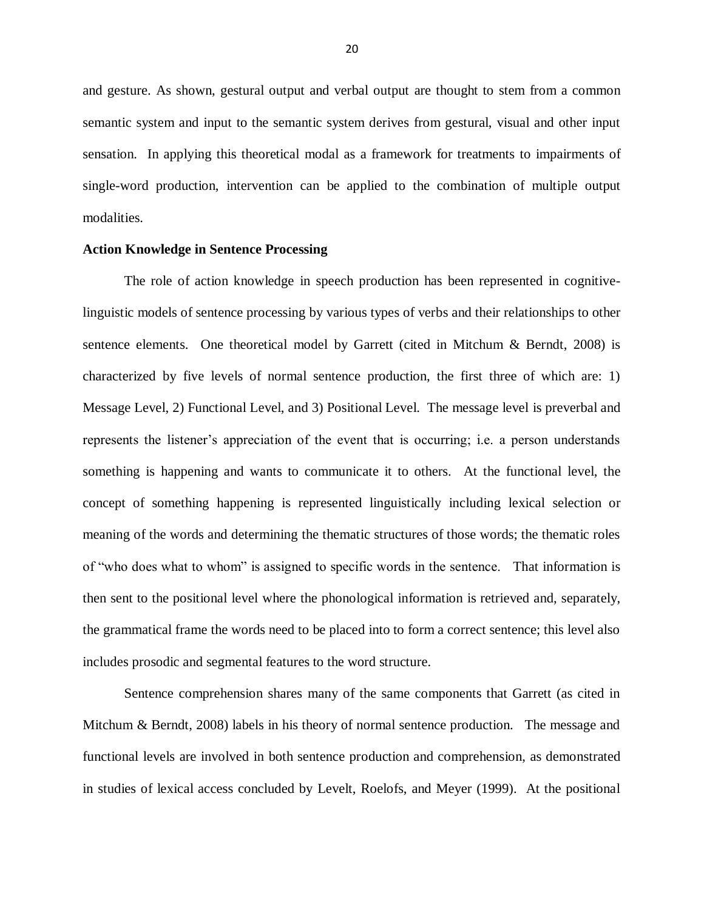and gesture. As shown, gestural output and verbal output are thought to stem from a common semantic system and input to the semantic system derives from gestural, visual and other input sensation. In applying this theoretical modal as a framework for treatments to impairments of single-word production, intervention can be applied to the combination of multiple output modalities.

**Action Knowledge in Sentence Processing**

The role of action knowledge in speech production has been represented in cognitive-linguistic models of sentence processing by various types of verbs and their relationships to other sentence elements. One theoretical model by Garrett (cited in Mitchum & Berndt, 2008) is characterized by five levels of normal sentence production, the first three of which are: 1) Message Level, 2) Functional Level, and 3) Positional Level. The message level is preverbal and represents the listener's appreciation of the event that is occurring; i.e. a person understands something is happening and wants to communicate it to others. At the functional level, the concept of something happening is represented linguistically including lexical selection or meaning of the words and determining the thematic structures of those words; the thematic roles of "who does what to whom" is assigned to specific words in the sentence. That information is then sent to the positional level where the phonological information is retrieved and, separately, the grammatical frame the words need to be placed into to form a correct sentence; this level also includes prosodic and segmental features to the word structure.

Sentence comprehension shares many of the same components that Garrett (as cited in Mitchum & Berndt, 2008) labels in his theory of normal sentence production. The message and functional levels are involved in both sentence production and comprehension, as demonstrated in studies of lexical access concluded by Levelt, Roelofs, and Meyer (1999). At the positional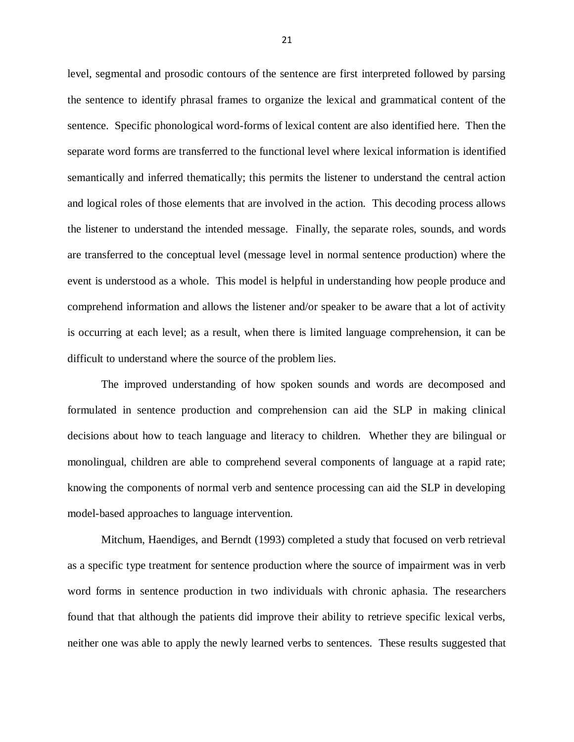level, segmental and prosodic contours of the sentence are first interpreted followed by parsing the sentence to identify phrasal frames to organize the lexical and grammatical content of the sentence. Specific phonological word-forms of lexical content are also identified here. Then the separate word forms are transferred to the functional level where lexical information is identified semantically and inferred thematically; this permits the listener to understand the central action and logical roles of those elements that are involved in the action. This decoding process allows the listener to understand the intended message. Finally, the separate roles, sounds, and words are transferred to the conceptual level (message level in normal sentence production) where the event is understood as a whole. This model is helpful in understanding how people produce and comprehend information and allows the listener and/or speaker to be aware that a lot of activity is occurring at each level; as a result, when there is limited language comprehension, it can be difficult to understand where the source of the problem lies.

The improved understanding of how spoken sounds and words are decomposed and formulated in sentence production and comprehension can aid the SLP in making clinical decisions about how to teach language and literacy to children. Whether they are bilingual or monolingual, children are able to comprehend several components of language at a rapid rate; knowing the components of normal verb and sentence processing can aid the SLP in developing model-based approaches to language intervention.

Mitchum, Haendiges, and Berndt (1993) completed a study that focused on verb retrieval as a specific type treatment for sentence production where the source of impairment was in verb word forms in sentence production in two individuals with chronic aphasia. The researchers found that that although the patients did improve their ability to retrieve specific lexical verbs, neither one was able to apply the newly learned verbs to sentences. These results suggested that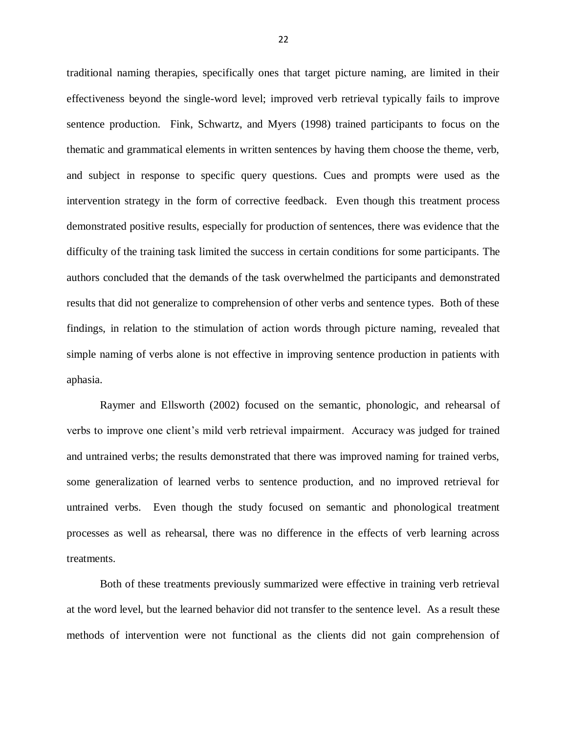traditional naming therapies, specifically ones that target picture naming, are limited in their effectiveness beyond the single-word level; improved verb retrieval typically fails to improve sentence production. Fink, Schwartz, and Myers (1998) trained participants to focus on the thematic and grammatical elements in written sentences by having them choose the theme, verb, and subject in response to specific query questions. Cues and prompts were used as the intervention strategy in the form of corrective feedback. Even though this treatment process demonstrated positive results, especially for production of sentences, there was evidence that the difficulty of the training task limited the success in certain conditions for some participants. The authors concluded that the demands of the task overwhelmed the participants and demonstrated results that did not generalize to comprehension of other verbs and sentence types. Both of these findings, in relation to the stimulation of action words through picture naming, revealed that simple naming of verbs alone is not effective in improving sentence production in patients with aphasia.

Raymer and Ellsworth (2002) focused on the semantic, phonologic, and rehearsal of verbs to improve one client's mild verb retrieval impairment. Accuracy was judged for trained and untrained verbs; the results demonstrated that there was improved naming for trained verbs, some generalization of learned verbs to sentence production, and no improved retrieval for untrained verbs. Even though the study focused on semantic and phonological treatment processes as well as rehearsal, there was no difference in the effects of verb learning across treatments.

Both of these treatments previously summarized were effective in training verb retrieval at the word level, but the learned behavior did not transfer to the sentence level. As a result these methods of intervention were not functional as the clients did not gain comprehension of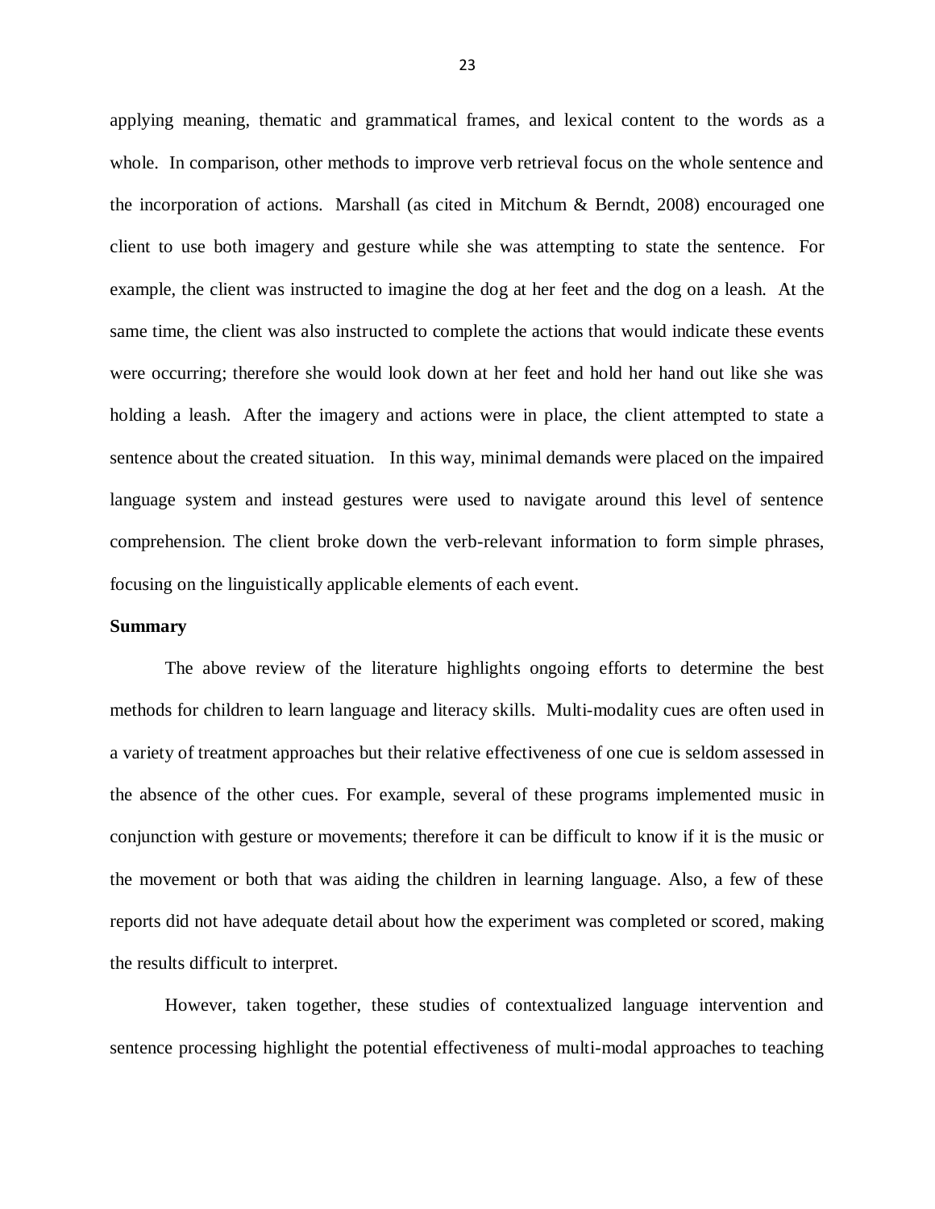applying meaning, thematic and grammatical frames, and lexical content to the words as a whole. In comparison, other methods to improve verb retrieval focus on the whole sentence and the incorporation of actions. Marshall (as cited in Mitchum & Berndt, 2008) encouraged one client to use both imagery and gesture while she was attempting to state the sentence. For example, the client was instructed to imagine the dog at her feet and the dog on a leash. At the same time, the client was also instructed to complete the actions that would indicate these events were occurring; therefore she would look down at her feet and hold her hand out like she was holding a leash. After the imagery and actions were in place, the client attempted to state a sentence about the created situation. In this way, minimal demands were placed on the impaired language system and instead gestures were used to navigate around this level of sentence comprehension. The client broke down the verb-relevant information to form simple phrases, focusing on the linguistically applicable elements of each event.

**Summary**

The above review of the literature highlights ongoing efforts to determine the best methods for children to learn language and literacy skills. Multi-modality cues are often used in a variety of treatment approaches but their relative effectiveness of one cue is seldom assessed in the absence of the other cues. For example, several of these programs implemented music in conjunction with gesture or movements; therefore it can be difficult to know if it is the music or the movement or both that was aiding the children in learning language. Also, a few of these reports did not have adequate detail about how the experiment was completed or scored, making the results difficult to interpret.

However, taken together, these studies of contextualized language intervention and sentence processing highlight the potential effectiveness of multi-modal approaches to teaching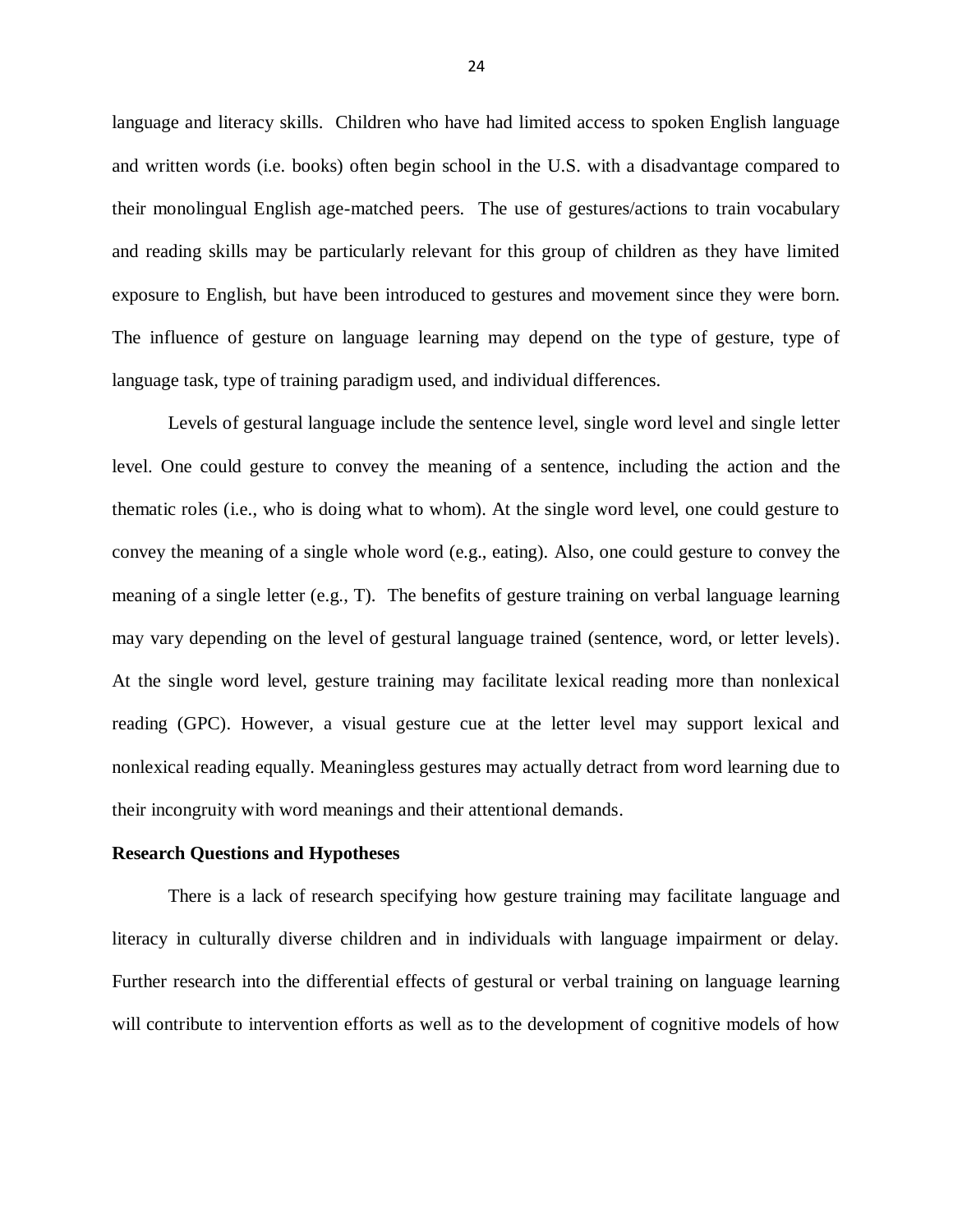language and literacy skills. Children who have had limited access to spoken English language and written words (i.e. books) often begin school in the U.S. with a disadvantage compared to their monolingual English age-matched peers. The use of gestures/actions to train vocabulary and reading skills may be particularly relevant for this group of children as they have limited exposure to English, but have been introduced to gestures and movement since they were born. The influence of gesture on language learning may depend on the type of gesture, type of language task, type of training paradigm used, and individual differences.

Levels of gestural language include the sentence level, single word level and single letter level. One could gesture to convey the meaning of a sentence, including the action and the thematic roles (i.e., who is doing what to whom). At the single word level, one could gesture to convey the meaning of a single whole word (e.g., eating). Also, one could gesture to convey the meaning of a single letter (e.g., T). The benefits of gesture training on verbal language learning may vary depending on the level of gestural language trained (sentence, word, or letter levels). At the single word level, gesture training may facilitate lexical reading more than nonlexical reading (GPC). However, a visual gesture cue at the letter level may support lexical and nonlexical reading equally. Meaningless gestures may actually detract from word learning due to their incongruity with word meanings and their attentional demands.

**Research Questions and Hypotheses**

There is a lack of research specifying how gesture training may facilitate language and literacy in culturally diverse children and in individuals with language impairment or delay. Further research into the differential effects of gestural or verbal training on language learning will contribute to intervention efforts as well as to the development of cognitive models of how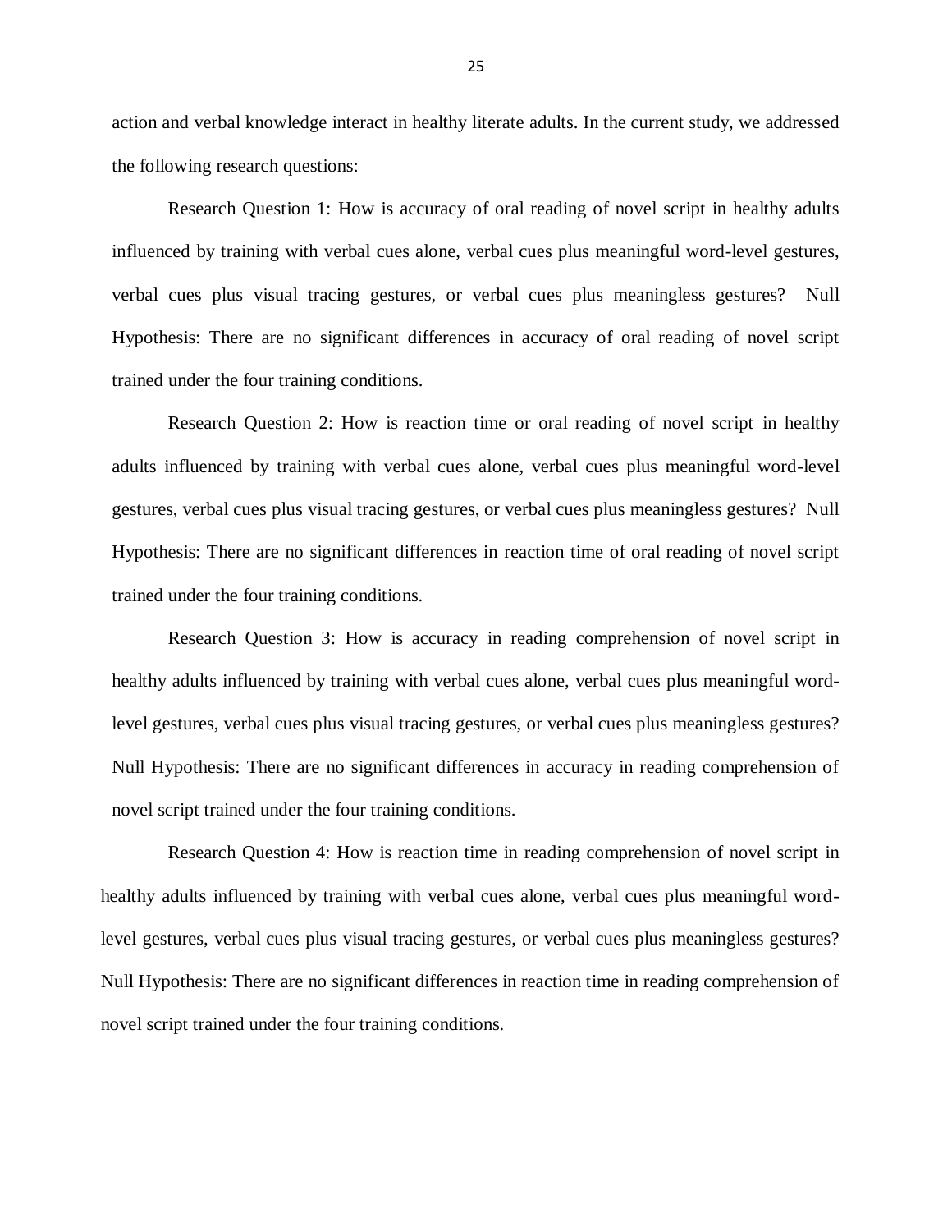action and verbal knowledge interact in healthy literate adults. In the current study, we addressed the following research questions:

Research Question 1: How is accuracy of oral reading of novel script in healthy adults influenced by training with verbal cues alone, verbal cues plus meaningful word-level gestures, verbal cues plus visual tracing gestures, or verbal cues plus meaningless gestures? Null Hypothesis: There are no significant differences in accuracy of oral reading of novel script trained under the four training conditions.

Research Question 2: How is reaction time or oral reading of novel script in healthy adults influenced by training with verbal cues alone, verbal cues plus meaningful word-level gestures, verbal cues plus visual tracing gestures, or verbal cues plus meaningless gestures? Null Hypothesis: There are no significant differences in reaction time of oral reading of novel script trained under the four training conditions.

Research Question 3: How is accuracy in reading comprehension of novel script in healthy adults influenced by training with verbal cues alone, verbal cues plus meaningful word-level gestures, verbal cues plus visual tracing gestures, or verbal cues plus meaningless gestures? Null Hypothesis: There are no significant differences in accuracy in reading comprehension of novel script trained under the four training conditions.

Research Question 4: How is reaction time in reading comprehension of novel script in healthy adults influenced by training with verbal cues alone, verbal cues plus meaningful word-level gestures, verbal cues plus visual tracing gestures, or verbal cues plus meaningless gestures? Null Hypothesis: There are no significant differences in reaction time in reading comprehension of novel script trained under the four training conditions.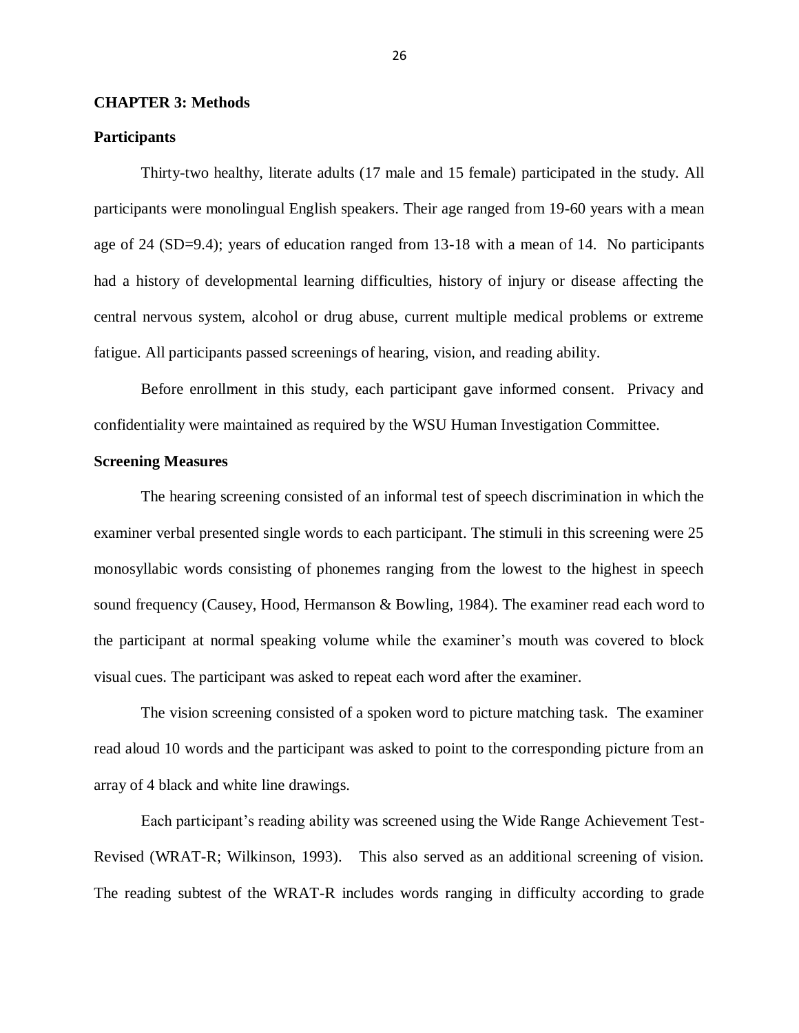## CHAPTER 3: Methods

### Participants

Thirty-two healthy, literate adults (17 male and 15 female) participated in the study. All participants were monolingual English speakers. Their age ranged from 19-60 years with a mean age of 24 (SD=9.4); years of education ranged from 13-18 with a mean of 14. No participants had a history of developmental learning difficulties, history of injury or disease affecting the central nervous system, alcohol or drug abuse, current multiple medical problems or extreme fatigue. All participants passed screenings of hearing, vision, and reading ability.

Before enrollment in this study, each participant gave informed consent. Privacy and confidentiality were maintained as required by the WSU Human Investigation Committee.

### Screening Measures

The hearing screening consisted of an informal test of speech discrimination in which the examiner verbal presented single words to each participant. The stimuli in this screening were 25 monosyllabic words consisting of phonemes ranging from the lowest to the highest in speech sound frequency (Causey, Hood, Hermanson & Bowling, 1984). The examiner read each word to the participant at normal speaking volume while the examiner's mouth was covered to block visual cues. The participant was asked to repeat each word after the examiner.

The vision screening consisted of a spoken word to picture matching task. The examiner read aloud 10 words and the participant was asked to point to the corresponding picture from an array of 4 black and white line drawings.

Each participant's reading ability was screened using the Wide Range Achievement Test-Revised (WRAT-R; Wilkinson, 1993). This also served as an additional screening of vision. The reading subtest of the WRAT-R includes words ranging in difficulty according to grade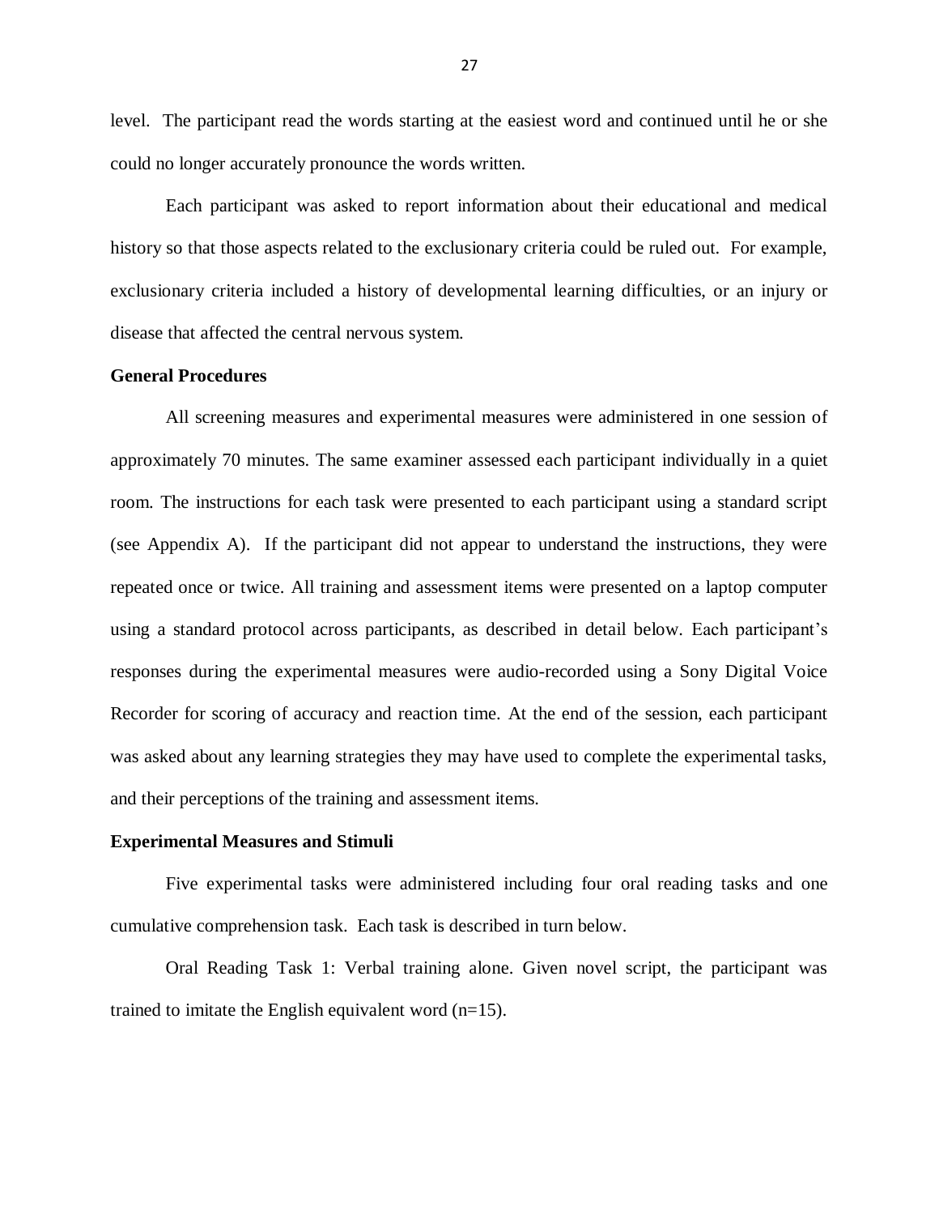level. The participant read the words starting at the easiest word and continued until he or she could no longer accurately pronounce the words written.

Each participant was asked to report information about their educational and medical history so that those aspects related to the exclusionary criteria could be ruled out. For example, exclusionary criteria included a history of developmental learning difficulties, or an injury or disease that affected the central nervous system.

**General Procedures**

All screening measures and experimental measures were administered in one session of approximately 70 minutes. The same examiner assessed each participant individually in a quiet room. The instructions for each task were presented to each participant using a standard script (see Appendix A). If the participant did not appear to understand the instructions, they were repeated once or twice. All training and assessment items were presented on a laptop computer using a standard protocol across participants, as described in detail below. Each participant's responses during the experimental measures were audio-recorded using a Sony Digital Voice Recorder for scoring of accuracy and reaction time. At the end of the session, each participant was asked about any learning strategies they may have used to complete the experimental tasks, and their perceptions of the training and assessment items.

**Experimental Measures and Stimuli**

Five experimental tasks were administered including four oral reading tasks and one cumulative comprehension task. Each task is described in turn below.

Oral Reading Task 1: Verbal training alone. Given novel script, the participant was trained to imitate the English equivalent word (n=15).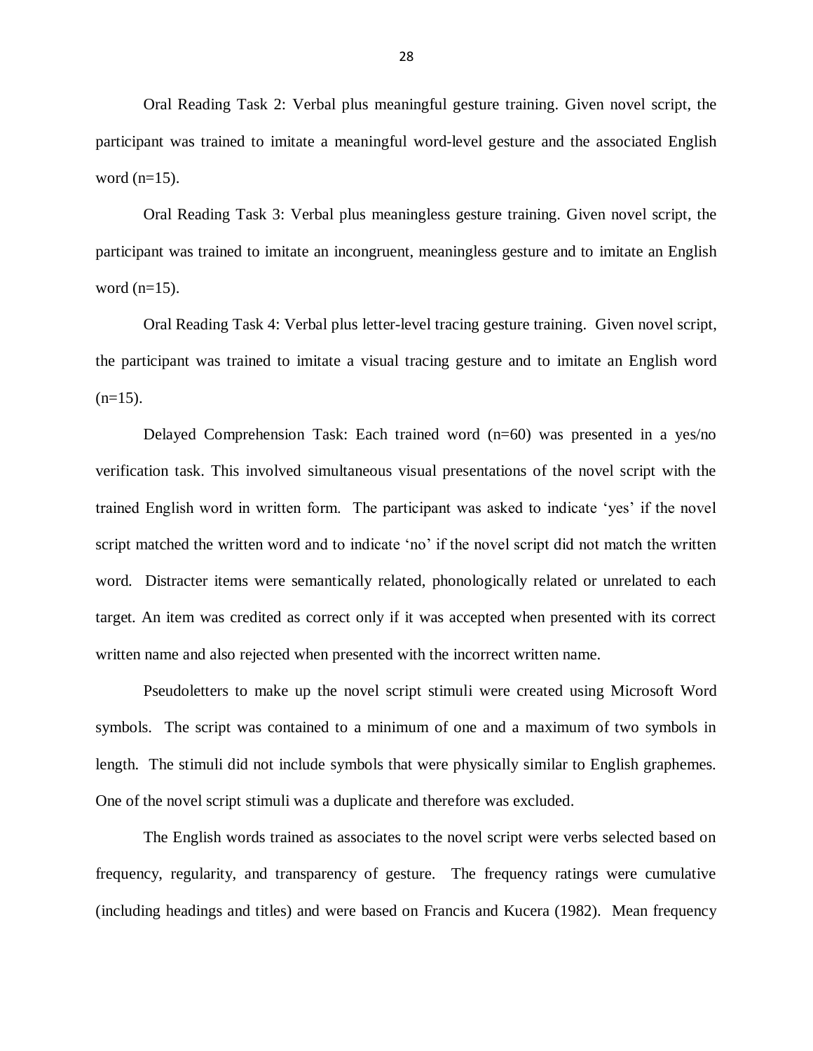Oral Reading Task 2: Verbal plus meaningful gesture training. Given novel script, the participant was trained to imitate a meaningful word-level gesture and the associated English word (n=15).

Oral Reading Task 3: Verbal plus meaningless gesture training. Given novel script, the participant was trained to imitate an incongruent, meaningless gesture and to imitate an English word (n=15).

Oral Reading Task 4: Verbal plus letter-level tracing gesture training. Given novel script, the participant was trained to imitate a visual tracing gesture and to imitate an English word (n=15).

Delayed Comprehension Task: Each trained word (n=60) was presented in a yes/no verification task. This involved simultaneous visual presentations of the novel script with the trained English word in written form. The participant was asked to indicate 'yes' if the novel script matched the written word and to indicate 'no' if the novel script did not match the written word. Distracter items were semantically related, phonologically related or unrelated to each target. An item was credited as correct only if it was accepted when presented with its correct written name and also rejected when presented with the incorrect written name.

Pseudoletters to make up the novel script stimuli were created using Microsoft Word symbols. The script was contained to a minimum of one and a maximum of two symbols in length. The stimuli did not include symbols that were physically similar to English graphemes. One of the novel script stimuli was a duplicate and therefore was excluded.

The English words trained as associates to the novel script were verbs selected based on frequency, regularity, and transparency of gesture. The frequency ratings were cumulative (including headings and titles) and were based on Francis and Kucera (1982). Mean frequency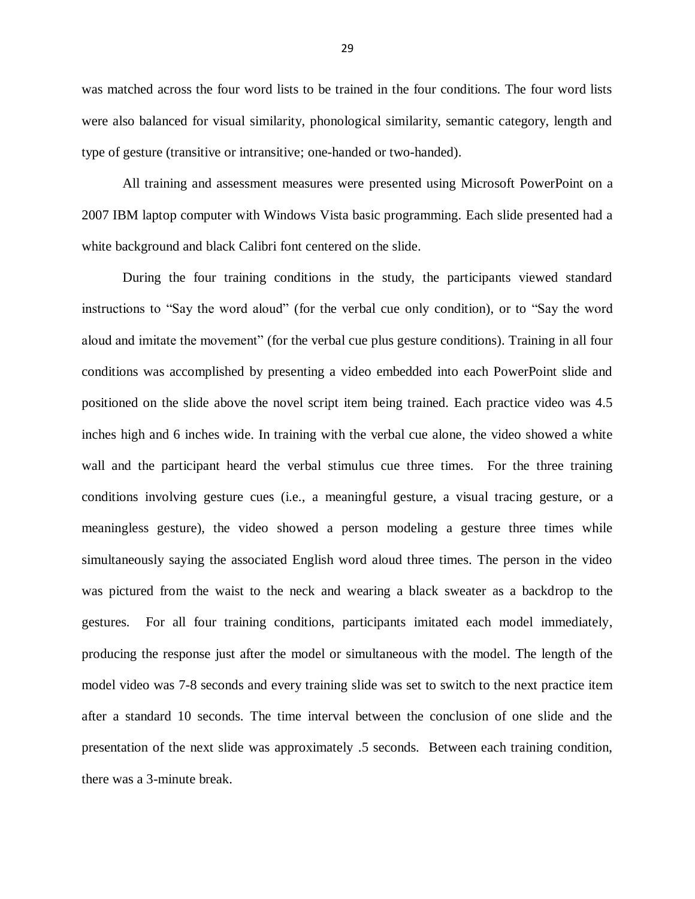was matched across the four word lists to be trained in the four conditions. The four word lists were also balanced for visual similarity, phonological similarity, semantic category, length and type of gesture (transitive or intransitive; one-handed or two-handed).

All training and assessment measures were presented using Microsoft PowerPoint on a 2007 IBM laptop computer with Windows Vista basic programming. Each slide presented had a white background and black Calibri font centered on the slide.

During the four training conditions in the study, the participants viewed standard instructions to "Say the word aloud" (for the verbal cue only condition), or to "Say the word aloud and imitate the movement" (for the verbal cue plus gesture conditions). Training in all four conditions was accomplished by presenting a video embedded into each PowerPoint slide and positioned on the slide above the novel script item being trained. Each practice video was 4.5 inches high and 6 inches wide. In training with the verbal cue alone, the video showed a white wall and the participant heard the verbal stimulus cue three times. For the three training conditions involving gesture cues (i.e., a meaningful gesture, a visual tracing gesture, or a meaningless gesture), the video showed a person modeling a gesture three times while simultaneously saying the associated English word aloud three times. The person in the video was pictured from the waist to the neck and wearing a black sweater as a backdrop to the gestures. For all four training conditions, participants imitated each model immediately, producing the response just after the model or simultaneous with the model. The length of the model video was 7-8 seconds and every training slide was set to switch to the next practice item after a standard 10 seconds. The time interval between the conclusion of one slide and the presentation of the next slide was approximately .5 seconds. Between each training condition, there was a 3-minute break.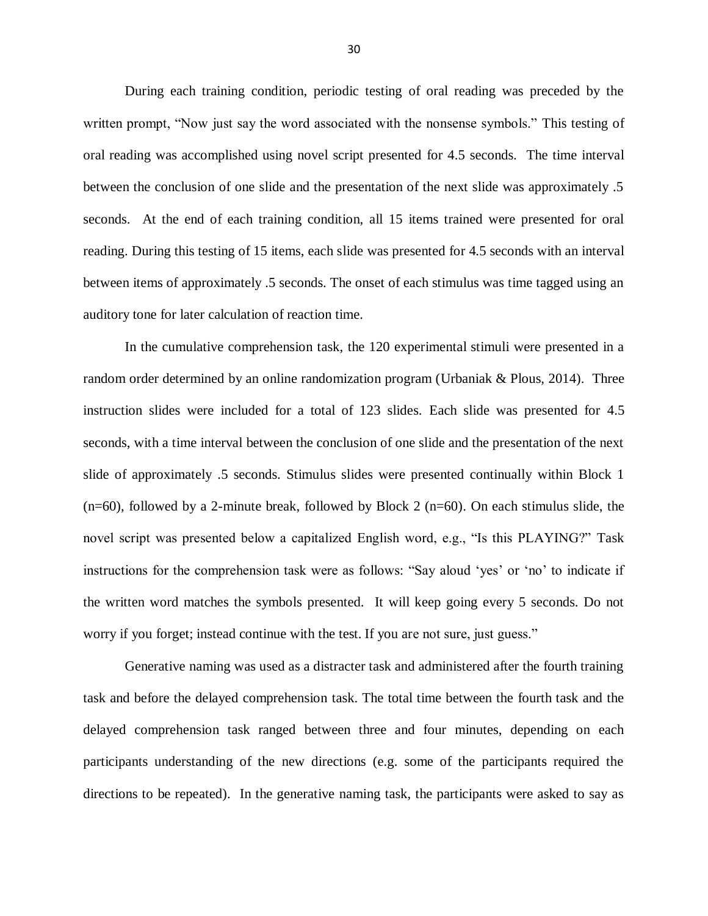During each training condition, periodic testing of oral reading was preceded by the written prompt, "Now just say the word associated with the nonsense symbols." This testing of oral reading was accomplished using novel script presented for 4.5 seconds. The time interval between the conclusion of one slide and the presentation of the next slide was approximately .5 seconds. At the end of each training condition, all 15 items trained were presented for oral reading. During this testing of 15 items, each slide was presented for 4.5 seconds with an interval between items of approximately .5 seconds. The onset of each stimulus was time tagged using an auditory tone for later calculation of reaction time.

In the cumulative comprehension task, the 120 experimental stimuli were presented in a random order determined by an online randomization program (Urbaniak & Plous, 2014). Three instruction slides were included for a total of 123 slides. Each slide was presented for 4.5 seconds, with a time interval between the conclusion of one slide and the presentation of the next slide of approximately .5 seconds. Stimulus slides were presented continually within Block 1 (n=60), followed by a 2-minute break, followed by Block 2 (n=60). On each stimulus slide, the novel script was presented below a capitalized English word, e.g., "Is this PLAYING?" Task instructions for the comprehension task were as follows: "Say aloud 'yes' or 'no' to indicate if the written word matches the symbols presented. It will keep going every 5 seconds. Do not worry if you forget; instead continue with the test. If you are not sure, just guess."

Generative naming was used as a distracter task and administered after the fourth training task and before the delayed comprehension task. The total time between the fourth task and the delayed comprehension task ranged between three and four minutes, depending on each participants understanding of the new directions (e.g. some of the participants required the directions to be repeated). In the generative naming task, the participants were asked to say as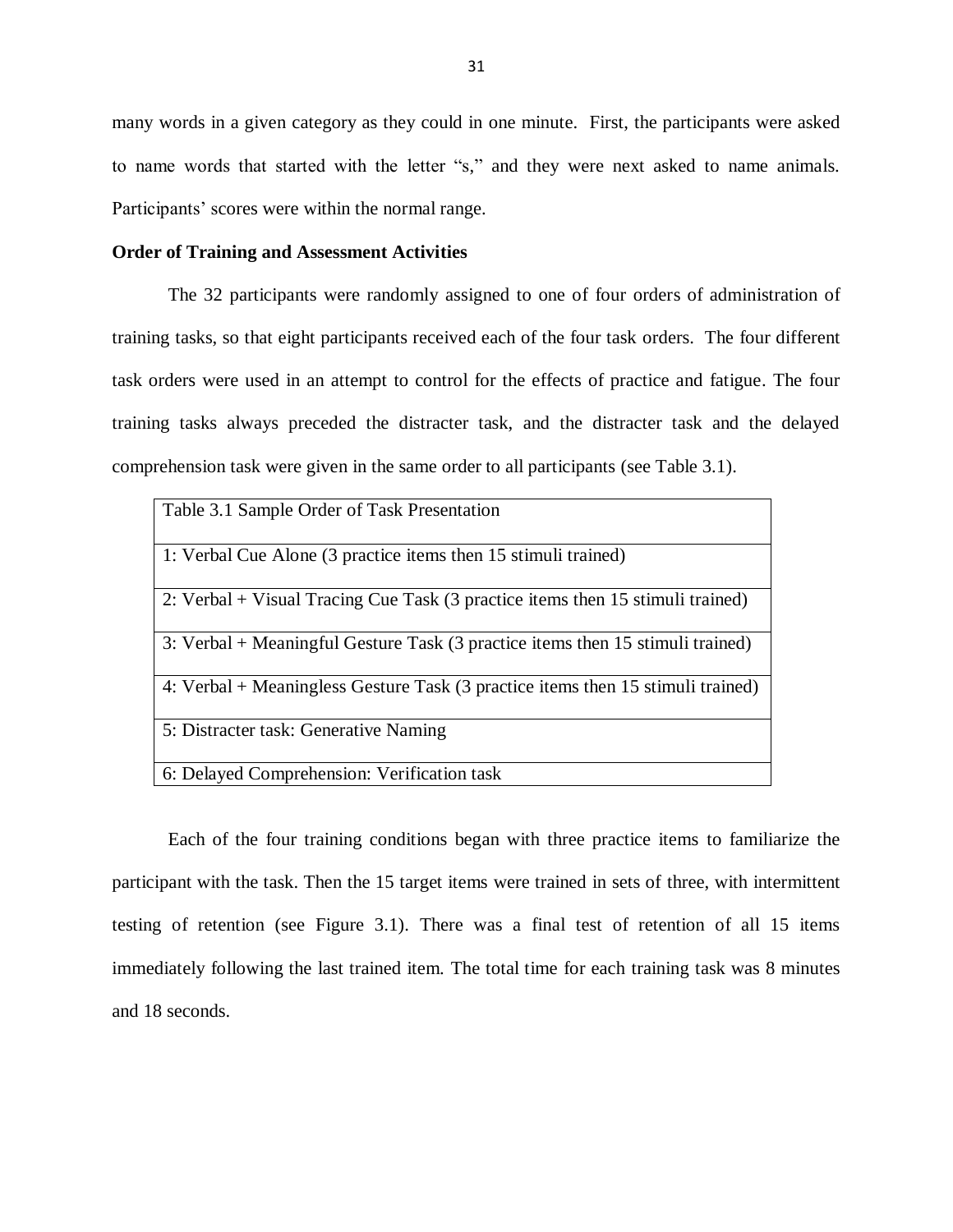many words in a given category as they could in one minute. First, the participants were asked to name words that started with the letter "s," and they were next asked to name animals. Participants' scores were within the normal range.

**Order of Training and Assessment Activities**

The 32 participants were randomly assigned to one of four orders of administration of training tasks, so that eight participants received each of the four task orders. The four different task orders were used in an attempt to control for the effects of practice and fatigue. The four training tasks always preceded the distracter task, and the distracter task and the delayed comprehension task were given in the same order to all participants (see Table 3.1).

| Table 3.1 Sample Order of Task Presentation |
|---|
| 1: Verbal Cue Alone (3 practice items then 15 stimuli trained) |
| 2: Verbal + Visual Tracing Cue Task (3 practice items then 15 stimuli trained) |
| 3: Verbal + Meaningful Gesture Task (3 practice items then 15 stimuli trained) |
| 4: Verbal + Meaningless Gesture Task (3 practice items then 15 stimuli trained) |
| 5: Distracter task: Generative Naming |
| 6: Delayed Comprehension: Verification task |

Each of the four training conditions began with three practice items to familiarize the participant with the task. Then the 15 target items were trained in sets of three, with intermittent testing of retention (see Figure 3.1). There was a final test of retention of all 15 items immediately following the last trained item. The total time for each training task was 8 minutes and 18 seconds.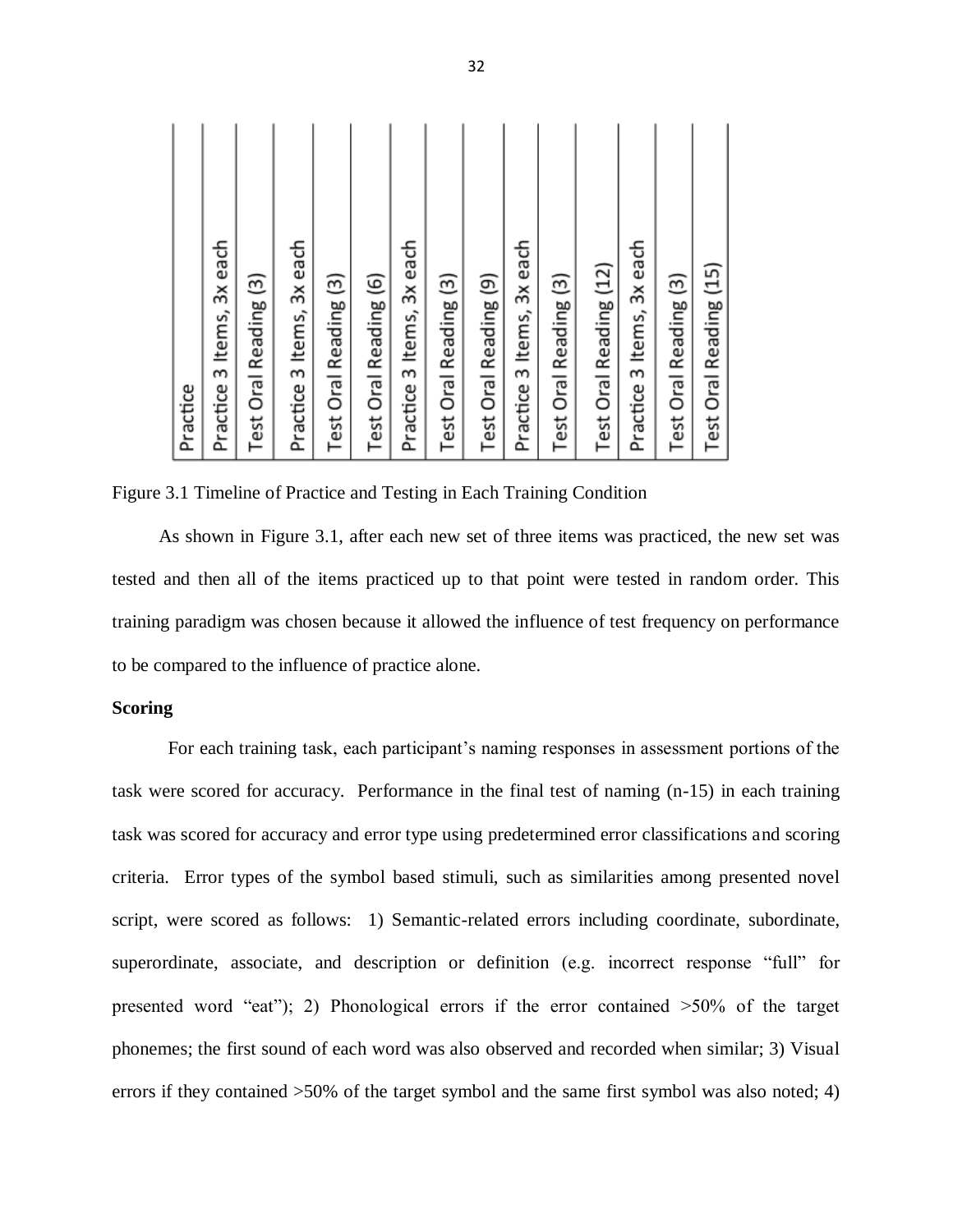| Practice |
| --- |
| Practice 3 Items, 3x each |
| Test Oral Reading (3) |
| Practice 3 Items, 3x each |
| Test Oral Reading (3) |
| Test Oral Reading (6) |
| Practice 3 Items, 3x each |
| Test Oral Reading (3) |
| Test Oral Reading (9) |
| Practice 3 Items, 3x each |
| Test Oral Reading (3) |
| Test Oral Reading (12) |
| Practice 3 Items, 3x each |
| Test Oral Reading (3) |
| Test Oral Reading (15) |

Figure 3.1 Timeline of Practice and Testing in Each Training Condition

As shown in Figure 3.1, after each new set of three items was practiced, the new set was tested and then all of the items practiced up to that point were tested in random order. This training paradigm was chosen because it allowed the influence of test frequency on performance to be compared to the influence of practice alone.

**Scoring**

For each training task, each participant's naming responses in assessment portions of the task were scored for accuracy. Performance in the final test of naming (n-15) in each training task was scored for accuracy and error type using predetermined error classifications and scoring criteria. Error types of the symbol based stimuli, such as similarities among presented novel script, were scored as follows: 1) Semantic-related errors including coordinate, subordinate, superordinate, associate, and description or definition (e.g. incorrect response "full" for presented word "eat"); 2) Phonological errors if the error contained >50% of the target phonemes; the first sound of each word was also observed and recorded when similar; 3) Visual errors if they contained >50% of the target symbol and the same first symbol was also noted; 4)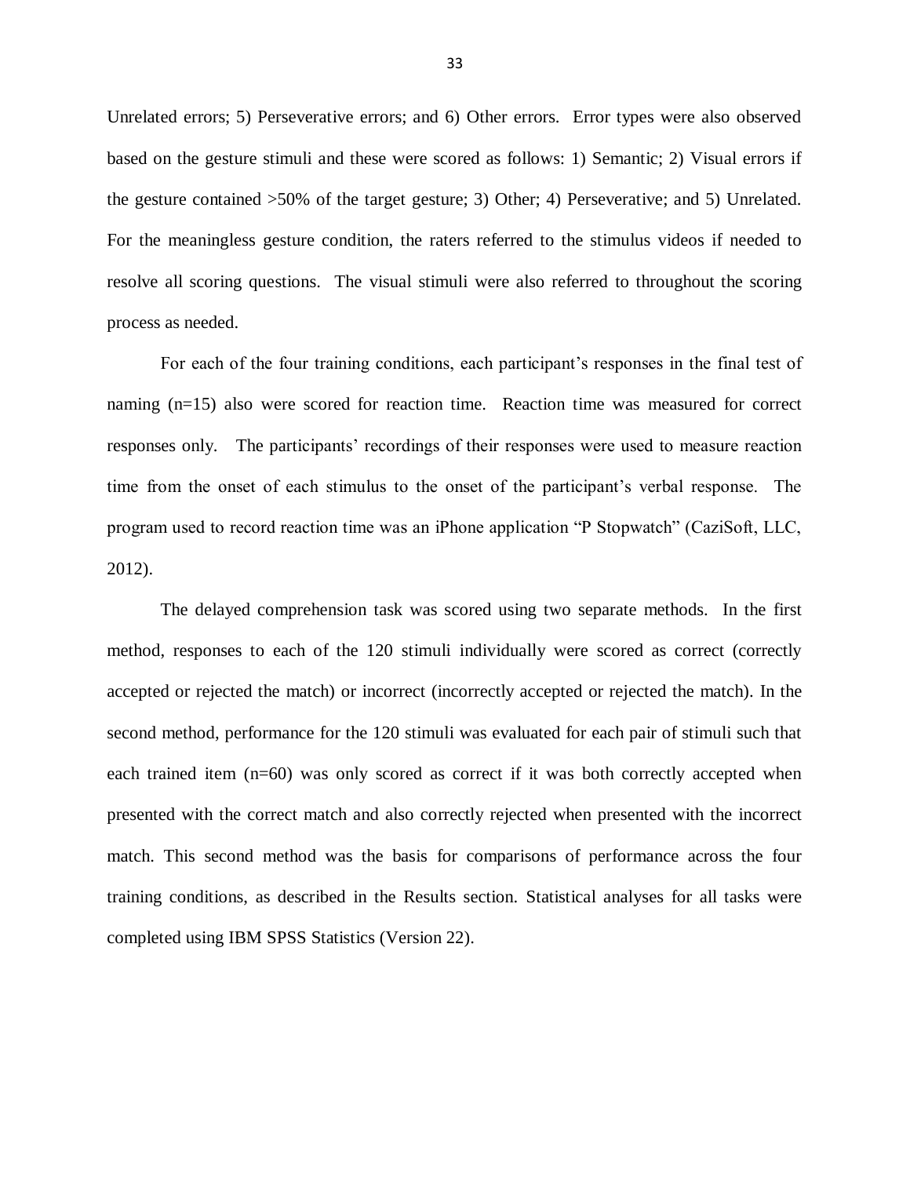Unrelated errors; 5) Perseverative errors; and 6) Other errors. Error types were also observed based on the gesture stimuli and these were scored as follows: 1) Semantic; 2) Visual errors if the gesture contained >50% of the target gesture; 3) Other; 4) Perseverative; and 5) Unrelated. For the meaningless gesture condition, the raters referred to the stimulus videos if needed to resolve all scoring questions. The visual stimuli were also referred to throughout the scoring process as needed.

For each of the four training conditions, each participant's responses in the final test of naming (n=15) also were scored for reaction time. Reaction time was measured for correct responses only. The participants' recordings of their responses were used to measure reaction time from the onset of each stimulus to the onset of the participant's verbal response. The program used to record reaction time was an iPhone application "P Stopwatch" (CaziSoft, LLC, 2012).

The delayed comprehension task was scored using two separate methods. In the first method, responses to each of the 120 stimuli individually were scored as correct (correctly accepted or rejected the match) or incorrect (incorrectly accepted or rejected the match). In the second method, performance for the 120 stimuli was evaluated for each pair of stimuli such that each trained item (n=60) was only scored as correct if it was both correctly accepted when presented with the correct match and also correctly rejected when presented with the incorrect match. This second method was the basis for comparisons of performance across the four training conditions, as described in the Results section. Statistical analyses for all tasks were completed using IBM SPSS Statistics (Version 22).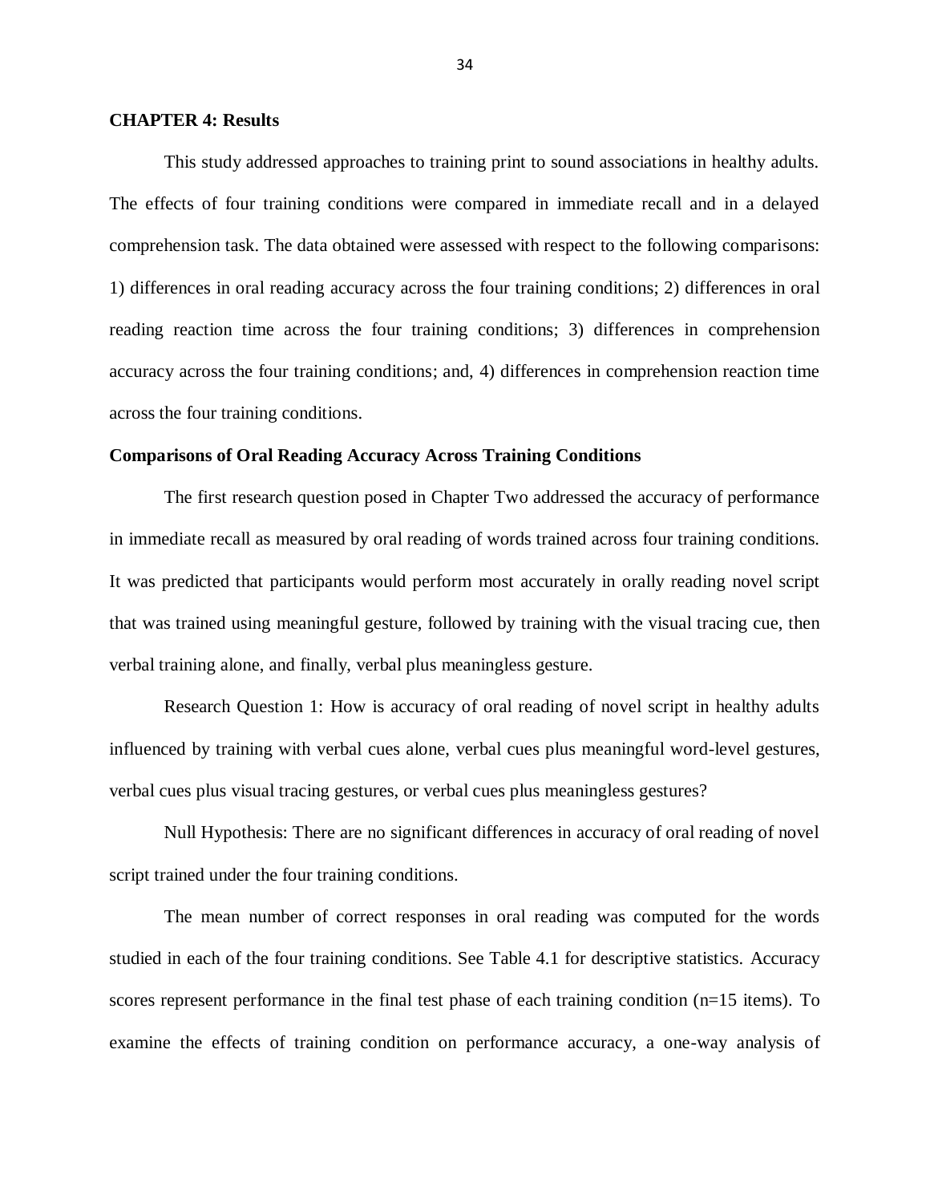## CHAPTER 4: Results

This study addressed approaches to training print to sound associations in healthy adults. The effects of four training conditions were compared in immediate recall and in a delayed comprehension task. The data obtained were assessed with respect to the following comparisons: 1) differences in oral reading accuracy across the four training conditions; 2) differences in oral reading reaction time across the four training conditions; 3) differences in comprehension accuracy across the four training conditions; and, 4) differences in comprehension reaction time across the four training conditions.

### Comparisons of Oral Reading Accuracy Across Training Conditions

The first research question posed in Chapter Two addressed the accuracy of performance in immediate recall as measured by oral reading of words trained across four training conditions. It was predicted that participants would perform most accurately in orally reading novel script that was trained using meaningful gesture, followed by training with the visual tracing cue, then verbal training alone, and finally, verbal plus meaningless gesture.

Research Question 1: How is accuracy of oral reading of novel script in healthy adults influenced by training with verbal cues alone, verbal cues plus meaningful word-level gestures, verbal cues plus visual tracing gestures, or verbal cues plus meaningless gestures?

Null Hypothesis: There are no significant differences in accuracy of oral reading of novel script trained under the four training conditions.

The mean number of correct responses in oral reading was computed for the words studied in each of the four training conditions. See Table 4.1 for descriptive statistics. Accuracy scores represent performance in the final test phase of each training condition (n=15 items). To examine the effects of training condition on performance accuracy, a one-way analysis of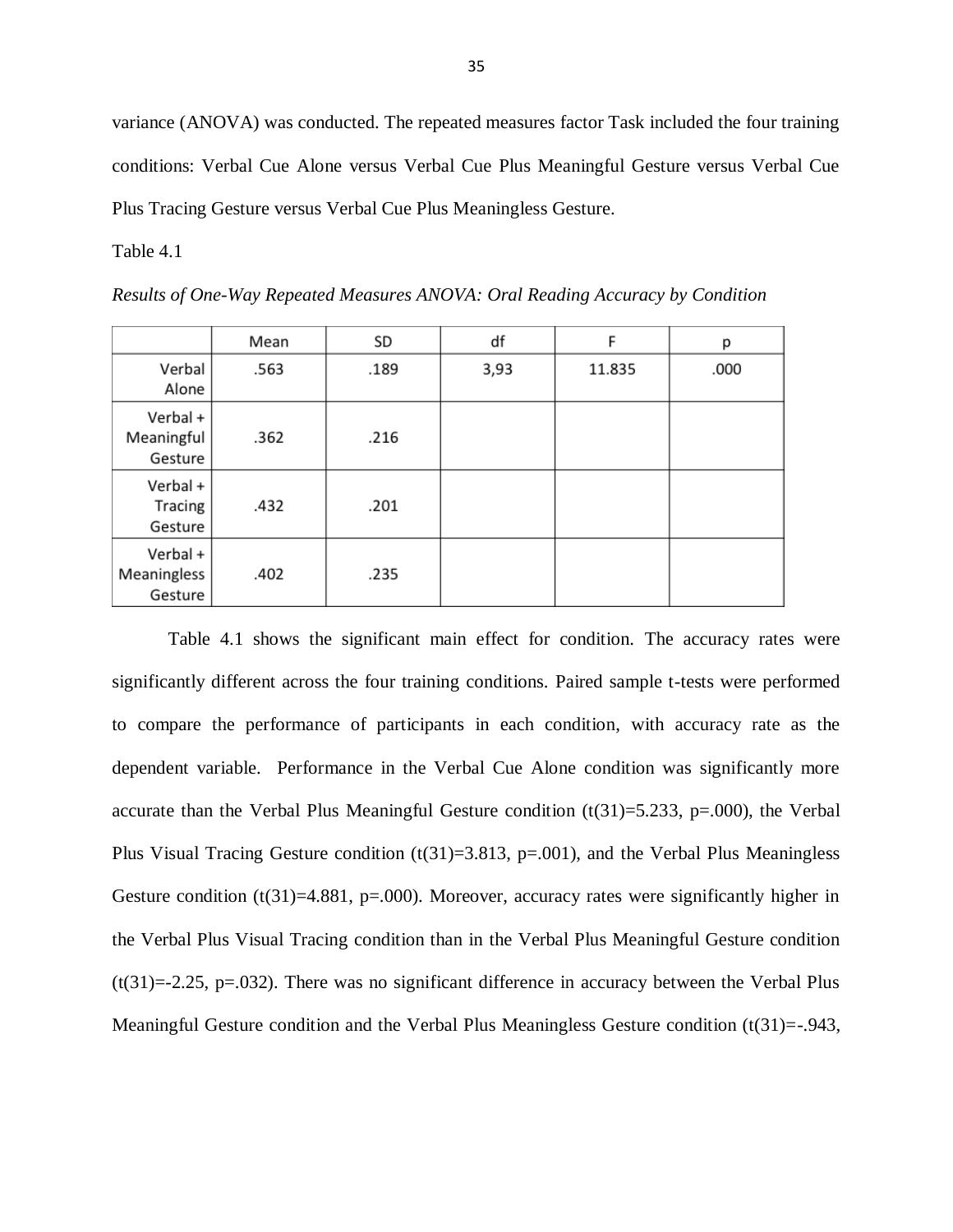variance (ANOVA) was conducted. The repeated measures factor Task included the four training conditions: Verbal Cue Alone versus Verbal Cue Plus Meaningful Gesture versus Verbal Cue Plus Tracing Gesture versus Verbal Cue Plus Meaningless Gesture.

Table 4.1

*Results of One-Way Repeated Measures ANOVA: Oral Reading Accuracy by Condition*

| | Mean | SD | df | F | p |
|---|---|---|---|---|---|
| Verbal Alone | .563 | .189 | 3,93 | 11.835 | .000 |
| Verbal + Meaningful Gesture | .362 | .216 | | | |
| Verbal + Tracing Gesture | .432 | .201 | | | |
| Verbal + Meaningless Gesture | .402 | .235 | | | |

Table 4.1 shows the significant main effect for condition. The accuracy rates were significantly different across the four training conditions. Paired sample t-tests were performed to compare the performance of participants in each condition, with accuracy rate as the dependent variable. Performance in the Verbal Cue Alone condition was significantly more accurate than the Verbal Plus Meaningful Gesture condition ($t(31)=5.233$, $p=.000$), the Verbal Plus Visual Tracing Gesture condition ($t(31)=3.813$, $p=.001$), and the Verbal Plus Meaningless Gesture condition ($t(31)=4.881$, $p=.000$). Moreover, accuracy rates were significantly higher in the Verbal Plus Visual Tracing condition than in the Verbal Plus Meaningful Gesture condition ($t(31)=-2.25$, $p=.032$). There was no significant difference in accuracy between the Verbal Plus Meaningful Gesture condition and the Verbal Plus Meaningless Gesture condition ($t(31)=-.943$,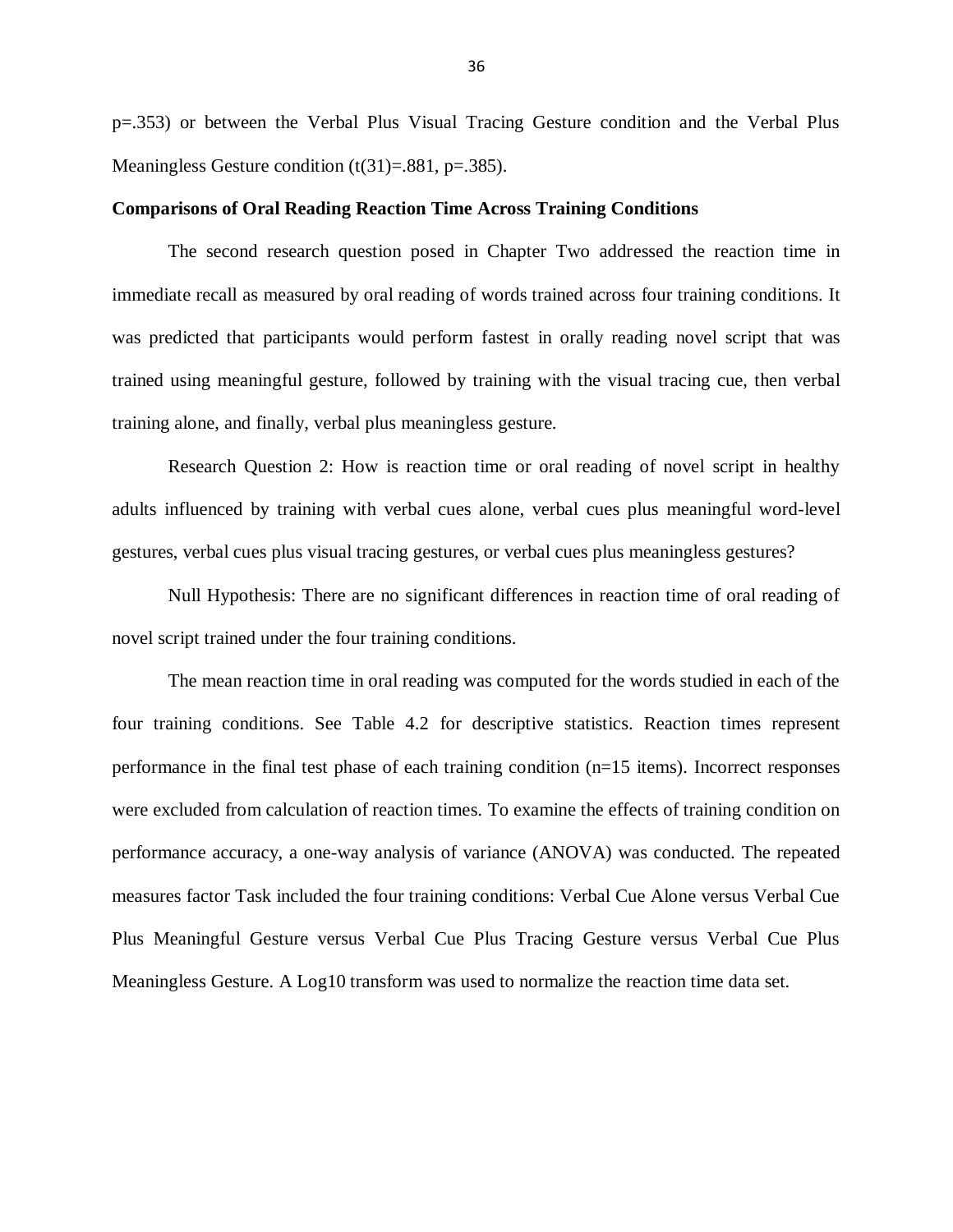p=.353) or between the Verbal Plus Visual Tracing Gesture condition and the Verbal Plus Meaningless Gesture condition ($t(31)=.881$, $p=.385$).

**Comparisons of Oral Reading Reaction Time Across Training Conditions**

The second research question posed in Chapter Two addressed the reaction time in immediate recall as measured by oral reading of words trained across four training conditions. It was predicted that participants would perform fastest in orally reading novel script that was trained using meaningful gesture, followed by training with the visual tracing cue, then verbal training alone, and finally, verbal plus meaningless gesture.

Research Question 2: How is reaction time or oral reading of novel script in healthy adults influenced by training with verbal cues alone, verbal cues plus meaningful word-level gestures, verbal cues plus visual tracing gestures, or verbal cues plus meaningless gestures?

Null Hypothesis: There are no significant differences in reaction time of oral reading of novel script trained under the four training conditions.

The mean reaction time in oral reading was computed for the words studied in each of the four training conditions. See Table 4.2 for descriptive statistics. Reaction times represent performance in the final test phase of each training condition ($n=15$ items). Incorrect responses were excluded from calculation of reaction times. To examine the effects of training condition on performance accuracy, a one-way analysis of variance (ANOVA) was conducted. The repeated measures factor Task included the four training conditions: Verbal Cue Alone versus Verbal Cue Plus Meaningful Gesture versus Verbal Cue Plus Tracing Gesture versus Verbal Cue Plus Meaningless Gesture. A Log10 transform was used to normalize the reaction time data set.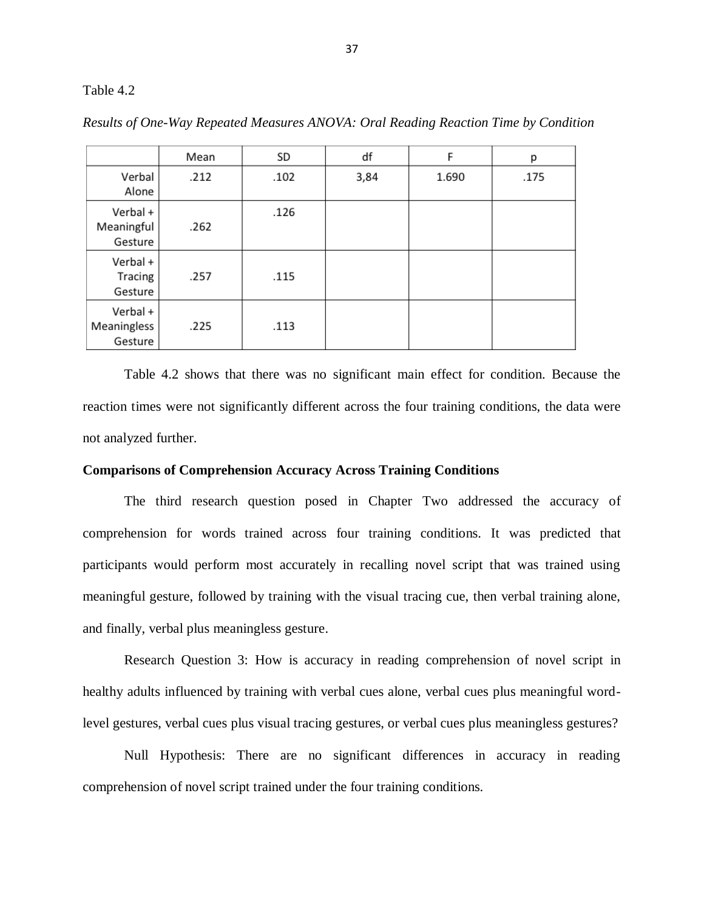Table 4.2

*Results of One-Way Repeated Measures ANOVA: Oral Reading Reaction Time by Condition*

| | Mean | SD | df | F | p |
|---|---|---|---|---|---|
| Verbal Alone | .212 | .102 | 3,84 | 1.690 | .175 |
| Verbal + Meaningful Gesture | .262 | .126 | | | |
| Verbal + Tracing Gesture | .257 | .115 | | | |
| Verbal + Meaningless Gesture | .225 | .113 | | | |

Table 4.2 shows that there was no significant main effect for condition. Because the reaction times were not significantly different across the four training conditions, the data were not analyzed further.

**Comparisons of Comprehension Accuracy Across Training Conditions**

The third research question posed in Chapter Two addressed the accuracy of comprehension for words trained across four training conditions. It was predicted that participants would perform most accurately in recalling novel script that was trained using meaningful gesture, followed by training with the visual tracing cue, then verbal training alone, and finally, verbal plus meaningless gesture.

Research Question 3: How is accuracy in reading comprehension of novel script in healthy adults influenced by training with verbal cues alone, verbal cues plus meaningful word-level gestures, verbal cues plus visual tracing gestures, or verbal cues plus meaningless gestures?

Null Hypothesis: There are no significant differences in accuracy in reading comprehension of novel script trained under the four training conditions.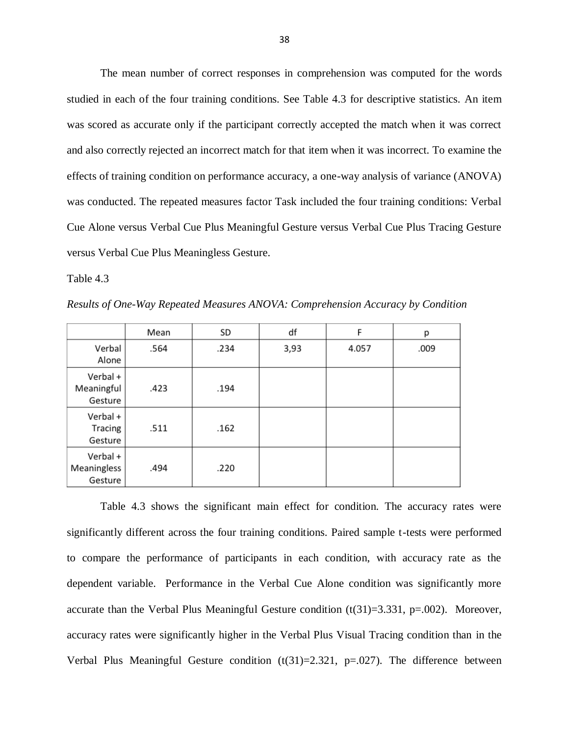The mean number of correct responses in comprehension was computed for the words studied in each of the four training conditions. See Table 4.3 for descriptive statistics. An item was scored as accurate only if the participant correctly accepted the match when it was correct and also correctly rejected an incorrect match for that item when it was incorrect. To examine the effects of training condition on performance accuracy, a one-way analysis of variance (ANOVA) was conducted. The repeated measures factor Task included the four training conditions: Verbal Cue Alone versus Verbal Cue Plus Meaningful Gesture versus Verbal Cue Plus Tracing Gesture versus Verbal Cue Plus Meaningless Gesture.

Table 4.3

*Results of One-Way Repeated Measures ANOVA: Comprehension Accuracy by Condition*

| | Mean | SD | df | F | p |
|---|---|---|---|---|---|
| Verbal Alone | .564 | .234 | 3,93 | 4.057 | .009 |
| Verbal + Meaningful Gesture | .423 | .194 | | | |
| Verbal + Tracing Gesture | .511 | .162 | | | |
| Verbal + Meaningless Gesture | .494 | .220 | | | |

Table 4.3 shows the significant main effect for condition. The accuracy rates were significantly different across the four training conditions. Paired sample t-tests were performed to compare the performance of participants in each condition, with accuracy rate as the dependent variable. Performance in the Verbal Cue Alone condition was significantly more accurate than the Verbal Plus Meaningful Gesture condition ($t(31)=3.331$, $p=.002$). Moreover, accuracy rates were significantly higher in the Verbal Plus Visual Tracing condition than in the Verbal Plus Meaningful Gesture condition ($t(31)=2.321$, $p=.027$). The difference between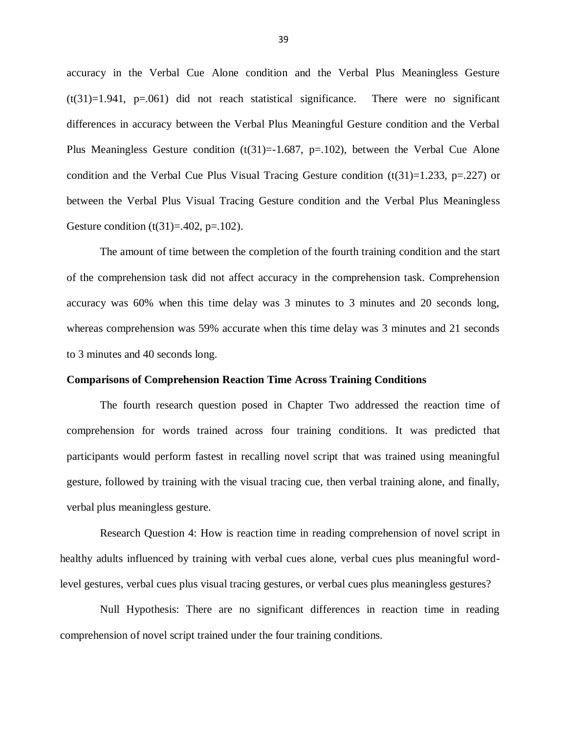accuracy in the Verbal Cue Alone condition and the Verbal Plus Meaningless Gesture ($t(31)=1.941$, $p=.061$) did not reach statistical significance. There were no significant differences in accuracy between the Verbal Plus Meaningful Gesture condition and the Verbal Plus Meaningless Gesture condition ($t(31)=-1.687$, $p=.102$), between the Verbal Cue Alone condition and the Verbal Cue Plus Visual Tracing Gesture condition ($t(31)=1.233$, $p=.227$) or between the Verbal Plus Visual Tracing Gesture condition and the Verbal Plus Meaningless Gesture condition ($t(31)=.402$, $p=.102$).

The amount of time between the completion of the fourth training condition and the start of the comprehension task did not affect accuracy in the comprehension task. Comprehension accuracy was 60% when this time delay was 3 minutes to 3 minutes and 20 seconds long, whereas comprehension was 59% accurate when this time delay was 3 minutes and 21 seconds to 3 minutes and 40 seconds long.

**Comparisons of Comprehension Reaction Time Across Training Conditions**

The fourth research question posed in Chapter Two addressed the reaction time of comprehension for words trained across four training conditions. It was predicted that participants would perform fastest in recalling novel script that was trained using meaningful gesture, followed by training with the visual tracing cue, then verbal training alone, and finally, verbal plus meaningless gesture.

Research Question 4: How is reaction time in reading comprehension of novel script in healthy adults influenced by training with verbal cues alone, verbal cues plus meaningful word-level gestures, verbal cues plus visual tracing gestures, or verbal cues plus meaningless gestures?

Null Hypothesis: There are no significant differences in reaction time in reading comprehension of novel script trained under the four training conditions.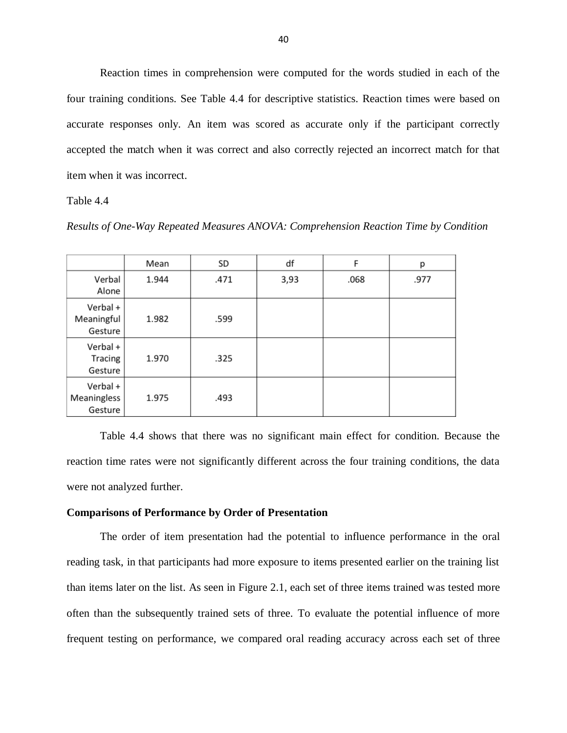Reaction times in comprehension were computed for the words studied in each of the four training conditions. See Table 4.4 for descriptive statistics. Reaction times were based on accurate responses only. An item was scored as accurate only if the participant correctly accepted the match when it was correct and also correctly rejected an incorrect match for that item when it was incorrect.

Table 4.4

*Results of One-Way Repeated Measures ANOVA: Comprehension Reaction Time by Condition*

| | Mean | SD | df | F | p |
|---|---|---|---|---|---|
| Verbal Alone | 1.944 | .471 | 3,93 | .068 | .977 |
| Verbal + Meaningful Gesture | 1.982 | .599 | | | |
| Verbal + Tracing Gesture | 1.970 | .325 | | | |
| Verbal + Meaningless Gesture | 1.975 | .493 | | | |

Table 4.4 shows that there was no significant main effect for condition. Because the reaction time rates were not significantly different across the four training conditions, the data were not analyzed further.

**Comparisons of Performance by Order of Presentation**

The order of item presentation had the potential to influence performance in the oral reading task, in that participants had more exposure to items presented earlier on the training list than items later on the list. As seen in Figure 2.1, each set of three items trained was tested more often than the subsequently trained sets of three. To evaluate the potential influence of more frequent testing on performance, we compared oral reading accuracy across each set of three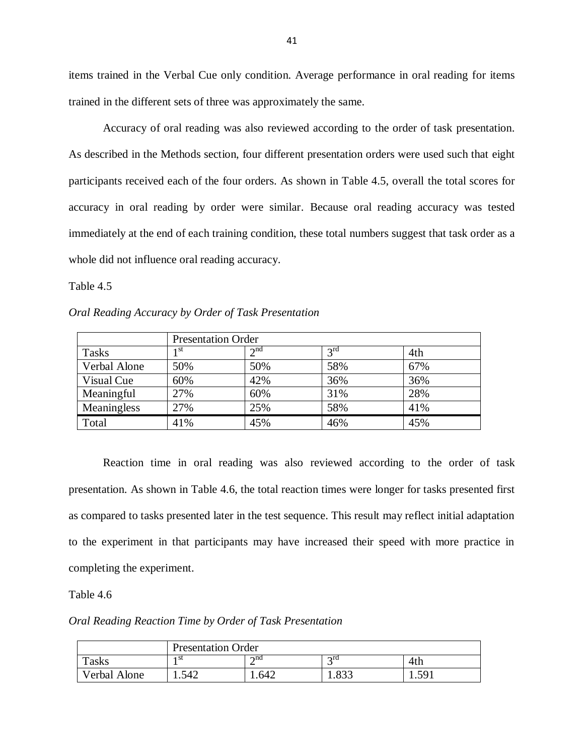items trained in the Verbal Cue only condition. Average performance in oral reading for items trained in the different sets of three was approximately the same.

Accuracy of oral reading was also reviewed according to the order of task presentation. As described in the Methods section, four different presentation orders were used such that eight participants received each of the four orders. As shown in Table 4.5, overall the total scores for accuracy in oral reading by order were similar. Because oral reading accuracy was tested immediately at the end of each training condition, these total numbers suggest that task order as a whole did not influence oral reading accuracy.

Table 4.5

*Oral Reading Accuracy by Order of Task Presentation*

| | Presentation Order | | | |
|---|---|---|---|---|
| Tasks | 1st | 2nd | 3rd | 4th |
| Verbal Alone | 50% | 50% | 58% | 67% |
| Visual Cue | 60% | 42% | 36% | 36% |
| Meaningful | 27% | 60% | 31% | 28% |
| Meaningless | 27% | 25% | 58% | 41% |
| Total | 41% | 45% | 46% | 45% |

Reaction time in oral reading was also reviewed according to the order of task presentation. As shown in Table 4.6, the total reaction times were longer for tasks presented first as compared to tasks presented later in the test sequence. This result may reflect initial adaptation to the experiment in that participants may have increased their speed with more practice in completing the experiment.

Table 4.6

*Oral Reading Reaction Time by Order of Task Presentation*

| | Presentation Order | | | |
|---|---|---|---|---|
| Tasks | 1st | 2nd | 3rd | 4th |
| Verbal Alone | 1.542 | 1.642 | 1.833 | 1.591 |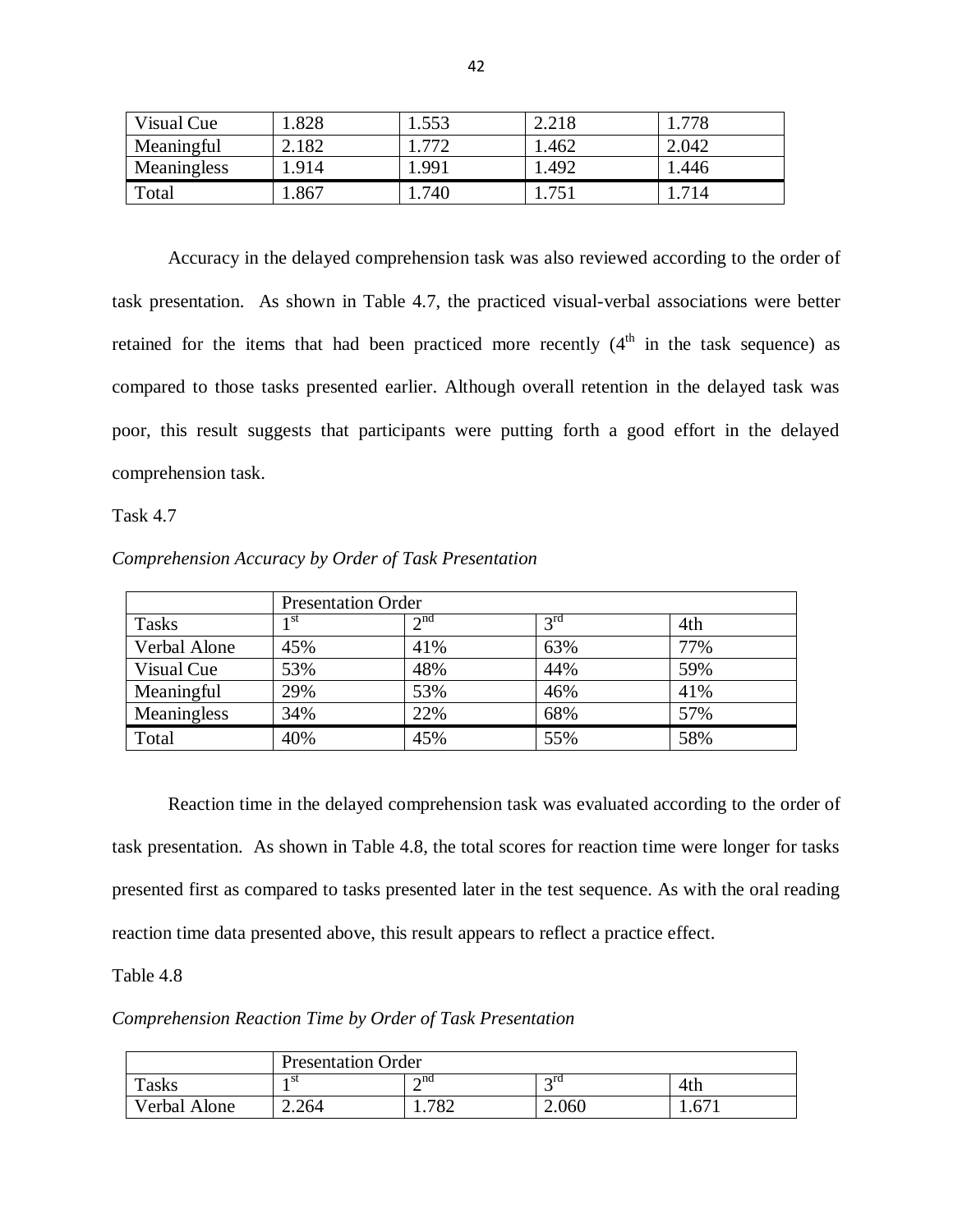| Visual Cue | 1.828 | 1.553 | 2.218 | 1.778 |
|---|---|---|---|---|
| Meaningful | 2.182 | 1.772 | 1.462 | 2.042 |
| Meaningless | 1.914 | 1.991 | 1.492 | 1.446 |
| Total | 1.867 | 1.740 | 1.751 | 1.714 |

Accuracy in the delayed comprehension task was also reviewed according to the order of task presentation. As shown in Table 4.7, the practiced visual-verbal associations were better retained for the items that had been practiced more recently (4th in the task sequence) as compared to those tasks presented earlier. Although overall retention in the delayed task was poor, this result suggests that participants were putting forth a good effort in the delayed comprehension task.

Task 4.7

*Comprehension Accuracy by Order of Task Presentation*

| | Presentation Order | | | |
|---|---|---|---|---|
| Tasks | 1st | 2nd | 3rd | 4th |
| Verbal Alone | 45% | 41% | 63% | 77% |
| Visual Cue | 53% | 48% | 44% | 59% |
| Meaningful | 29% | 53% | 46% | 41% |
| Meaningless | 34% | 22% | 68% | 57% |
| Total | 40% | 45% | 55% | 58% |

Reaction time in the delayed comprehension task was evaluated according to the order of task presentation. As shown in Table 4.8, the total scores for reaction time were longer for tasks presented first as compared to tasks presented later in the test sequence. As with the oral reading reaction time data presented above, this result appears to reflect a practice effect.

Table 4.8

*Comprehension Reaction Time by Order of Task Presentation*

| | Presentation Order | | | |
|---|---|---|---|---|
| Tasks | 1st | 2nd | 3rd | 4th |
| Verbal Alone | 2.264 | 1.782 | 2.060 | 1.671 |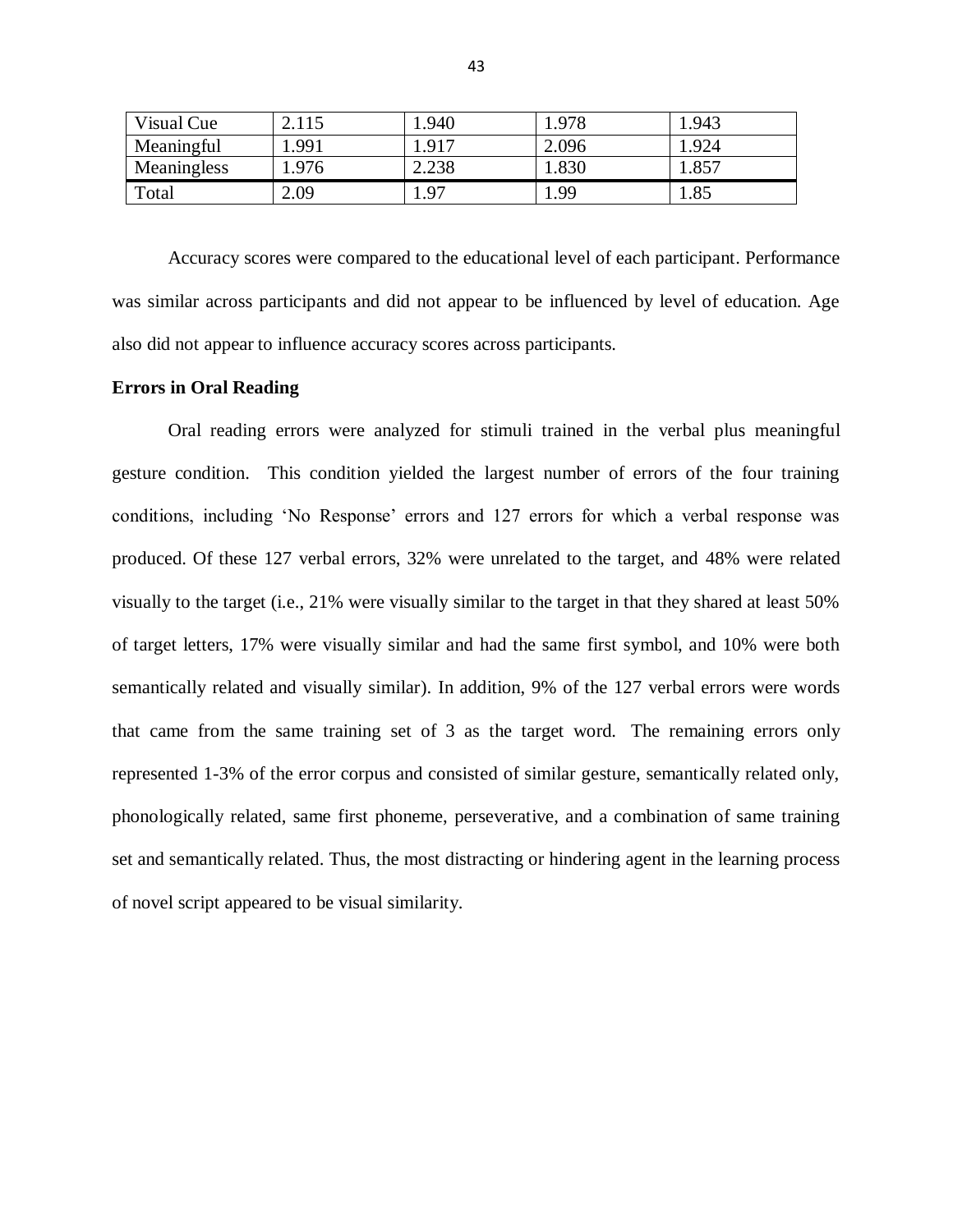| Visual Cue | 2.115 | 1.940 | 1.978 | 1.943 |
|---|---|---|---|---|
| Meaningful | 1.991 | 1.917 | 2.096 | 1.924 |
| Meaningless | 1.976 | 2.238 | 1.830 | 1.857 |
| Total | 2.09 | 1.97 | 1.99 | 1.85 |

Accuracy scores were compared to the educational level of each participant. Performance was similar across participants and did not appear to be influenced by level of education. Age also did not appear to influence accuracy scores across participants.

**Errors in Oral Reading**

Oral reading errors were analyzed for stimuli trained in the verbal plus meaningful gesture condition. This condition yielded the largest number of errors of the four training conditions, including 'No Response' errors and 127 errors for which a verbal response was produced. Of these 127 verbal errors, 32% were unrelated to the target, and 48% were related visually to the target (i.e., 21% were visually similar to the target in that they shared at least 50% of target letters, 17% were visually similar and had the same first symbol, and 10% were both semantically related and visually similar). In addition, 9% of the 127 verbal errors were words that came from the same training set of 3 as the target word. The remaining errors only represented 1-3% of the error corpus and consisted of similar gesture, semantically related only, phonologically related, same first phoneme, perseverative, and a combination of same training set and semantically related. Thus, the most distracting or hindering agent in the learning process of novel script appeared to be visual similarity.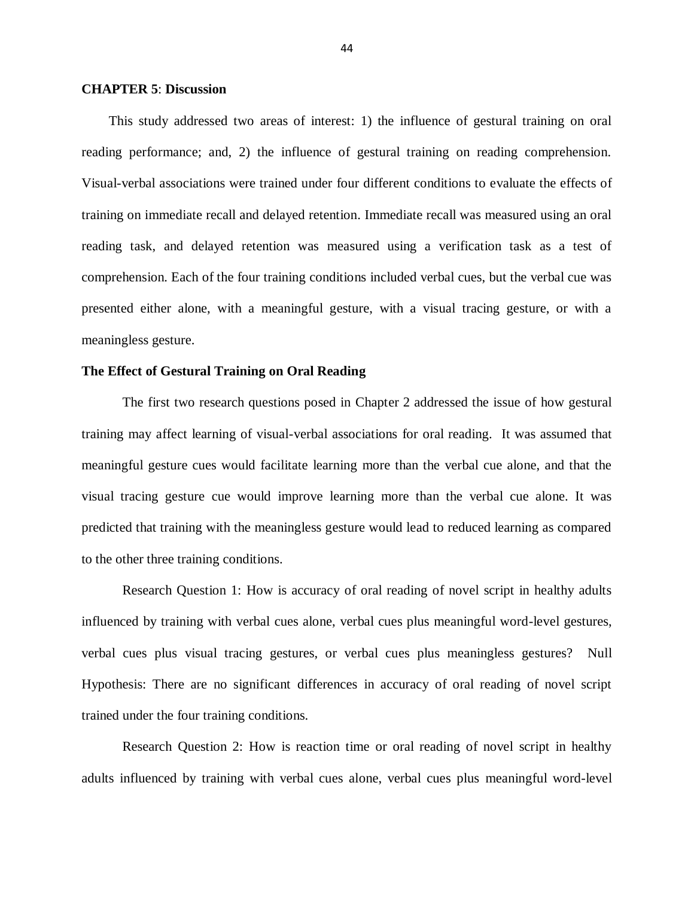## CHAPTER 5: Discussion

This study addressed two areas of interest: 1) the influence of gestural training on oral reading performance; and, 2) the influence of gestural training on reading comprehension. Visual-verbal associations were trained under four different conditions to evaluate the effects of training on immediate recall and delayed retention. Immediate recall was measured using an oral reading task, and delayed retention was measured using a verification task as a test of comprehension. Each of the four training conditions included verbal cues, but the verbal cue was presented either alone, with a meaningful gesture, with a visual tracing gesture, or with a meaningless gesture.

### The Effect of Gestural Training on Oral Reading

The first two research questions posed in Chapter 2 addressed the issue of how gestural training may affect learning of visual-verbal associations for oral reading. It was assumed that meaningful gesture cues would facilitate learning more than the verbal cue alone, and that the visual tracing gesture cue would improve learning more than the verbal cue alone. It was predicted that training with the meaningless gesture would lead to reduced learning as compared to the other three training conditions.

Research Question 1: How is accuracy of oral reading of novel script in healthy adults influenced by training with verbal cues alone, verbal cues plus meaningful word-level gestures, verbal cues plus visual tracing gestures, or verbal cues plus meaningless gestures? Null Hypothesis: There are no significant differences in accuracy of oral reading of novel script trained under the four training conditions.

Research Question 2: How is reaction time or oral reading of novel script in healthy adults influenced by training with verbal cues alone, verbal cues plus meaningful word-level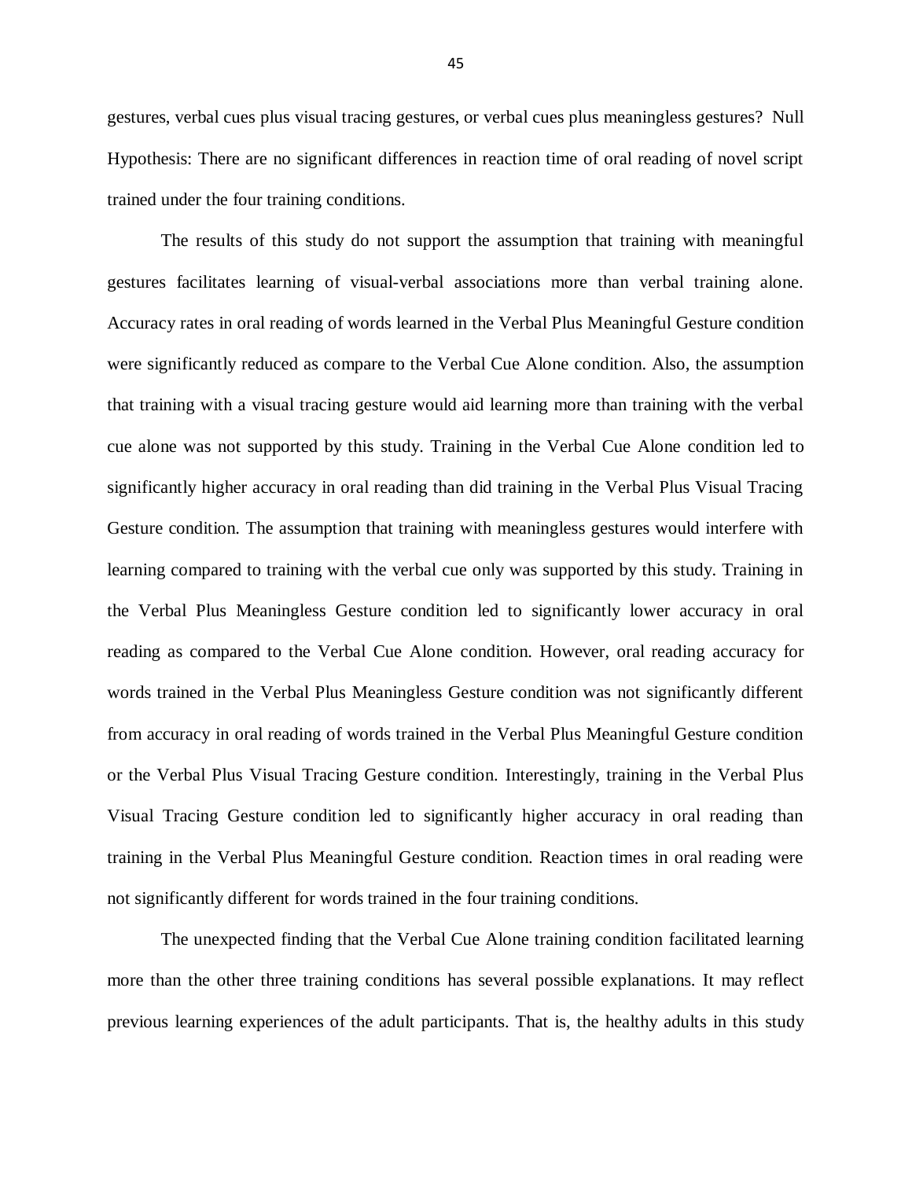gestures, verbal cues plus visual tracing gestures, or verbal cues plus meaningless gestures? Null Hypothesis: There are no significant differences in reaction time of oral reading of novel script trained under the four training conditions.

The results of this study do not support the assumption that training with meaningful gestures facilitates learning of visual-verbal associations more than verbal training alone. Accuracy rates in oral reading of words learned in the Verbal Plus Meaningful Gesture condition were significantly reduced as compare to the Verbal Cue Alone condition. Also, the assumption that training with a visual tracing gesture would aid learning more than training with the verbal cue alone was not supported by this study. Training in the Verbal Cue Alone condition led to significantly higher accuracy in oral reading than did training in the Verbal Plus Visual Tracing Gesture condition. The assumption that training with meaningless gestures would interfere with learning compared to training with the verbal cue only was supported by this study. Training in the Verbal Plus Meaningless Gesture condition led to significantly lower accuracy in oral reading as compared to the Verbal Cue Alone condition. However, oral reading accuracy for words trained in the Verbal Plus Meaningless Gesture condition was not significantly different from accuracy in oral reading of words trained in the Verbal Plus Meaningful Gesture condition or the Verbal Plus Visual Tracing Gesture condition. Interestingly, training in the Verbal Plus Visual Tracing Gesture condition led to significantly higher accuracy in oral reading than training in the Verbal Plus Meaningful Gesture condition. Reaction times in oral reading were not significantly different for words trained in the four training conditions.

The unexpected finding that the Verbal Cue Alone training condition facilitated learning more than the other three training conditions has several possible explanations. It may reflect previous learning experiences of the adult participants. That is, the healthy adults in this study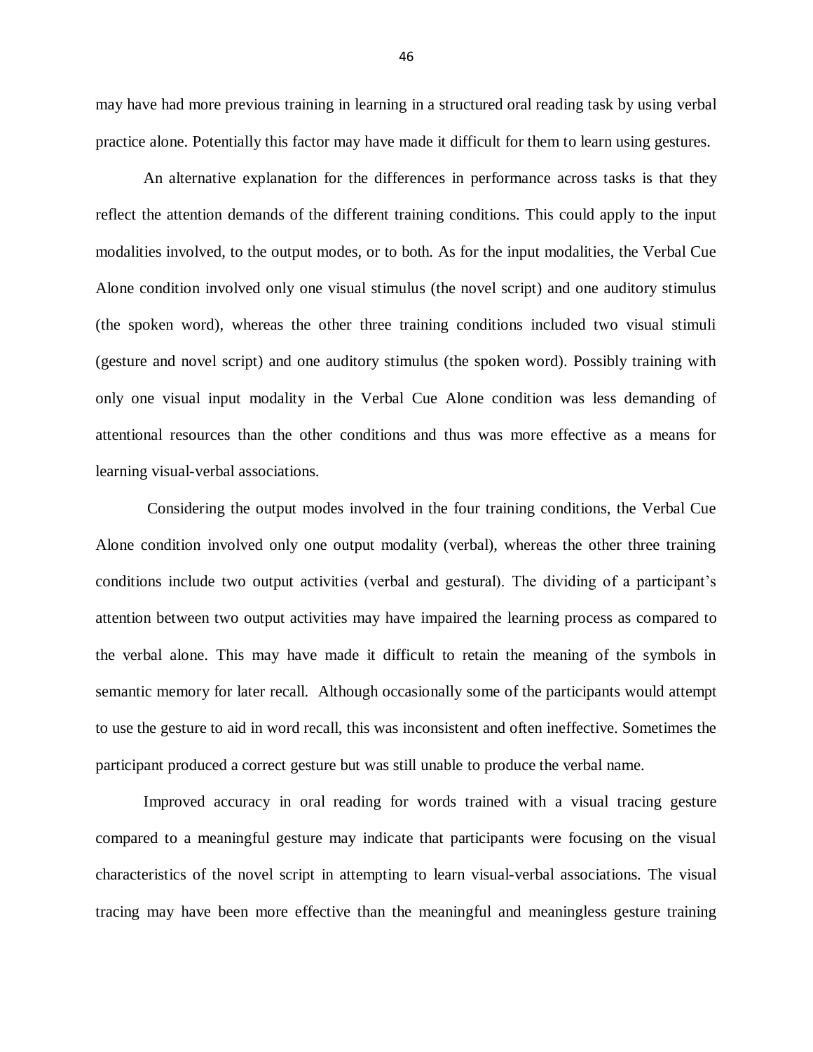may have had more previous training in learning in a structured oral reading task by using verbal practice alone. Potentially this factor may have made it difficult for them to learn using gestures.

An alternative explanation for the differences in performance across tasks is that they reflect the attention demands of the different training conditions. This could apply to the input modalities involved, to the output modes, or to both. As for the input modalities, the Verbal Cue Alone condition involved only one visual stimulus (the novel script) and one auditory stimulus (the spoken word), whereas the other three training conditions included two visual stimuli (gesture and novel script) and one auditory stimulus (the spoken word). Possibly training with only one visual input modality in the Verbal Cue Alone condition was less demanding of attentional resources than the other conditions and thus was more effective as a means for learning visual-verbal associations.

Considering the output modes involved in the four training conditions, the Verbal Cue Alone condition involved only one output modality (verbal), whereas the other three training conditions include two output activities (verbal and gestural). The dividing of a participant's attention between two output activities may have impaired the learning process as compared to the verbal alone. This may have made it difficult to retain the meaning of the symbols in semantic memory for later recall. Although occasionally some of the participants would attempt to use the gesture to aid in word recall, this was inconsistent and often ineffective. Sometimes the participant produced a correct gesture but was still unable to produce the verbal name.

Improved accuracy in oral reading for words trained with a visual tracing gesture compared to a meaningful gesture may indicate that participants were focusing on the visual characteristics of the novel script in attempting to learn visual-verbal associations. The visual tracing may have been more effective than the meaningful and meaningless gesture training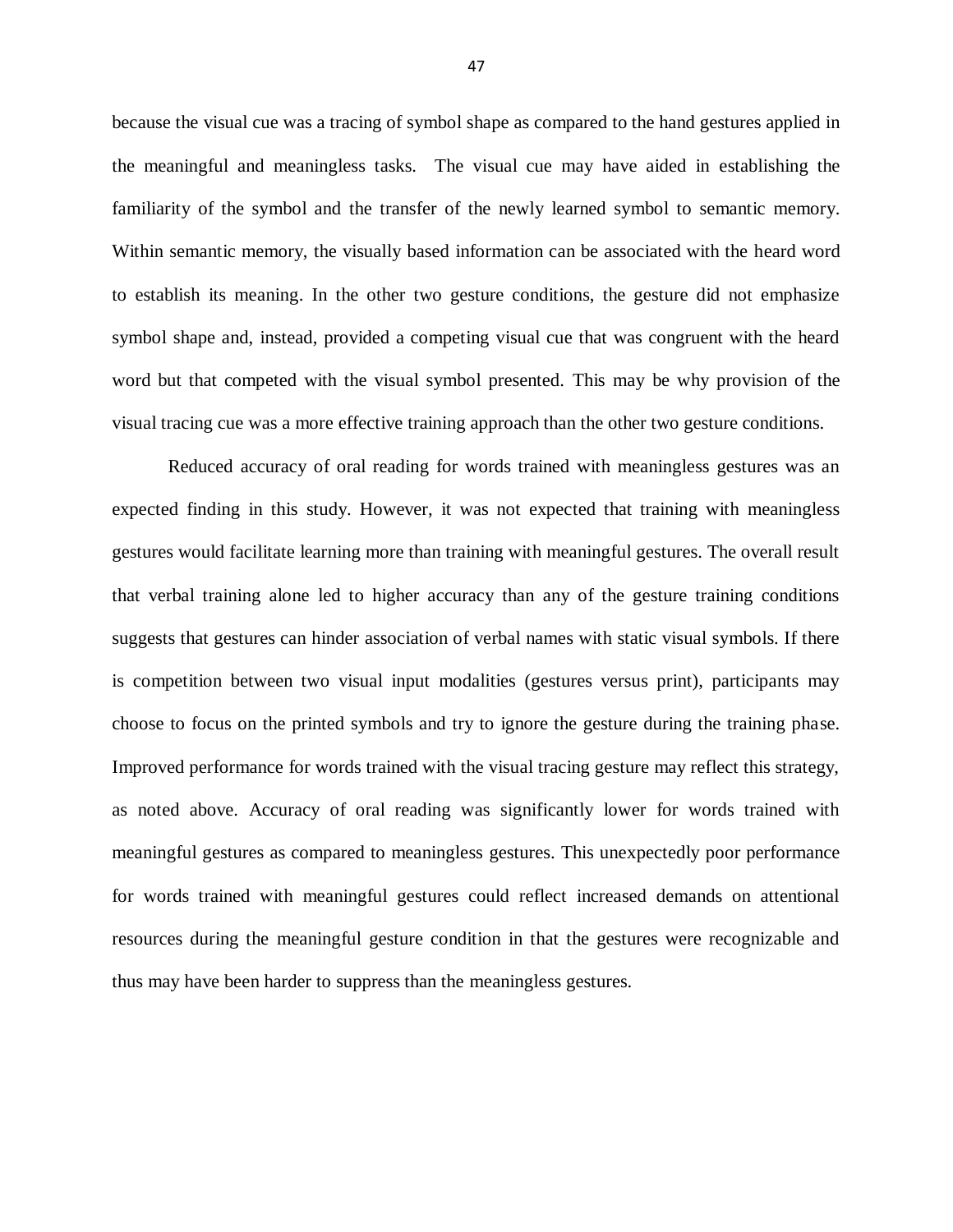because the visual cue was a tracing of symbol shape as compared to the hand gestures applied in the meaningful and meaningless tasks. The visual cue may have aided in establishing the familiarity of the symbol and the transfer of the newly learned symbol to semantic memory. Within semantic memory, the visually based information can be associated with the heard word to establish its meaning. In the other two gesture conditions, the gesture did not emphasize symbol shape and, instead, provided a competing visual cue that was congruent with the heard word but that competed with the visual symbol presented. This may be why provision of the visual tracing cue was a more effective training approach than the other two gesture conditions.

Reduced accuracy of oral reading for words trained with meaningless gestures was an expected finding in this study. However, it was not expected that training with meaningless gestures would facilitate learning more than training with meaningful gestures. The overall result that verbal training alone led to higher accuracy than any of the gesture training conditions suggests that gestures can hinder association of verbal names with static visual symbols. If there is competition between two visual input modalities (gestures versus print), participants may choose to focus on the printed symbols and try to ignore the gesture during the training phase. Improved performance for words trained with the visual tracing gesture may reflect this strategy, as noted above. Accuracy of oral reading was significantly lower for words trained with meaningful gestures as compared to meaningless gestures. This unexpectedly poor performance for words trained with meaningful gestures could reflect increased demands on attentional resources during the meaningful gesture condition in that the gestures were recognizable and thus may have been harder to suppress than the meaningless gestures.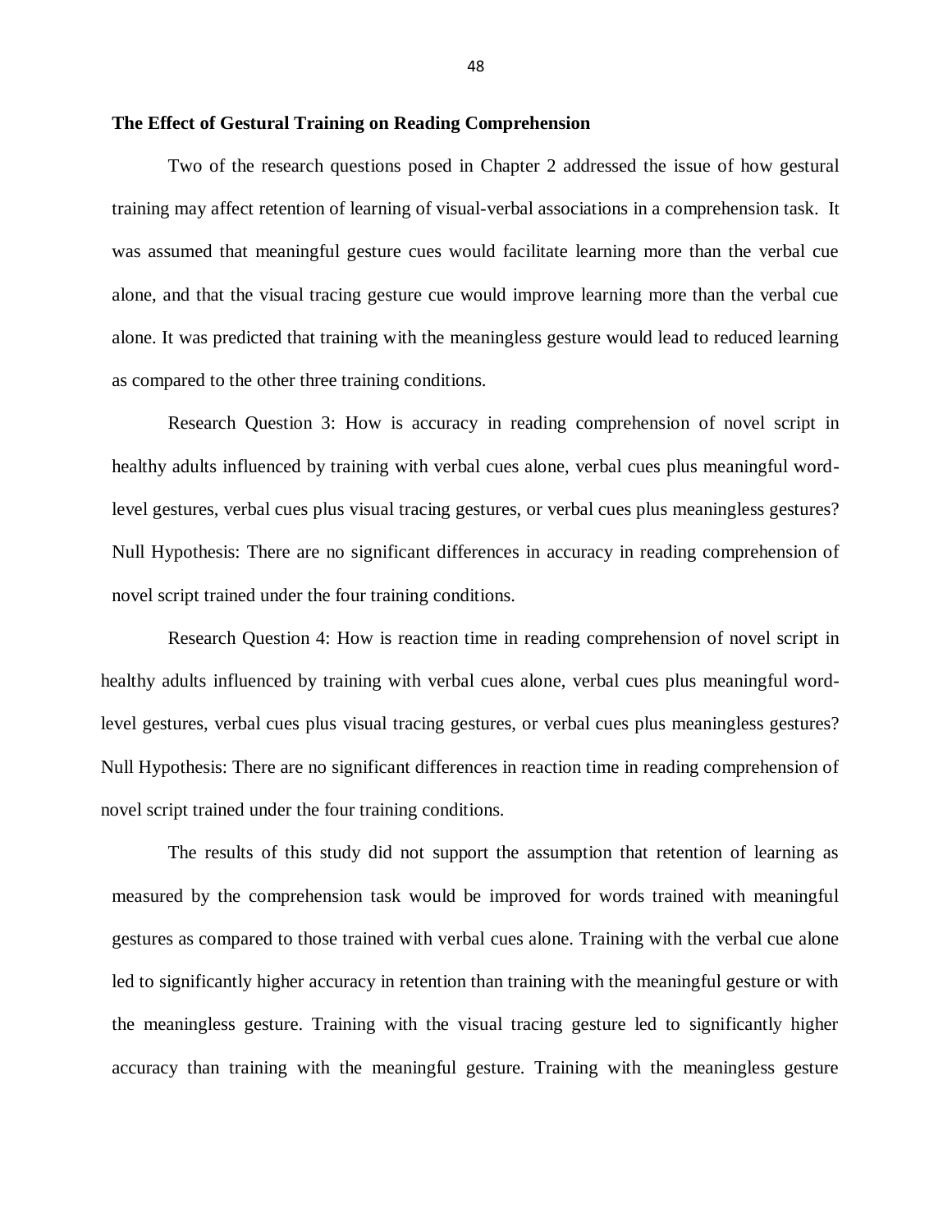**The Effect of Gestural Training on Reading Comprehension**

Two of the research questions posed in Chapter 2 addressed the issue of how gestural training may affect retention of learning of visual-verbal associations in a comprehension task. It was assumed that meaningful gesture cues would facilitate learning more than the verbal cue alone, and that the visual tracing gesture cue would improve learning more than the verbal cue alone. It was predicted that training with the meaningless gesture would lead to reduced learning as compared to the other three training conditions.

Research Question 3: How is accuracy in reading comprehension of novel script in healthy adults influenced by training with verbal cues alone, verbal cues plus meaningful word-level gestures, verbal cues plus visual tracing gestures, or verbal cues plus meaningless gestures? Null Hypothesis: There are no significant differences in accuracy in reading comprehension of novel script trained under the four training conditions.

Research Question 4: How is reaction time in reading comprehension of novel script in healthy adults influenced by training with verbal cues alone, verbal cues plus meaningful word-level gestures, verbal cues plus visual tracing gestures, or verbal cues plus meaningless gestures? Null Hypothesis: There are no significant differences in reaction time in reading comprehension of novel script trained under the four training conditions.

The results of this study did not support the assumption that retention of learning as measured by the comprehension task would be improved for words trained with meaningful gestures as compared to those trained with verbal cues alone. Training with the verbal cue alone led to significantly higher accuracy in retention than training with the meaningful gesture or with the meaningless gesture. Training with the visual tracing gesture led to significantly higher accuracy than training with the meaningful gesture. Training with the meaningless gesture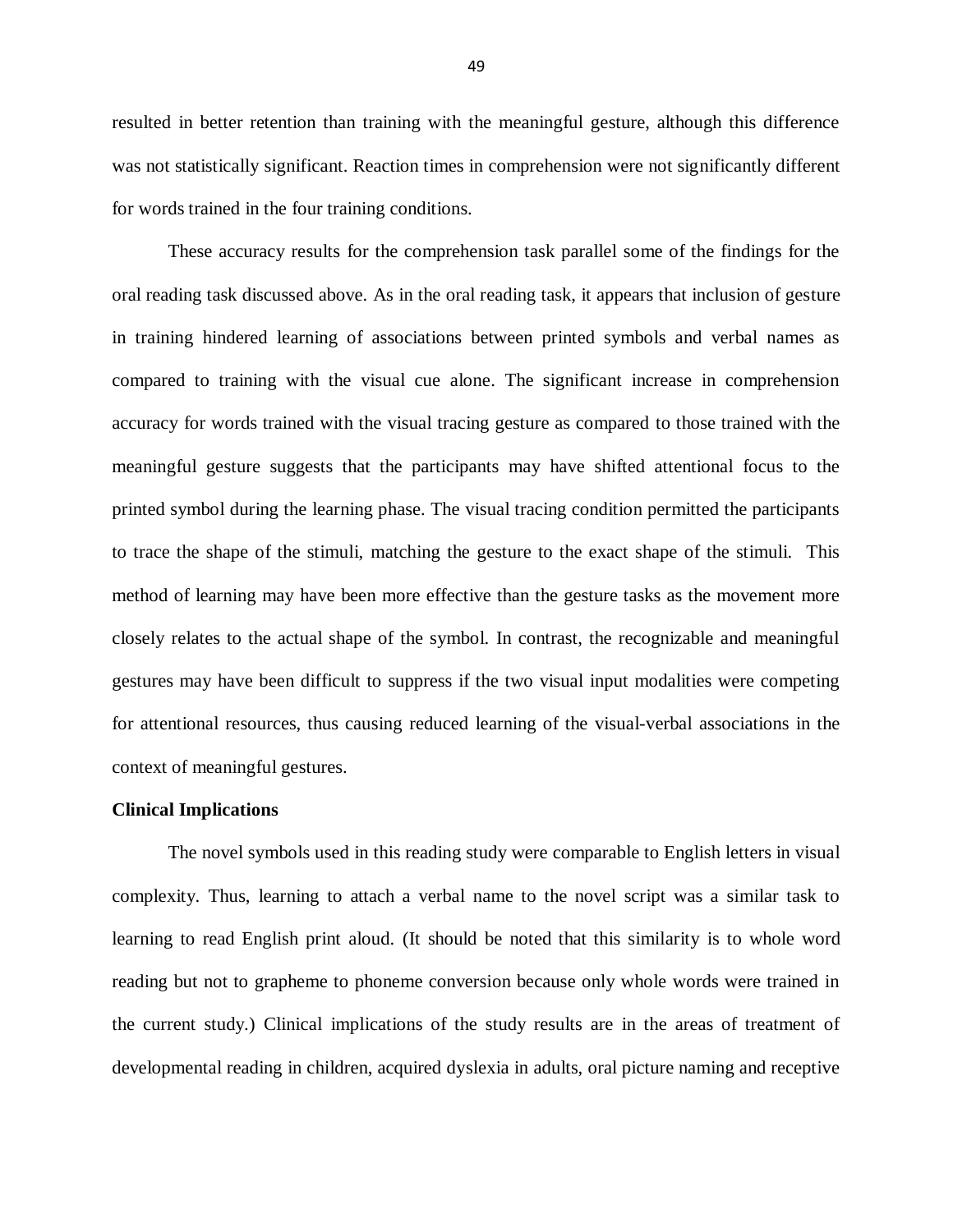resulted in better retention than training with the meaningful gesture, although this difference was not statistically significant. Reaction times in comprehension were not significantly different for words trained in the four training conditions.

These accuracy results for the comprehension task parallel some of the findings for the oral reading task discussed above. As in the oral reading task, it appears that inclusion of gesture in training hindered learning of associations between printed symbols and verbal names as compared to training with the visual cue alone. The significant increase in comprehension accuracy for words trained with the visual tracing gesture as compared to those trained with the meaningful gesture suggests that the participants may have shifted attentional focus to the printed symbol during the learning phase. The visual tracing condition permitted the participants to trace the shape of the stimuli, matching the gesture to the exact shape of the stimuli. This method of learning may have been more effective than the gesture tasks as the movement more closely relates to the actual shape of the symbol. In contrast, the recognizable and meaningful gestures may have been difficult to suppress if the two visual input modalities were competing for attentional resources, thus causing reduced learning of the visual-verbal associations in the context of meaningful gestures.

**Clinical Implications**

The novel symbols used in this reading study were comparable to English letters in visual complexity. Thus, learning to attach a verbal name to the novel script was a similar task to learning to read English print aloud. (It should be noted that this similarity is to whole word reading but not to grapheme to phoneme conversion because only whole words were trained in the current study.) Clinical implications of the study results are in the areas of treatment of developmental reading in children, acquired dyslexia in adults, oral picture naming and receptive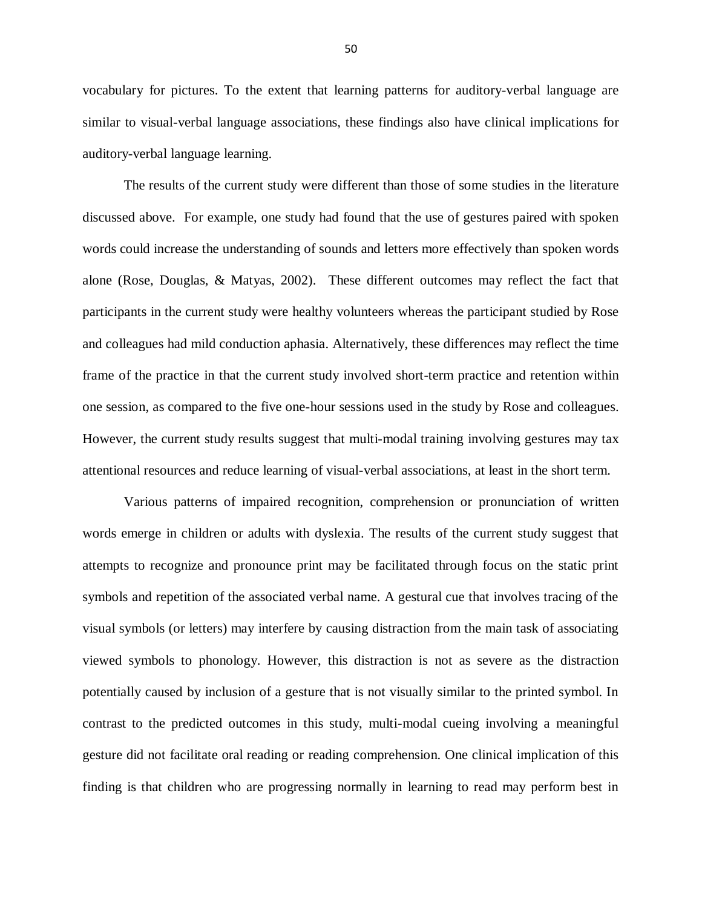vocabulary for pictures. To the extent that learning patterns for auditory-verbal language are similar to visual-verbal language associations, these findings also have clinical implications for auditory-verbal language learning.

The results of the current study were different than those of some studies in the literature discussed above. For example, one study had found that the use of gestures paired with spoken words could increase the understanding of sounds and letters more effectively than spoken words alone (Rose, Douglas, & Matyas, 2002). These different outcomes may reflect the fact that participants in the current study were healthy volunteers whereas the participant studied by Rose and colleagues had mild conduction aphasia. Alternatively, these differences may reflect the time frame of the practice in that the current study involved short-term practice and retention within one session, as compared to the five one-hour sessions used in the study by Rose and colleagues. However, the current study results suggest that multi-modal training involving gestures may tax attentional resources and reduce learning of visual-verbal associations, at least in the short term.

Various patterns of impaired recognition, comprehension or pronunciation of written words emerge in children or adults with dyslexia. The results of the current study suggest that attempts to recognize and pronounce print may be facilitated through focus on the static print symbols and repetition of the associated verbal name. A gestural cue that involves tracing of the visual symbols (or letters) may interfere by causing distraction from the main task of associating viewed symbols to phonology. However, this distraction is not as severe as the distraction potentially caused by inclusion of a gesture that is not visually similar to the printed symbol. In contrast to the predicted outcomes in this study, multi-modal cueing involving a meaningful gesture did not facilitate oral reading or reading comprehension. One clinical implication of this finding is that children who are progressing normally in learning to read may perform best in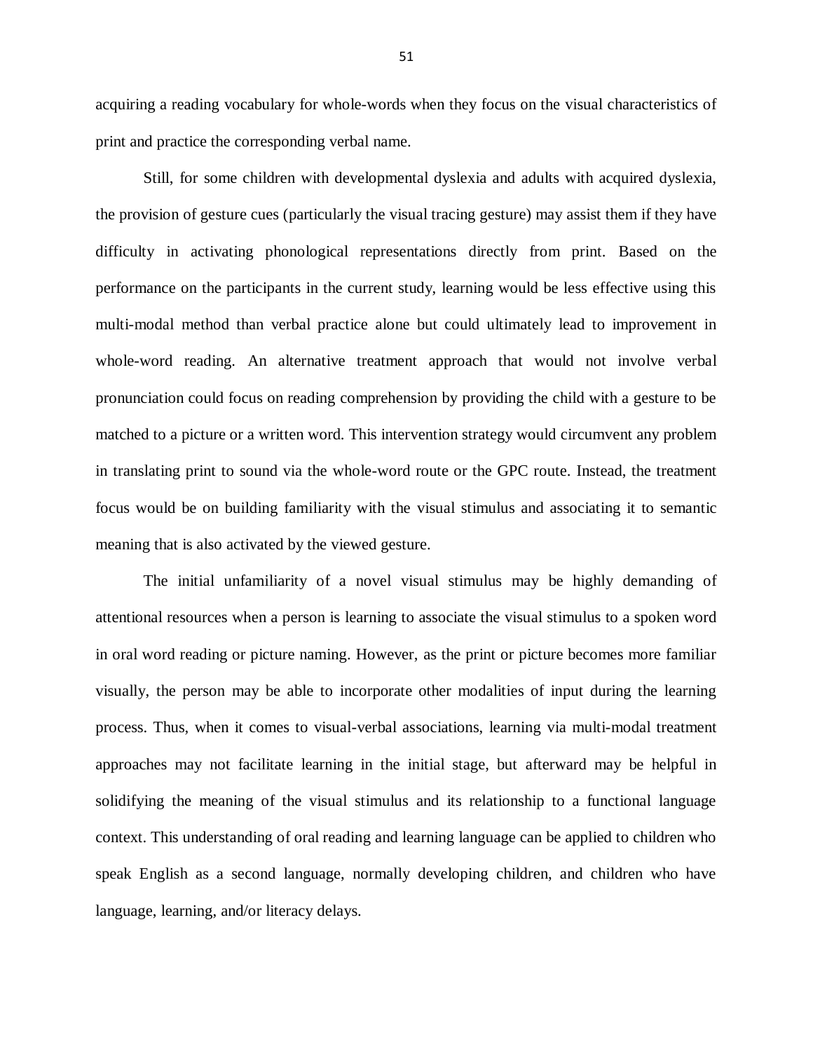acquiring a reading vocabulary for whole-words when they focus on the visual characteristics of print and practice the corresponding verbal name.

Still, for some children with developmental dyslexia and adults with acquired dyslexia, the provision of gesture cues (particularly the visual tracing gesture) may assist them if they have difficulty in activating phonological representations directly from print. Based on the performance on the participants in the current study, learning would be less effective using this multi-modal method than verbal practice alone but could ultimately lead to improvement in whole-word reading. An alternative treatment approach that would not involve verbal pronunciation could focus on reading comprehension by providing the child with a gesture to be matched to a picture or a written word. This intervention strategy would circumvent any problem in translating print to sound via the whole-word route or the GPC route. Instead, the treatment focus would be on building familiarity with the visual stimulus and associating it to semantic meaning that is also activated by the viewed gesture.

The initial unfamiliarity of a novel visual stimulus may be highly demanding of attentional resources when a person is learning to associate the visual stimulus to a spoken word in oral word reading or picture naming. However, as the print or picture becomes more familiar visually, the person may be able to incorporate other modalities of input during the learning process. Thus, when it comes to visual-verbal associations, learning via multi-modal treatment approaches may not facilitate learning in the initial stage, but afterward may be helpful in solidifying the meaning of the visual stimulus and its relationship to a functional language context. This understanding of oral reading and learning language can be applied to children who speak English as a second language, normally developing children, and children who have language, learning, and/or literacy delays.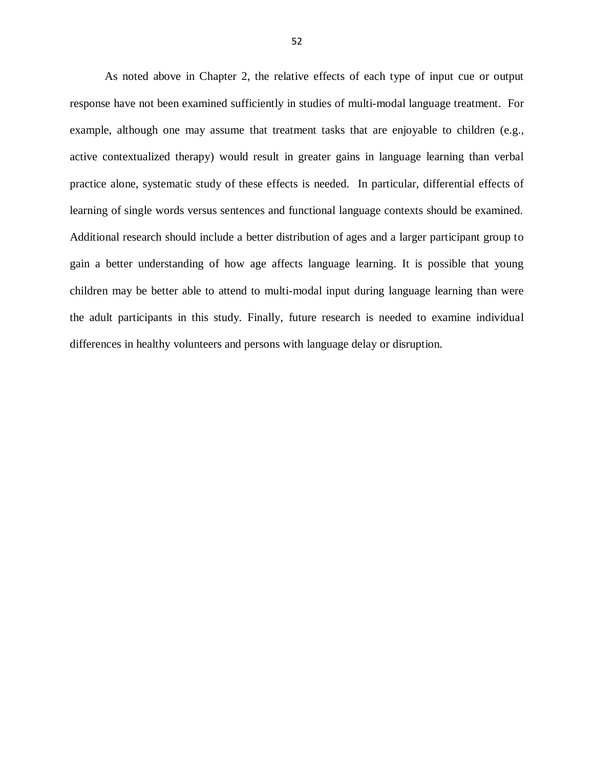As noted above in Chapter 2, the relative effects of each type of input cue or output response have not been examined sufficiently in studies of multi-modal language treatment. For example, although one may assume that treatment tasks that are enjoyable to children (e.g., active contextualized therapy) would result in greater gains in language learning than verbal practice alone, systematic study of these effects is needed. In particular, differential effects of learning of single words versus sentences and functional language contexts should be examined. Additional research should include a better distribution of ages and a larger participant group to gain a better understanding of how age affects language learning. It is possible that young children may be better able to attend to multi-modal input during language learning than were the adult participants in this study. Finally, future research is needed to examine individual differences in healthy volunteers and persons with language delay or disruption.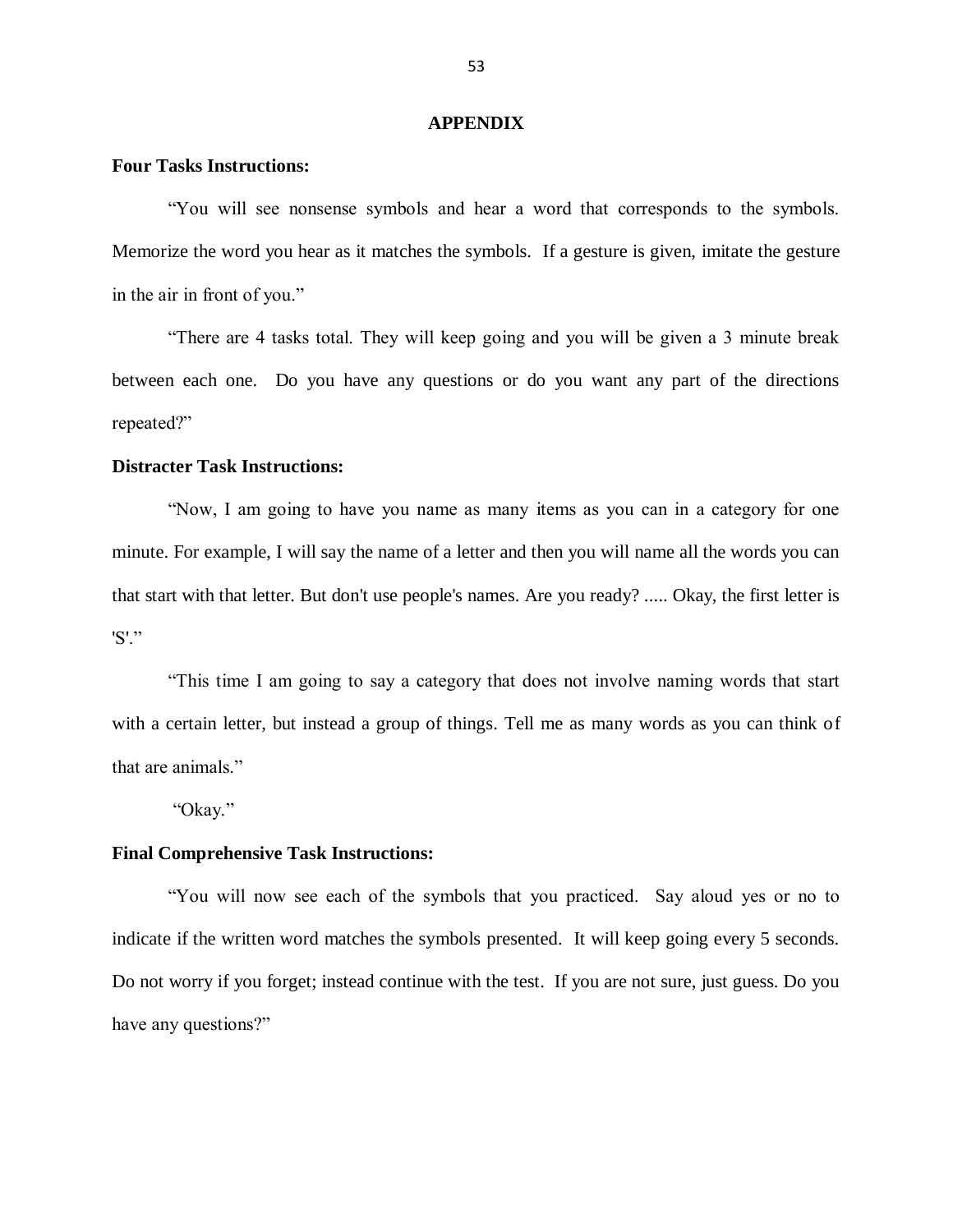# APPENDIX

**Four Tasks Instructions:**

"You will see nonsense symbols and hear a word that corresponds to the symbols. Memorize the word you hear as it matches the symbols. If a gesture is given, imitate the gesture in the air in front of you."

"There are 4 tasks total. They will keep going and you will be given a 3 minute break between each one. Do you have any questions or do you want any part of the directions repeated?"

**Distracter Task Instructions:**

"Now, I am going to have you name as many items as you can in a category for one minute. For example, I will say the name of a letter and then you will name all the words you can that start with that letter. But don't use people's names. Are you ready? ..... Okay, the first letter is 'S'."

"This time I am going to say a category that does not involve naming words that start with a certain letter, but instead a group of things. Tell me as many words as you can think of that are animals."

"Okay."

**Final Comprehensive Task Instructions:**

"You will now see each of the symbols that you practiced. Say aloud yes or no to indicate if the written word matches the symbols presented. It will keep going every 5 seconds. Do not worry if you forget; instead continue with the test. If you are not sure, just guess. Do you have any questions?"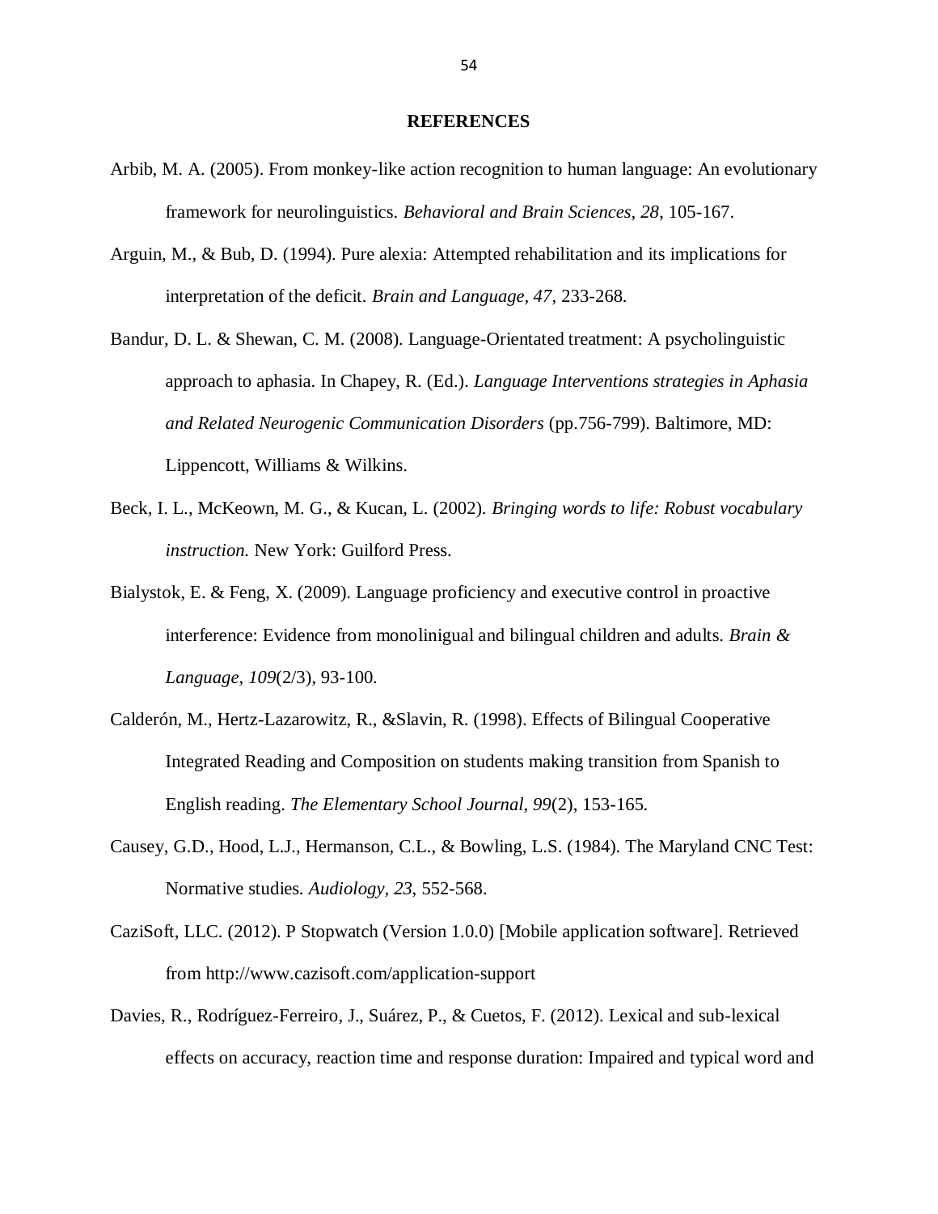# REFERENCES

Arbib, M. A. (2005). From monkey-like action recognition to human language: An evolutionary framework for neurolinguistics. *Behavioral and Brain Sciences, 28*, 105-167.

Arguin, M., & Bub, D. (1994). Pure alexia: Attempted rehabilitation and its implications for interpretation of the deficit. *Brain and Language, 47*, 233-268.

Bandur, D. L. & Shewan, C. M. (2008). Language-Orientated treatment: A psycholinguistic approach to aphasia. In Chapey, R. (Ed.). *Language Interventions strategies in Aphasia and Related Neurogenic Communication Disorders* (pp.756-799). Baltimore, MD: Lippencott, Williams & Wilkins.

Beck, I. L., McKeown, M. G., & Kucan, L. (2002). *Bringing words to life: Robust vocabulary instruction.* New York: Guilford Press.

Bialystok, E. & Feng, X. (2009). Language proficiency and executive control in proactive interference: Evidence from monolinigual and bilingual children and adults. *Brain & Language, 109*(2/3), 93-100.

Calderón, M., Hertz-Lazarowitz, R., &Slavin, R. (1998). Effects of Bilingual Cooperative Integrated Reading and Composition on students making transition from Spanish to English reading. *The Elementary School Journal, 99*(2), 153-165.

Causey, G.D., Hood, L.J., Hermanson, C.L., & Bowling, L.S. (1984). The Maryland CNC Test: Normative studies. *Audiology, 23*, 552-568.

CaziSoft, LLC. (2012). P Stopwatch (Version 1.0.0) [Mobile application software]. Retrieved from http://www.cazisoft.com/application-support

Davies, R., Rodríguez-Ferreiro, J., Suárez, P., & Cuetos, F. (2012). Lexical and sub-lexical effects on accuracy, reaction time and response duration: Impaired and typical word and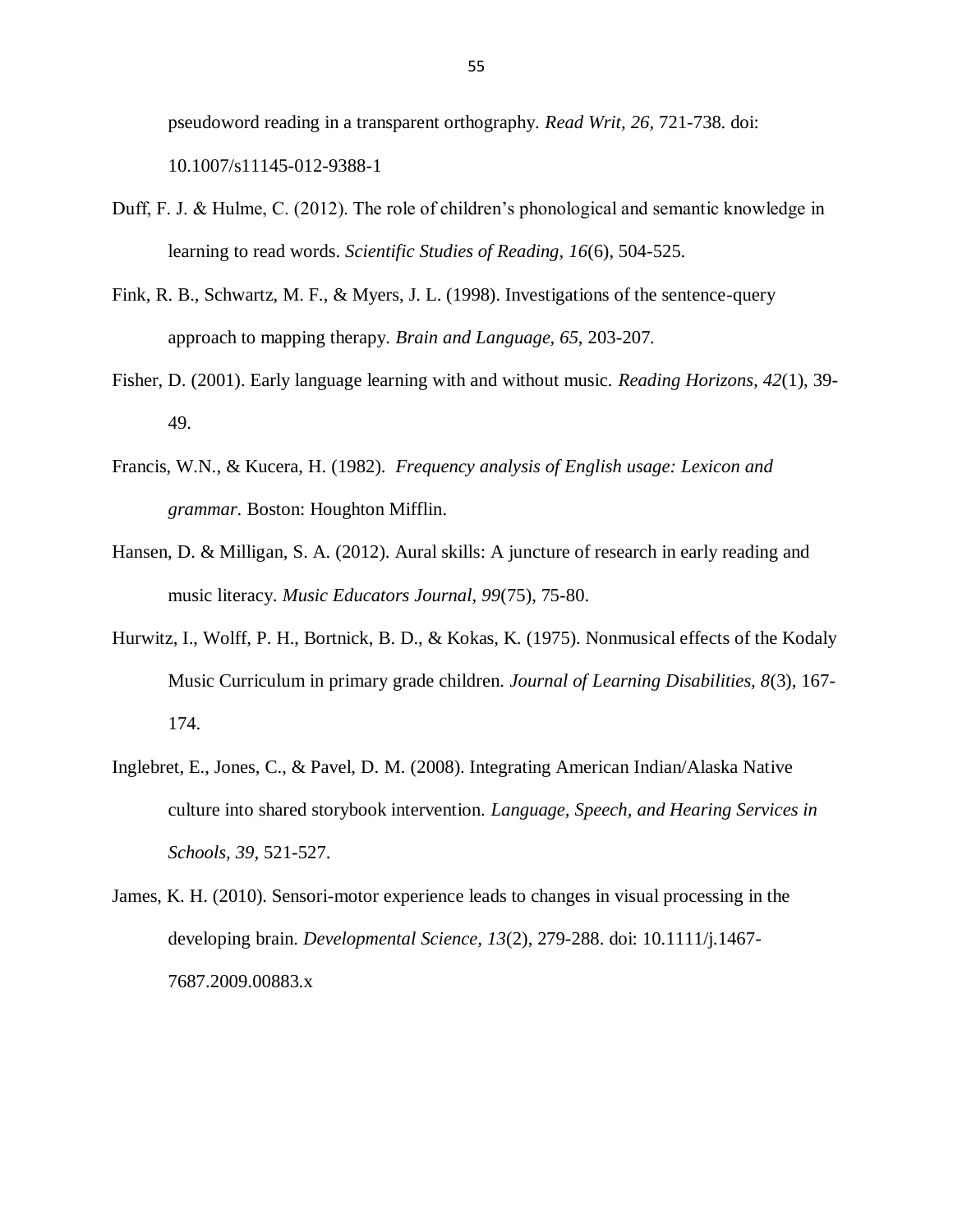pseudoword reading in a transparent orthography. *Read Writ, 26*, 721-738. doi: 10.1007/s11145-012-9388-1

Duff, F. J. & Hulme, C. (2012). The role of children's phonological and semantic knowledge in learning to read words. *Scientific Studies of Reading, 16*(6), 504-525.

Fink, R. B., Schwartz, M. F., & Myers, J. L. (1998). Investigations of the sentence-query approach to mapping therapy. *Brain and Language, 65*, 203-207.

Fisher, D. (2001). Early language learning with and without music. *Reading Horizons, 42*(1), 39-49.

Francis, W.N., & Kucera, H. (1982). *Frequency analysis of English usage: Lexicon and grammar*. Boston: Houghton Mifflin.

Hansen, D. & Milligan, S. A. (2012). Aural skills: A juncture of research in early reading and music literacy. *Music Educators Journal, 99*(75), 75-80.

Hurwitz, I., Wolff, P. H., Bortnick, B. D., & Kokas, K. (1975). Nonmusical effects of the Kodaly Music Curriculum in primary grade children. *Journal of Learning Disabilities, 8*(3), 167-174.

Inglebret, E., Jones, C., & Pavel, D. M. (2008). Integrating American Indian/Alaska Native culture into shared storybook intervention. *Language, Speech, and Hearing Services in Schools, 39*, 521-527.

James, K. H. (2010). Sensori-motor experience leads to changes in visual processing in the developing brain. *Developmental Science, 13*(2), 279-288. doi: 10.1111/j.1467-7687.2009.00883.x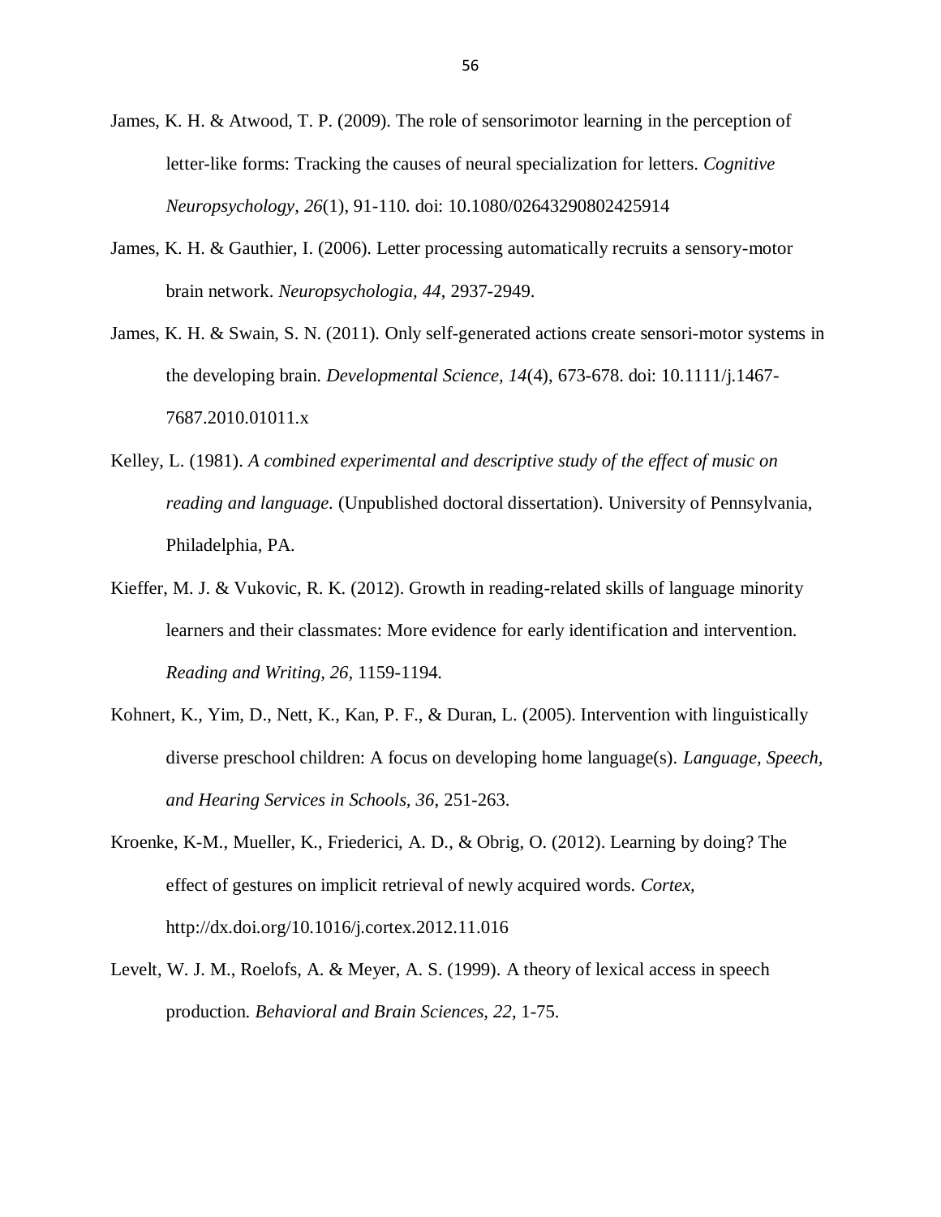James, K. H. & Atwood, T. P. (2009). The role of sensorimotor learning in the perception of letter-like forms: Tracking the causes of neural specialization for letters. *Cognitive Neuropsychology, 26*(1), 91-110. doi: 10.1080/02643290802425914

James, K. H. & Gauthier, I. (2006). Letter processing automatically recruits a sensory-motor brain network. *Neuropsychologia, 44*, 2937-2949.

James, K. H. & Swain, S. N. (2011). Only self-generated actions create sensori-motor systems in the developing brain. *Developmental Science, 14*(4), 673-678. doi: 10.1111/j.1467-7687.2010.01011.x

Kelley, L. (1981). *A combined experimental and descriptive study of the effect of music on reading and language.* (Unpublished doctoral dissertation). University of Pennsylvania, Philadelphia, PA.

Kieffer, M. J. & Vukovic, R. K. (2012). Growth in reading-related skills of language minority learners and their classmates: More evidence for early identification and intervention. *Reading and Writing, 26,* 1159-1194.

Kohnert, K., Yim, D., Nett, K., Kan, P. F., & Duran, L. (2005). Intervention with linguistically diverse preschool children: A focus on developing home language(s). *Language, Speech, and Hearing Services in Schools, 36*, 251-263.

Kroenke, K-M., Mueller, K., Friederici, A. D., & Obrig, O. (2012). Learning by doing? The effect of gestures on implicit retrieval of newly acquired words. *Cortex,* http://dx.doi.org/10.1016/j.cortex.2012.11.016

Levelt, W. J. M., Roelofs, A. & Meyer, A. S. (1999). A theory of lexical access in speech production. *Behavioral and Brain Sciences, 22*, 1-75.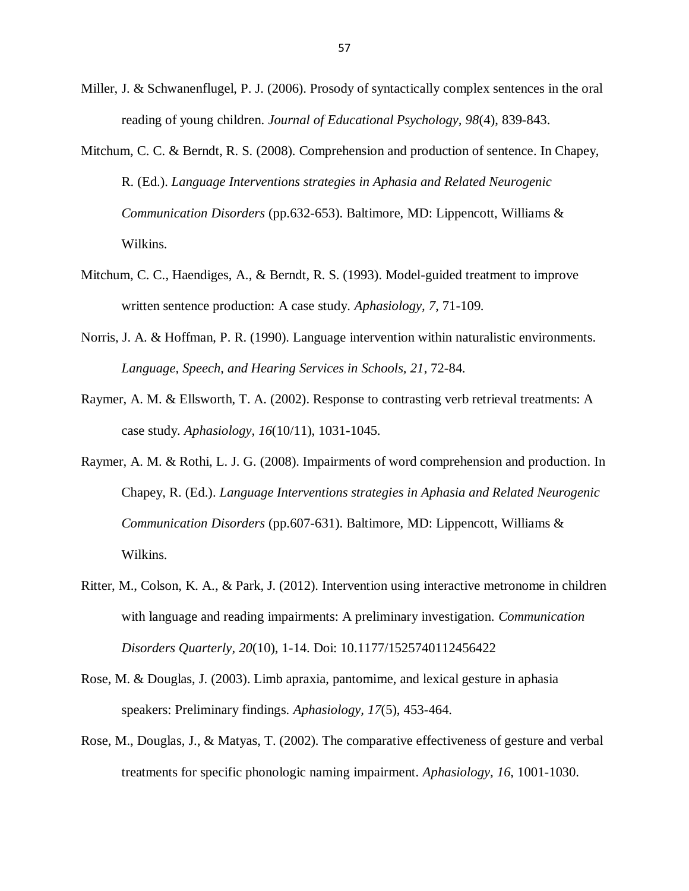Miller, J. & Schwanenflugel, P. J. (2006). Prosody of syntactically complex sentences in the oral reading of young children. *Journal of Educational Psychology, 98*(4), 839-843.

Mitchum, C. C. & Berndt, R. S. (2008). Comprehension and production of sentence. In Chapey, R. (Ed.). *Language Interventions strategies in Aphasia and Related Neurogenic Communication Disorders* (pp.632-653). Baltimore, MD: Lippencott, Williams & Wilkins.

Mitchum, C. C., Haendiges, A., & Berndt, R. S. (1993). Model-guided treatment to improve written sentence production: A case study. *Aphasiology, 7*, 71-109.

Norris, J. A. & Hoffman, P. R. (1990). Language intervention within naturalistic environments. *Language, Speech, and Hearing Services in Schools, 21*, 72-84.

Raymer, A. M. & Ellsworth, T. A. (2002). Response to contrasting verb retrieval treatments: A case study. *Aphasiology, 16*(10/11), 1031-1045.

Raymer, A. M. & Rothi, L. J. G. (2008). Impairments of word comprehension and production. In Chapey, R. (Ed.). *Language Interventions strategies in Aphasia and Related Neurogenic Communication Disorders* (pp.607-631). Baltimore, MD: Lippencott, Williams & Wilkins.

Ritter, M., Colson, K. A., & Park, J. (2012). Intervention using interactive metronome in children with language and reading impairments: A preliminary investigation. *Communication Disorders Quarterly, 20*(10), 1-14. Doi: 10.1177/1525740112456422

Rose, M. & Douglas, J. (2003). Limb apraxia, pantomime, and lexical gesture in aphasia speakers: Preliminary findings. *Aphasiology, 17*(5), 453-464.

Rose, M., Douglas, J., & Matyas, T. (2002). The comparative effectiveness of gesture and verbal treatments for specific phonologic naming impairment. *Aphasiology, 16*, 1001-1030.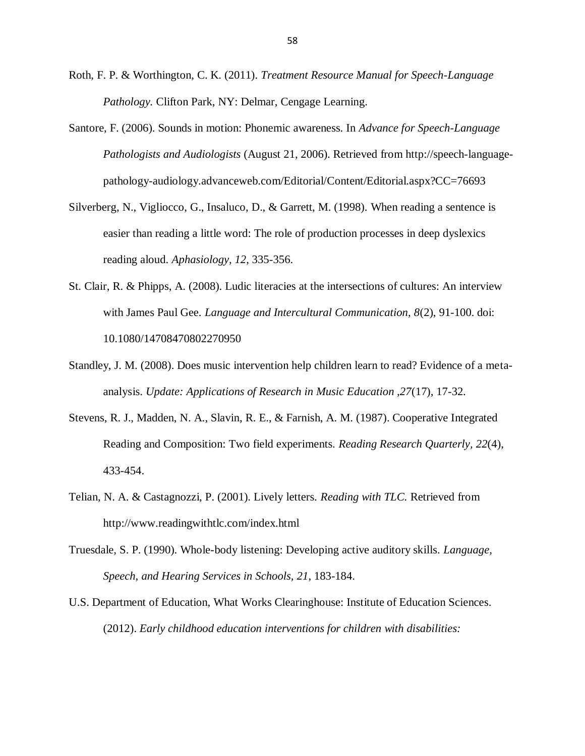Roth, F. P. & Worthington, C. K. (2011). *Treatment Resource Manual for Speech-Language Pathology.* Clifton Park, NY: Delmar, Cengage Learning.

Santore, F. (2006). Sounds in motion: Phonemic awareness. In *Advance for Speech-Language Pathologists and Audiologists* (August 21, 2006). Retrieved from http://speech-language-pathology-audiology.advanceweb.com/Editorial/Content/Editorial.aspx?CC=76693

Silverberg, N., Vigliocco, G., Insaluco, D., & Garrett, M. (1998). When reading a sentence is easier than reading a little word: The role of production processes in deep dyslexics reading aloud. *Aphasiology, 12*, 335-356.

St. Clair, R. & Phipps, A. (2008). Ludic literacies at the intersections of cultures: An interview with James Paul Gee. *Language and Intercultural Communication, 8*(2), 91-100. doi: 10.1080/14708470802270950

Standley, J. M. (2008). Does music intervention help children learn to read? Evidence of a meta-analysis. *Update: Applications of Research in Music Education ,27*(17), 17-32.

Stevens, R. J., Madden, N. A., Slavin, R. E., & Farnish, A. M. (1987). Cooperative Integrated Reading and Composition: Two field experiments. *Reading Research Quarterly, 22*(4), 433-454.

Telian, N. A. & Castagnozzi, P. (2001). Lively letters. *Reading with TLC.* Retrieved from http://www.readingwithtlc.com/index.html

Truesdale, S. P. (1990). Whole-body listening: Developing active auditory skills. *Language, Speech, and Hearing Services in Schools, 21*, 183-184.

U.S. Department of Education, What Works Clearinghouse: Institute of Education Sciences. (2012). *Early childhood education interventions for children with disabilities:*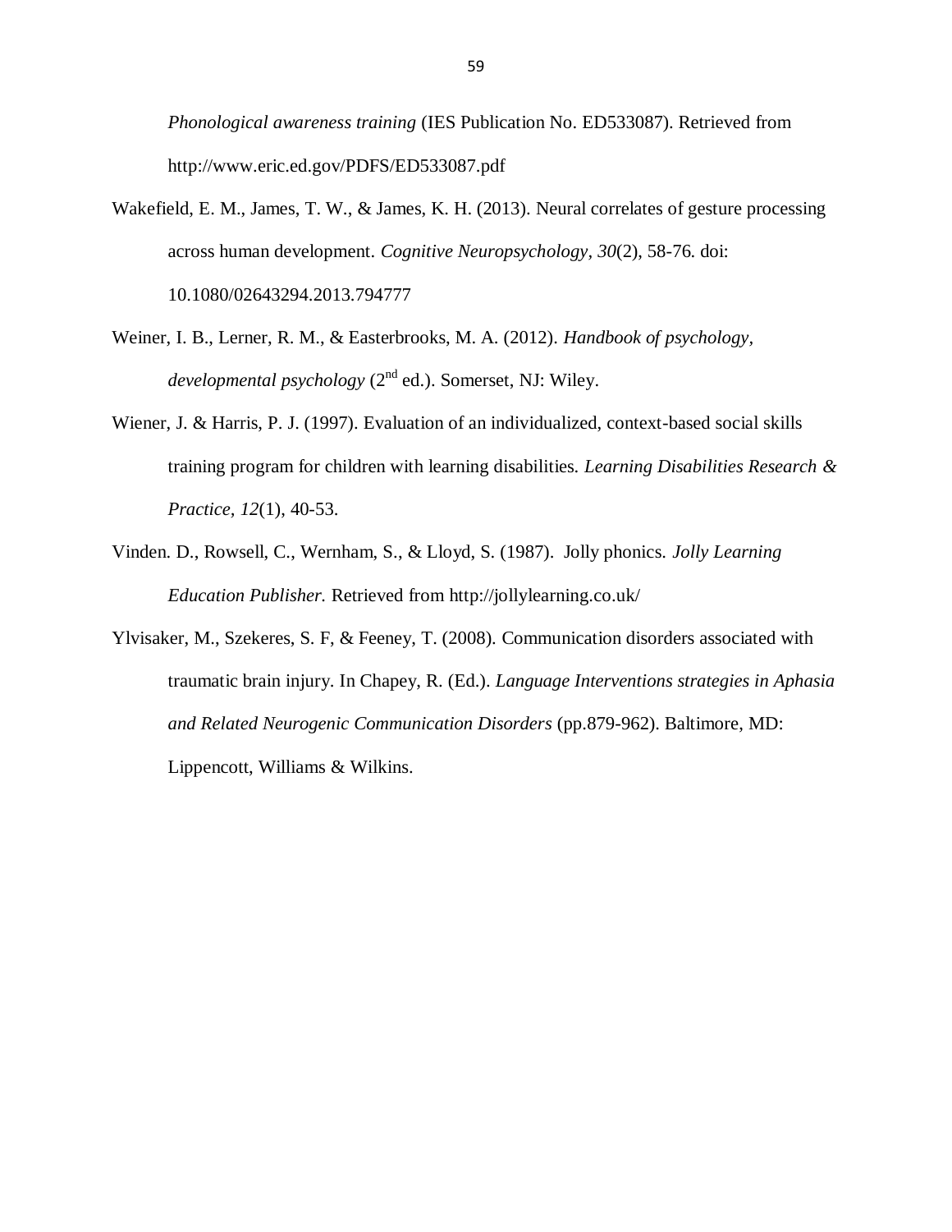*Phonological awareness training* (IES Publication No. ED533087). Retrieved from http://www.eric.ed.gov/PDFS/ED533087.pdf

Wakefield, E. M., James, T. W., & James, K. H. (2013). Neural correlates of gesture processing across human development. *Cognitive Neuropsychology, 30*(2), 58-76. doi: 10.1080/02643294.2013.794777

Weiner, I. B., Lerner, R. M., & Easterbrooks, M. A. (2012). *Handbook of psychology, developmental psychology* (2nd ed.). Somerset, NJ: Wiley.

Wiener, J. & Harris, P. J. (1997). Evaluation of an individualized, context-based social skills training program for children with learning disabilities. *Learning Disabilities Research & Practice, 12*(1), 40-53.

Vinden. D., Rowsell, C., Wernham, S., & Lloyd, S. (1987). Jolly phonics. *Jolly Learning Education Publisher.* Retrieved from http://jollylearning.co.uk/

Ylvisaker, M., Szekeres, S. F, & Feeney, T. (2008). Communication disorders associated with traumatic brain injury. In Chapey, R. (Ed.). *Language Interventions strategies in Aphasia and Related Neurogenic Communication Disorders* (pp.879-962). Baltimore, MD: Lippencott, Williams & Wilkins.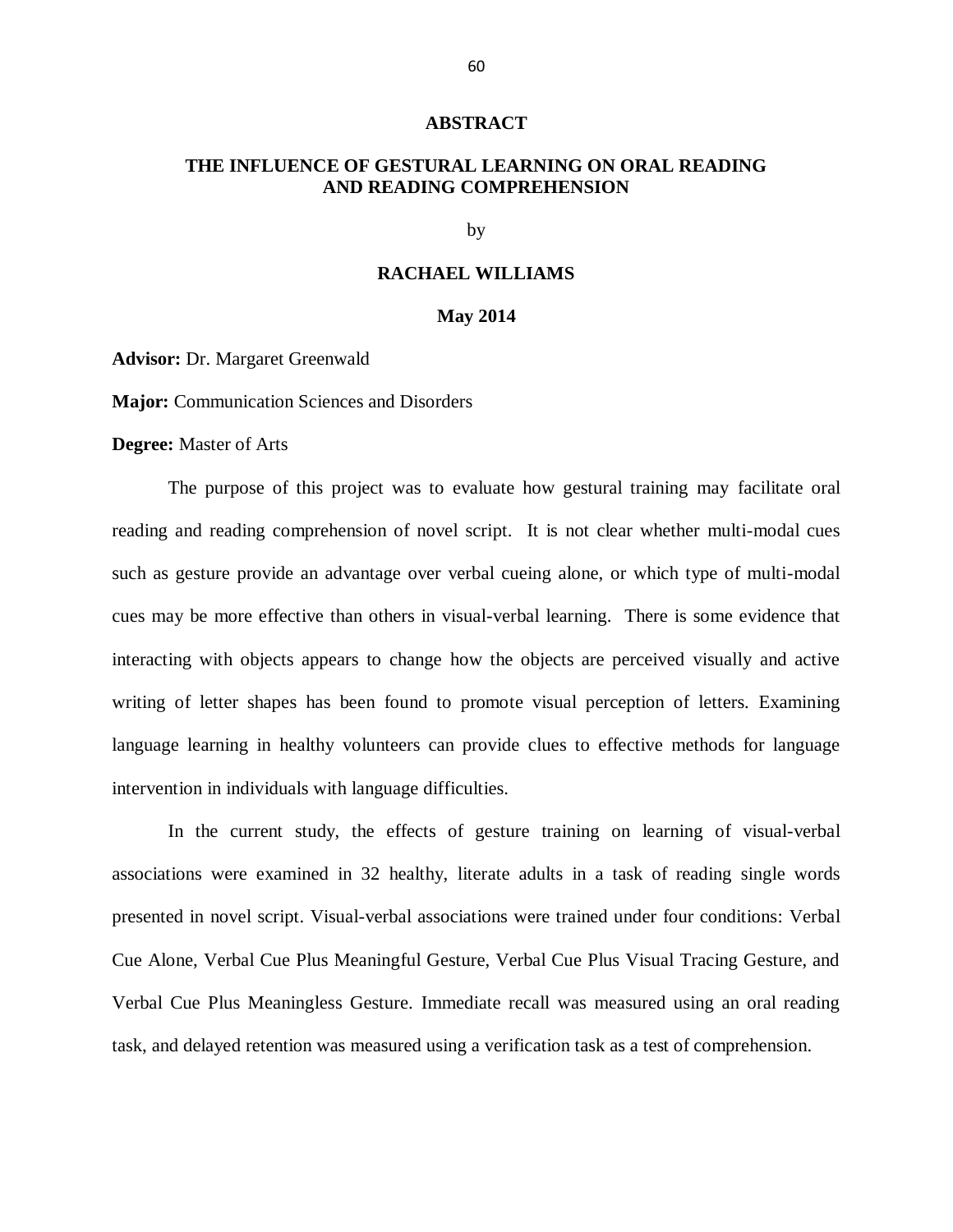# ABSTRACT

## THE INFLUENCE OF GESTURAL LEARNING ON ORAL READING AND READING COMPREHENSION

by

**RACHAEL WILLIAMS**

**May 2014**

**Advisor:** Dr. Margaret Greenwald

**Major:** Communication Sciences and Disorders

**Degree:** Master of Arts

The purpose of this project was to evaluate how gestural training may facilitate oral reading and reading comprehension of novel script. It is not clear whether multi-modal cues such as gesture provide an advantage over verbal cueing alone, or which type of multi-modal cues may be more effective than others in visual-verbal learning. There is some evidence that interacting with objects appears to change how the objects are perceived visually and active writing of letter shapes has been found to promote visual perception of letters. Examining language learning in healthy volunteers can provide clues to effective methods for language intervention in individuals with language difficulties.

In the current study, the effects of gesture training on learning of visual-verbal associations were examined in 32 healthy, literate adults in a task of reading single words presented in novel script. Visual-verbal associations were trained under four conditions: Verbal Cue Alone, Verbal Cue Plus Meaningful Gesture, Verbal Cue Plus Visual Tracing Gesture, and Verbal Cue Plus Meaningless Gesture. Immediate recall was measured using an oral reading task, and delayed retention was measured using a verification task as a test of comprehension.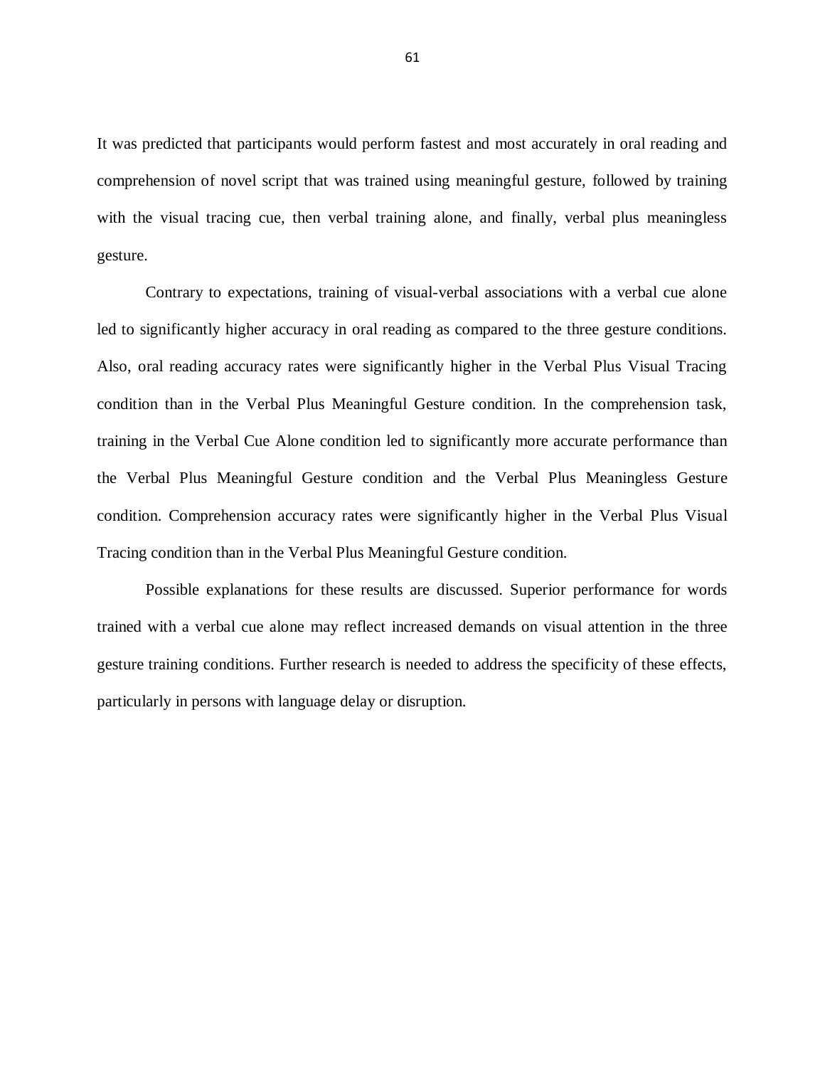It was predicted that participants would perform fastest and most accurately in oral reading and comprehension of novel script that was trained using meaningful gesture, followed by training with the visual tracing cue, then verbal training alone, and finally, verbal plus meaningless gesture.

Contrary to expectations, training of visual-verbal associations with a verbal cue alone led to significantly higher accuracy in oral reading as compared to the three gesture conditions. Also, oral reading accuracy rates were significantly higher in the Verbal Plus Visual Tracing condition than in the Verbal Plus Meaningful Gesture condition. In the comprehension task, training in the Verbal Cue Alone condition led to significantly more accurate performance than the Verbal Plus Meaningful Gesture condition and the Verbal Plus Meaningless Gesture condition. Comprehension accuracy rates were significantly higher in the Verbal Plus Visual Tracing condition than in the Verbal Plus Meaningful Gesture condition.

Possible explanations for these results are discussed. Superior performance for words trained with a verbal cue alone may reflect increased demands on visual attention in the three gesture training conditions. Further research is needed to address the specificity of these effects, particularly in persons with language delay or disruption.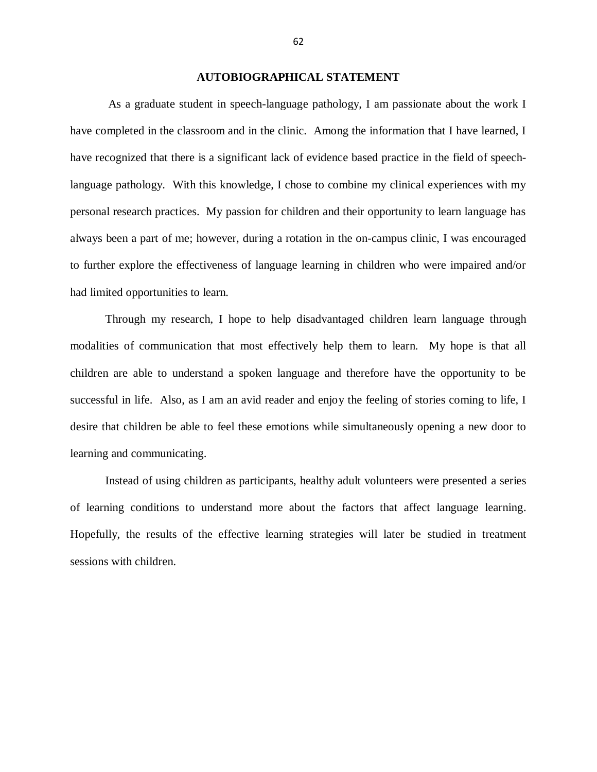# AUTOBIOGRAPHICAL STATEMENT

As a graduate student in speech-language pathology, I am passionate about the work I have completed in the classroom and in the clinic. Among the information that I have learned, I have recognized that there is a significant lack of evidence based practice in the field of speech-language pathology. With this knowledge, I chose to combine my clinical experiences with my personal research practices. My passion for children and their opportunity to learn language has always been a part of me; however, during a rotation in the on-campus clinic, I was encouraged to further explore the effectiveness of language learning in children who were impaired and/or had limited opportunities to learn.

Through my research, I hope to help disadvantaged children learn language through modalities of communication that most effectively help them to learn. My hope is that all children are able to understand a spoken language and therefore have the opportunity to be successful in life. Also, as I am an avid reader and enjoy the feeling of stories coming to life, I desire that children be able to feel these emotions while simultaneously opening a new door to learning and communicating.

Instead of using children as participants, healthy adult volunteers were presented a series of learning conditions to understand more about the factors that affect language learning. Hopefully, the results of the effective learning strategies will later be studied in treatment sessions with children.